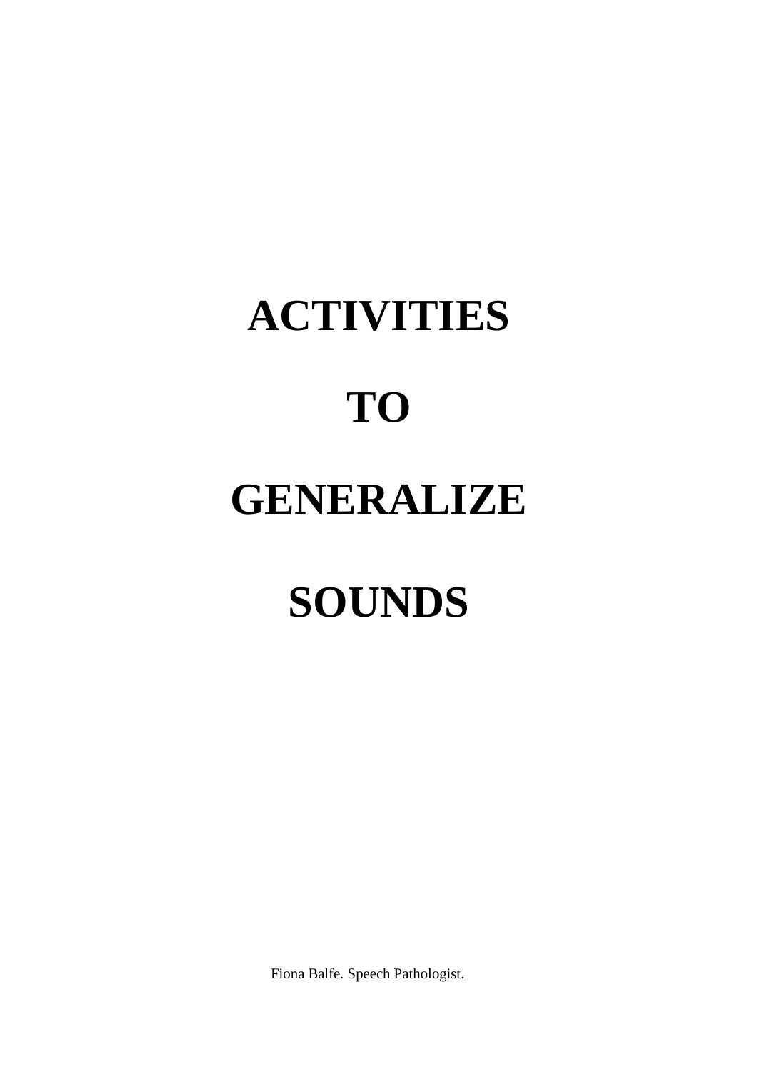# ACTIVITIES

# TO

# GENERALIZE

# SOUNDS

Fiona Balfe. Speech Pathologist.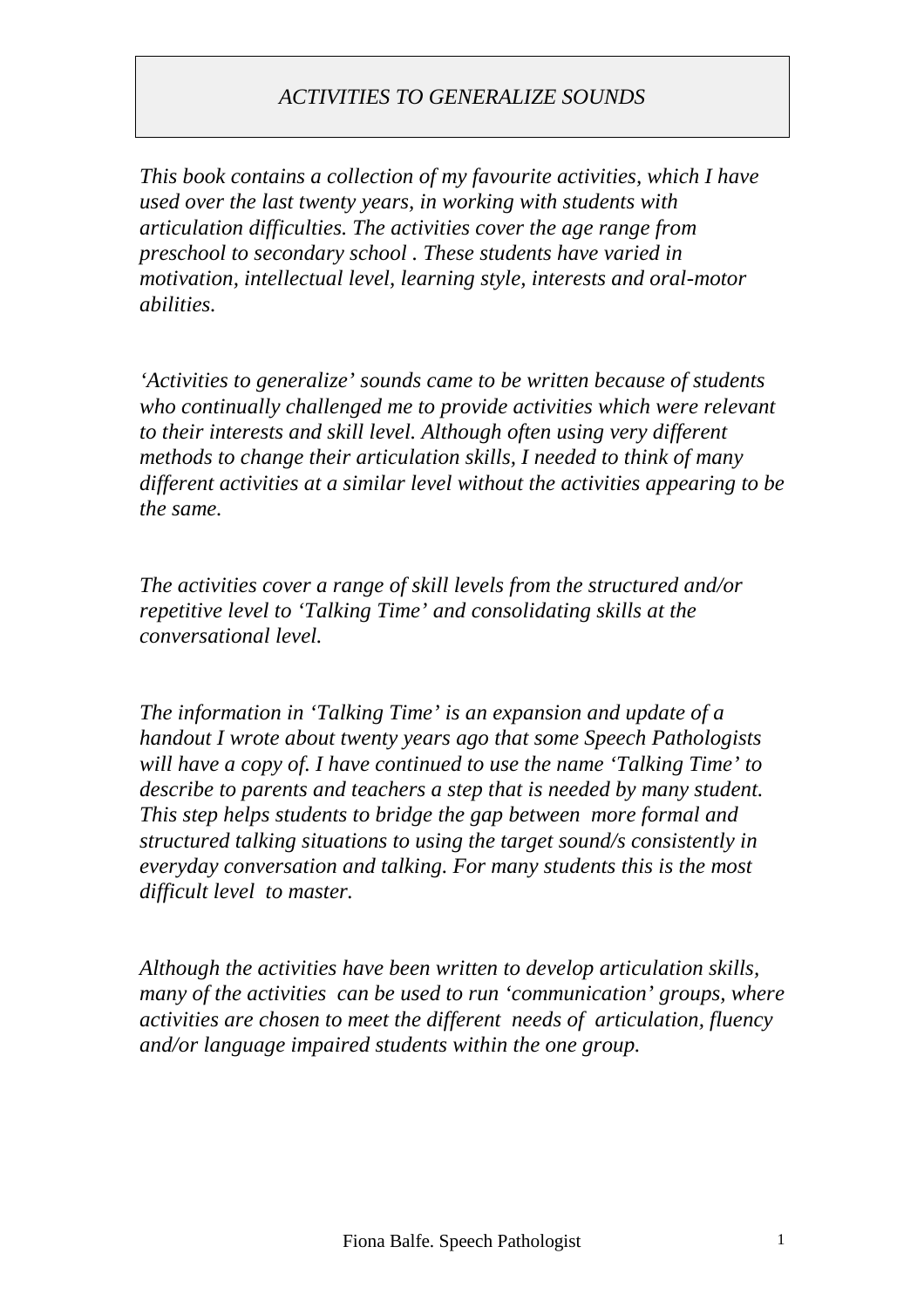# *ACTIVITIES TO GENERALIZE SOUNDS*

*This book contains a collection of my favourite activities, which I have used over the last twenty years, in working with students with articulation difficulties. The activities cover the age range from preschool to secondary school . These students have varied in motivation, intellectual level, learning style, interests and oral-motor abilities.*

*'Activities to generalize' sounds came to be written because of students who continually challenged me to provide activities which were relevant to their interests and skill level. Although often using very different methods to change their articulation skills, I needed to think of many different activities at a similar level without the activities appearing to be the same.*

*The activities cover a range of skill levels from the structured and/or repetitive level to 'Talking Time' and consolidating skills at the conversational level.*

*The information in 'Talking Time' is an expansion and update of a handout I wrote about twenty years ago that some Speech Pathologists will have a copy of. I have continued to use the name 'Talking Time' to describe to parents and teachers a step that is needed by many student. This step helps students to bridge the gap between more formal and structured talking situations to using the target sound/s consistently in everyday conversation and talking. For many students this is the most difficult level to master.*

*Although the activities have been written to develop articulation skills, many of the activities can be used to run 'communication' groups, where activities are chosen to meet the different needs of articulation, fluency and/or language impaired students within the one group.*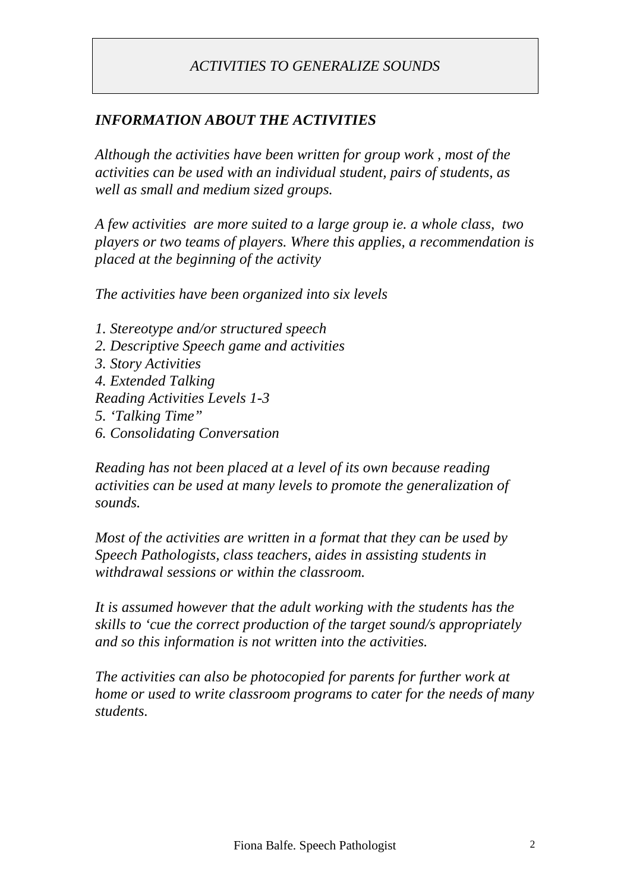# *ACTIVITIES TO GENERALIZE SOUNDS*

## *INFORMATION ABOUT THE ACTIVITIES*

*Although the activities have been written for group work , most of the activities can be used with an individual student, pairs of students, as well as small and medium sized groups.*

*A few activities are more suited to a large group ie. a whole class, two players or two teams of players. Where this applies, a recommendation is placed at the beginning of the activity*

*The activities have been organized into six levels*

*1. Stereotype and/or structured speech*
*2. Descriptive Speech game and activities*
*3. Story Activities*
*4. Extended Talking*
*Reading Activities Levels 1-3*
*5. 'Talking Time"*
*6. Consolidating Conversation*

*Reading has not been placed at a level of its own because reading activities can be used at many levels to promote the generalization of sounds.*

*Most of the activities are written in a format that they can be used by Speech Pathologists, class teachers, aides in assisting students in withdrawal sessions or within the classroom.*

*It is assumed however that the adult working with the students has the skills to 'cue the correct production of the target sound/s appropriately and so this information is not written into the activities.*

*The activities can also be photocopied for parents for further work at home or used to write classroom programs to cater for the needs of many students.*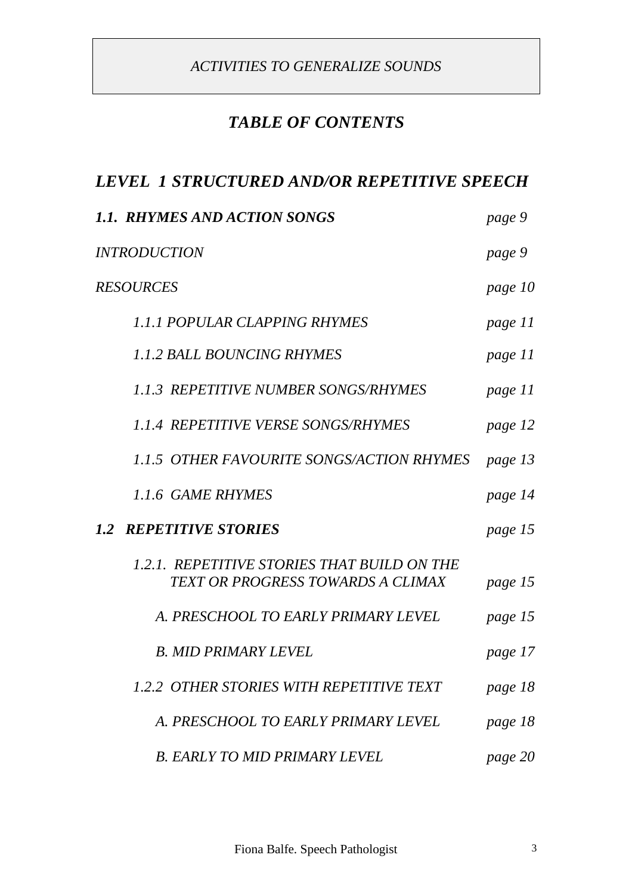*ACTIVITIES TO GENERALIZE SOUNDS*

## *TABLE OF CONTENTS*

## *LEVEL 1 STRUCTURED AND/OR REPETITIVE SPEECH*

| | |
|---|---|
| ***1.1. RHYMES AND ACTION SONGS*** | *page 9* |
| *INTRODUCTION* | *page 9* |
| *RESOURCES* | *page 10* |
| *1.1.1 POPULAR CLAPPING RHYMES* | *page 11* |
| *1.1.2 BALL BOUNCING RHYMES* | *page 11* |
| *1.1.3 REPETITIVE NUMBER SONGS/RHYMES* | *page 11* |
| *1.1.4 REPETITIVE VERSE SONGS/RHYMES* | *page 12* |
| *1.1.5 OTHER FAVOURITE SONGS/ACTION RHYMES* | *page 13* |
| *1.1.6 GAME RHYMES* | *page 14* |
| ***1.2 REPETITIVE STORIES*** | *page 15* |
| *1.2.1. REPETITIVE STORIES THAT BUILD ON THE TEXT OR PROGRESS TOWARDS A CLIMAX* | *page 15* |
| *A. PRESCHOOL TO EARLY PRIMARY LEVEL* | *page 15* |
| *B. MID PRIMARY LEVEL* | *page 17* |
| *1.2.2 OTHER STORIES WITH REPETITIVE TEXT* | *page 18* |
| *A. PRESCHOOL TO EARLY PRIMARY LEVEL* | *page 18* |
| *B. EARLY TO MID PRIMARY LEVEL* | *page 20* |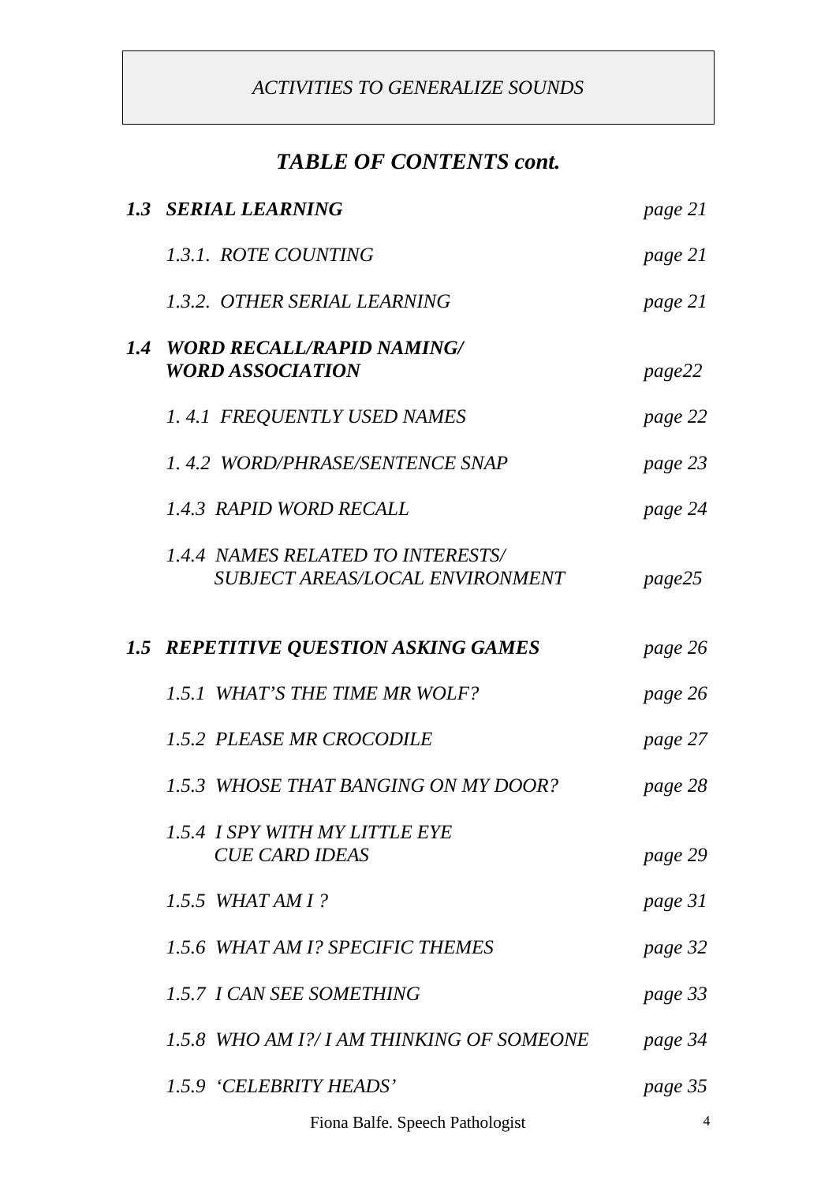*ACTIVITIES TO GENERALIZE SOUNDS*

## *TABLE OF CONTENTS cont.*

| | | |
|---|---|---|
| ***1.3*** | ***SERIAL LEARNING*** | *page 21* |
| | *1.3.1. ROTE COUNTING* | *page 21* |
| | *1.3.2. OTHER SERIAL LEARNING* | *page 21* |
| ***1.4*** | ***WORD RECALL/RAPID NAMING/ WORD ASSOCIATION*** | *page22* |
| | *1. 4.1 FREQUENTLY USED NAMES* | *page 22* |
| | *1. 4.2 WORD/PHRASE/SENTENCE SNAP* | *page 23* |
| | *1.4.3 RAPID WORD RECALL* | *page 24* |
| | *1.4.4 NAMES RELATED TO INTERESTS/ SUBJECT AREAS/LOCAL ENVIRONMENT* | *page25* |
| ***1.5*** | ***REPETITIVE QUESTION ASKING GAMES*** | *page 26* |
| | *1.5.1 WHAT'S THE TIME MR WOLF?* | *page 26* |
| | *1.5.2 PLEASE MR CROCODILE* | *page 27* |
| | *1.5.3 WHOSE THAT BANGING ON MY DOOR?* | *page 28* |
| | *1.5.4 I SPY WITH MY LITTLE EYE CUE CARD IDEAS* | *page 29* |
| | *1.5.5 WHAT AM I ?* | *page 31* |
| | *1.5.6 WHAT AM I? SPECIFIC THEMES* | *page 32* |
| | *1.5.7 I CAN SEE SOMETHING* | *page 33* |
| | *1.5.8 WHO AM I?/ I AM THINKING OF SOMEONE* | *page 34* |
| | *1.5.9 'CELEBRITY HEADS'* | *page 35* |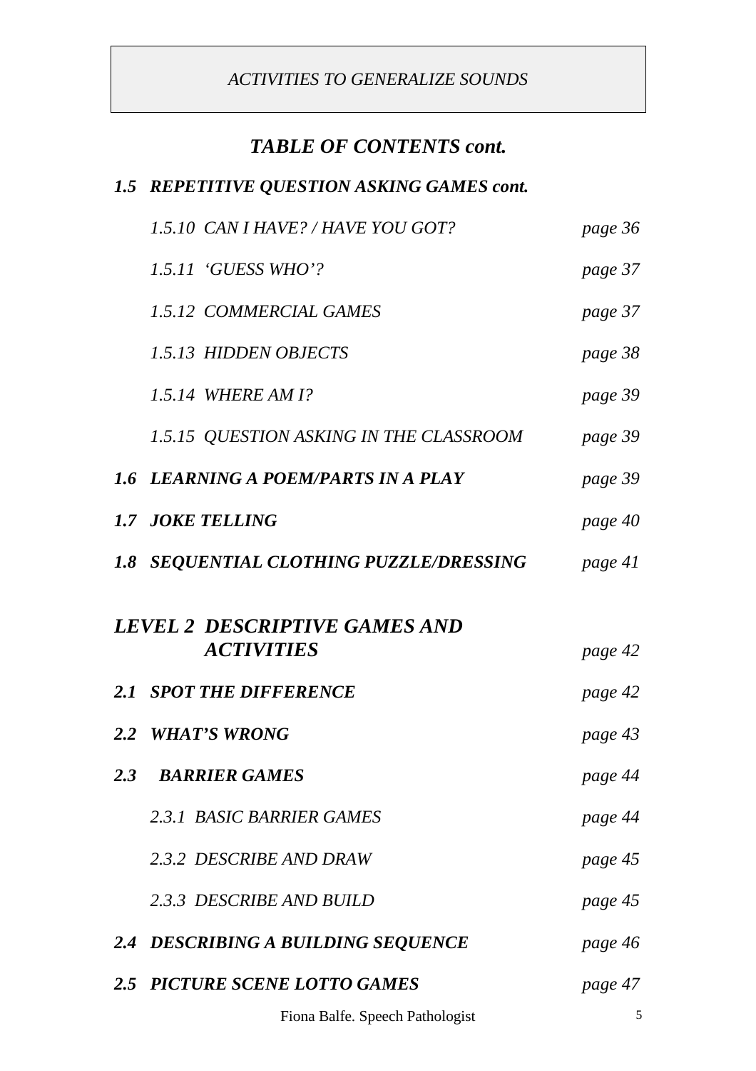*ACTIVITIES TO GENERALIZE SOUNDS*

## *TABLE OF CONTENTS cont.*

***1.5 REPETITIVE QUESTION ASKING GAMES cont.***

| | |
|---|---|
| *1.5.10 CAN I HAVE? / HAVE YOU GOT?* | *page 36* |
| *1.5.11 'GUESS WHO'?* | *page 37* |
| *1.5.12 COMMERCIAL GAMES* | *page 37* |
| *1.5.13 HIDDEN OBJECTS* | *page 38* |
| *1.5.14 WHERE AM I?* | *page 39* |
| *1.5.15 QUESTION ASKING IN THE CLASSROOM* | *page 39* |
| ***1.6 LEARNING A POEM/PARTS IN A PLAY*** | *page 39* |
| ***1.7 JOKE TELLING*** | *page 40* |
| ***1.8 SEQUENTIAL CLOTHING PUZZLE/DRESSING*** | *page 41* |
| ***LEVEL 2 DESCRIPTIVE GAMES AND ACTIVITIES*** | *page 42* |
| ***2.1 SPOT THE DIFFERENCE*** | *page 42* |
| ***2.2 WHAT'S WRONG*** | *page 43* |
| ***2.3 BARRIER GAMES*** | *page 44* |
| *2.3.1 BASIC BARRIER GAMES* | *page 44* |
| *2.3.2 DESCRIBE AND DRAW* | *page 45* |
| *2.3.3 DESCRIBE AND BUILD* | *page 45* |
| ***2.4 DESCRIBING A BUILDING SEQUENCE*** | *page 46* |
| ***2.5 PICTURE SCENE LOTTO GAMES*** | *page 47* |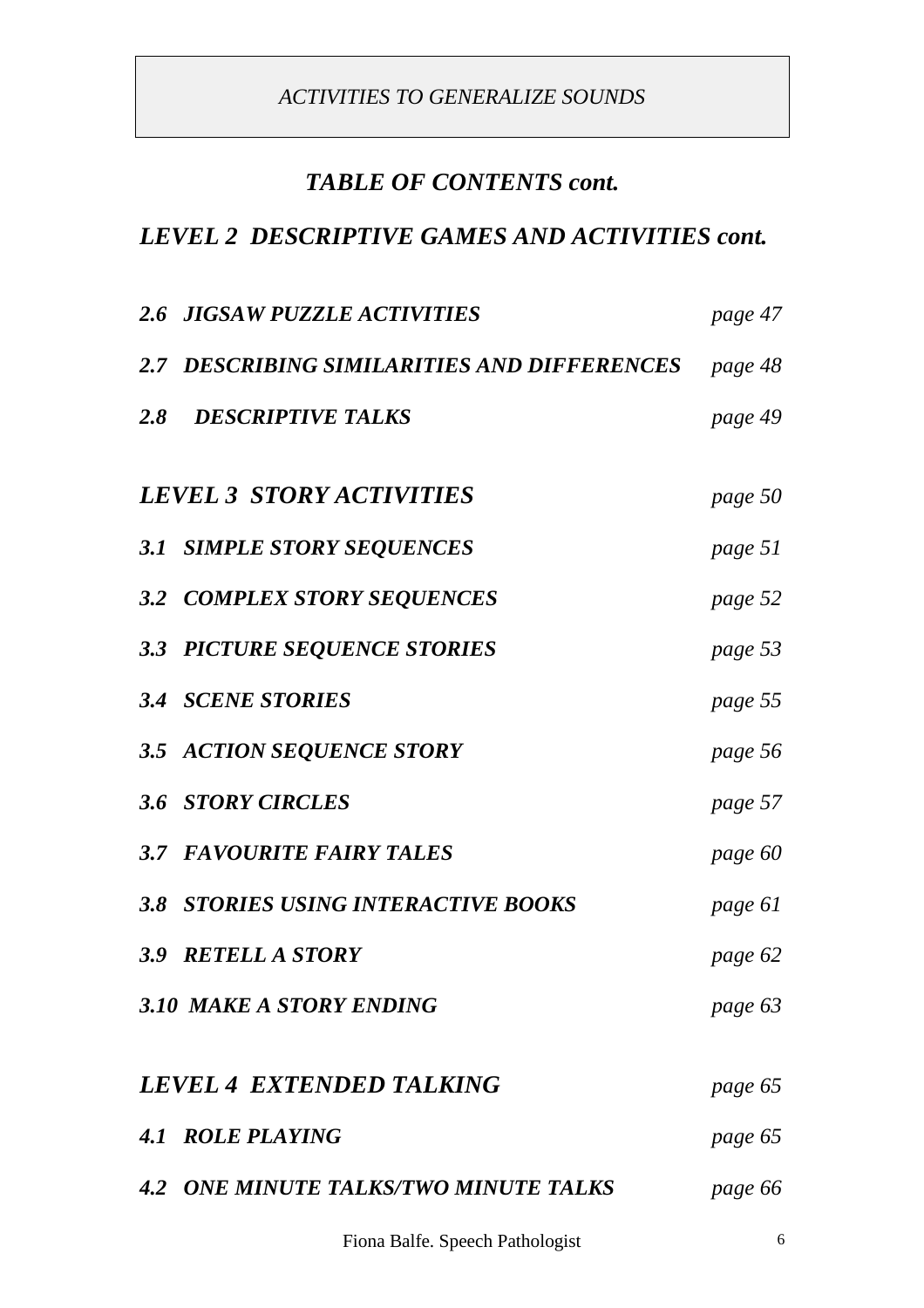*ACTIVITIES TO GENERALIZE SOUNDS*

## *TABLE OF CONTENTS cont.*

## *LEVEL 2 DESCRIPTIVE GAMES AND ACTIVITIES cont.*

| | |
|---|---|
| ***2.6 JIGSAW PUZZLE ACTIVITIES*** | *page 47* |
| ***2.7 DESCRIBING SIMILARITIES AND DIFFERENCES*** | *page 48* |
| ***2.8 DESCRIPTIVE TALKS*** | *page 49* |
| ***LEVEL 3 STORY ACTIVITIES*** | *page 50* |
| ***3.1 SIMPLE STORY SEQUENCES*** | *page 51* |
| ***3.2 COMPLEX STORY SEQUENCES*** | *page 52* |
| ***3.3 PICTURE SEQUENCE STORIES*** | *page 53* |
| ***3.4 SCENE STORIES*** | *page 55* |
| ***3.5 ACTION SEQUENCE STORY*** | *page 56* |
| ***3.6 STORY CIRCLES*** | *page 57* |
| ***3.7 FAVOURITE FAIRY TALES*** | *page 60* |
| ***3.8 STORIES USING INTERACTIVE BOOKS*** | *page 61* |
| ***3.9 RETELL A STORY*** | *page 62* |
| ***3.10 MAKE A STORY ENDING*** | *page 63* |
| ***LEVEL 4 EXTENDED TALKING*** | *page 65* |
| ***4.1 ROLE PLAYING*** | *page 65* |
| ***4.2 ONE MINUTE TALKS/TWO MINUTE TALKS*** | *page 66* |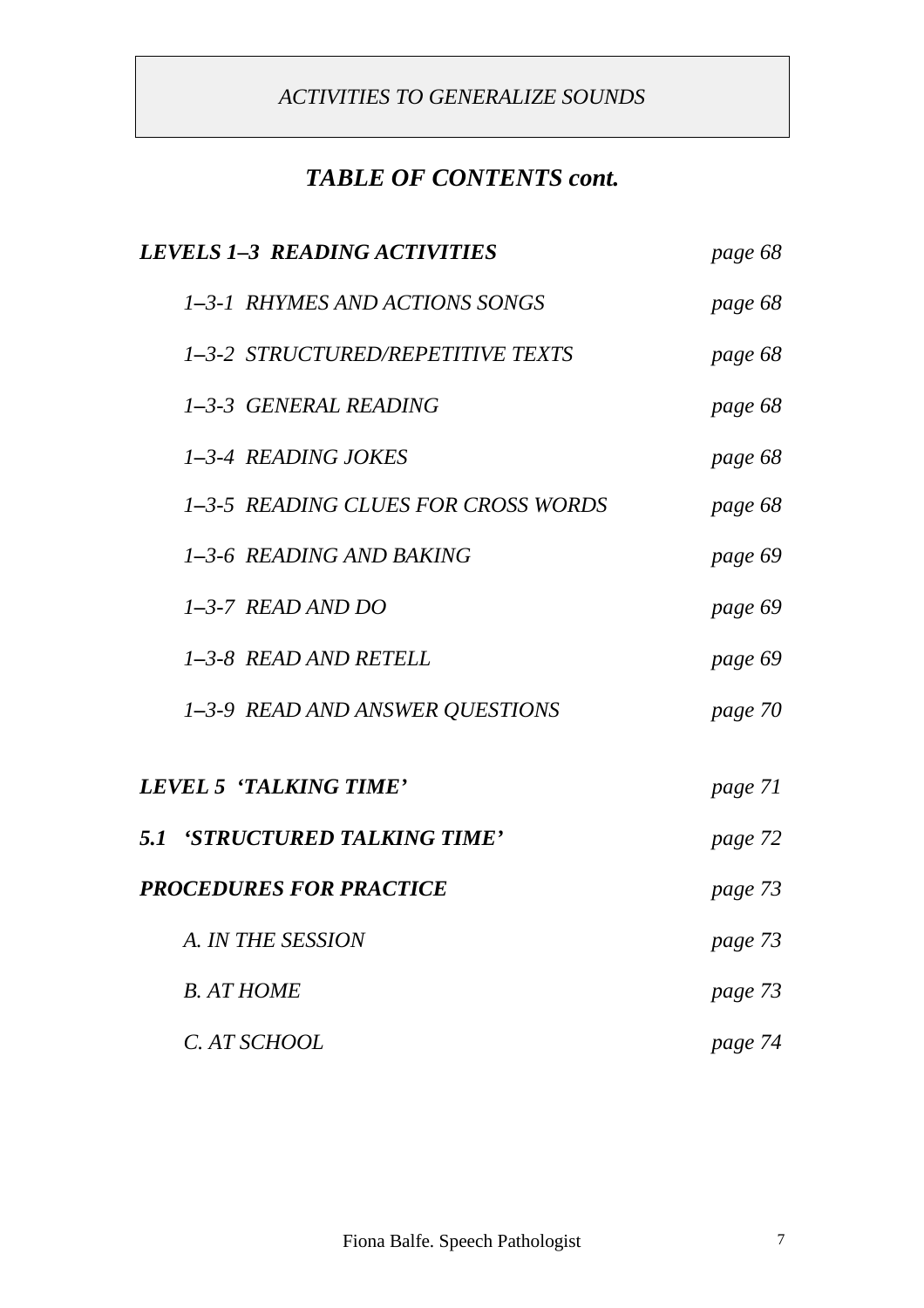*ACTIVITIES TO GENERALIZE SOUNDS*

## *TABLE OF CONTENTS cont.*

| | |
|---|---|
| ***LEVELS 1–3 READING ACTIVITIES*** | *page 68* |
| *1–3-1 RHYMES AND ACTIONS SONGS* | *page 68* |
| *1–3-2 STRUCTURED/REPETITIVE TEXTS* | *page 68* |
| *1–3-3 GENERAL READING* | *page 68* |
| *1–3-4 READING JOKES* | *page 68* |
| *1–3-5 READING CLUES FOR CROSS WORDS* | *page 68* |
| *1–3-6 READING AND BAKING* | *page 69* |
| *1–3-7 READ AND DO* | *page 69* |
| *1–3-8 READ AND RETELL* | *page 69* |
| *1–3-9 READ AND ANSWER QUESTIONS* | *page 70* |
| ***LEVEL 5 'TALKING TIME'*** | *page 71* |
| ***5.1 'STRUCTURED TALKING TIME'*** | *page 72* |
| ***PROCEDURES FOR PRACTICE*** | *page 73* |
| *A. IN THE SESSION* | *page 73* |
| *B. AT HOME* | *page 73* |
| *C. AT SCHOOL* | *page 74* |

Fiona Balfe. Speech Pathologist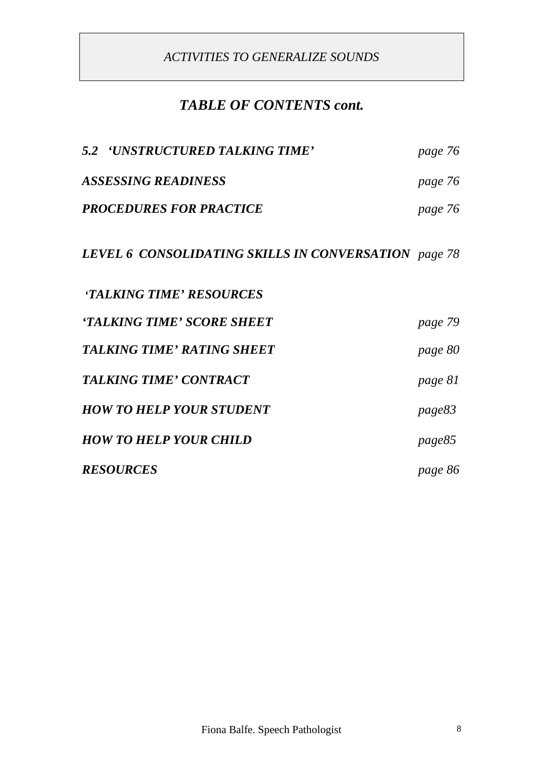*ACTIVITIES TO GENERALIZE SOUNDS*

## *TABLE OF CONTENTS cont.*

| | |
|---|---|
| ***5.2 'UNSTRUCTURED TALKING TIME'*** | *page 76* |
| ***ASSESSING READINESS*** | *page 76* |
| ***PROCEDURES FOR PRACTICE*** | *page 76* |
| ***LEVEL 6 CONSOLIDATING SKILLS IN CONVERSATION*** | *page 78* |
| ***'TALKING TIME' RESOURCES*** | |
| ***'TALKING TIME' SCORE SHEET*** | *page 79* |
| ***TALKING TIME' RATING SHEET*** | *page 80* |
| ***TALKING TIME' CONTRACT*** | *page 81* |
| ***HOW TO HELP YOUR STUDENT*** | *page83* |
| ***HOW TO HELP YOUR CHILD*** | *page85* |
| ***RESOURCES*** | *page 86* |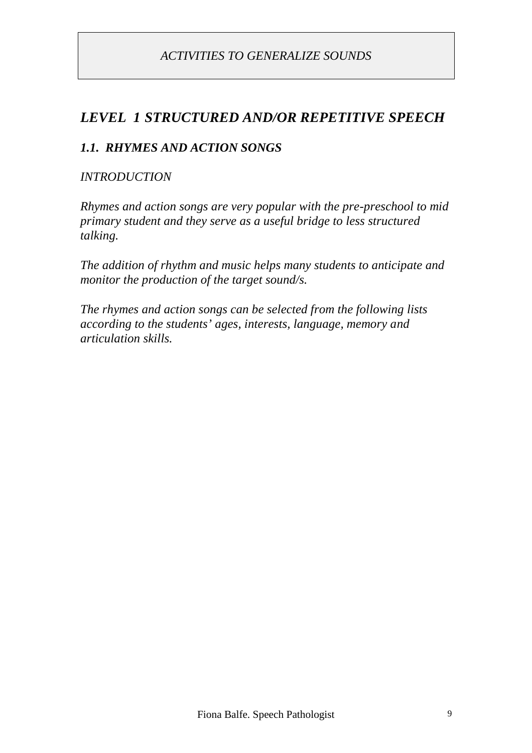*ACTIVITIES TO GENERALIZE SOUNDS*

## *LEVEL 1 STRUCTURED AND/OR REPETITIVE SPEECH*

### *1.1. RHYMES AND ACTION SONGS*

*INTRODUCTION*

*Rhymes and action songs are very popular with the pre-preschool to mid primary student and they serve as a useful bridge to less structured talking.*

*The addition of rhythm and music helps many students to anticipate and monitor the production of the target sound/s.*

*The rhymes and action songs can be selected from the following lists according to the students' ages, interests, language, memory and articulation skills.*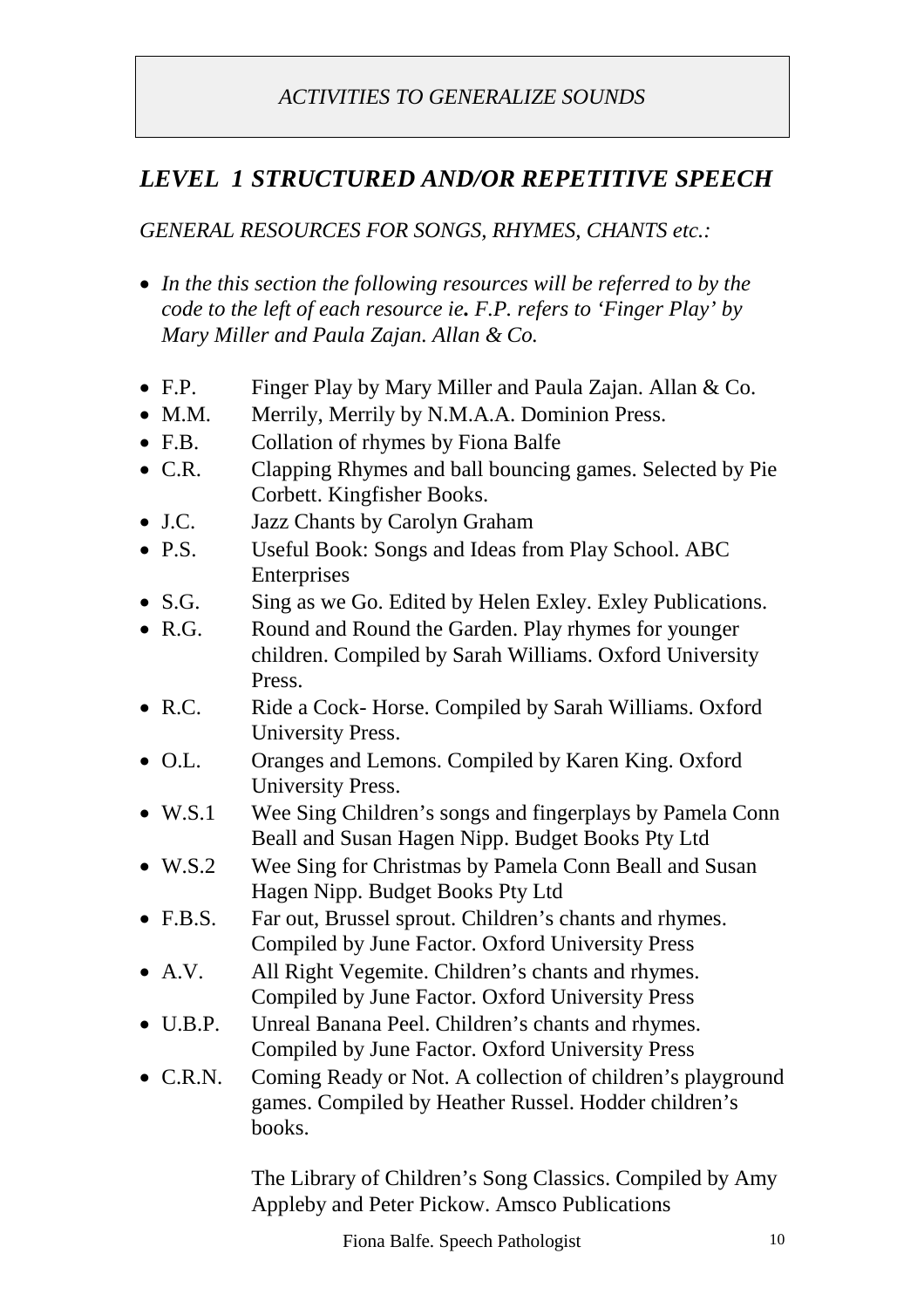*ACTIVITIES TO GENERALIZE SOUNDS*

## *LEVEL 1 STRUCTURED AND/OR REPETITIVE SPEECH*

*GENERAL RESOURCES FOR SONGS, RHYMES, CHANTS etc.:*

- *In the this section the following resources will be referred to by the code to the left of each resource ie. F.P. refers to 'Finger Play' by Mary Miller and Paula Zajan. Allan & Co.*

- F.P. Finger Play by Mary Miller and Paula Zajan. Allan & Co.
- M.M. Merrily, Merrily by N.M.A.A. Dominion Press.
- F.B. Collation of rhymes by Fiona Balfe
- C.R. Clapping Rhymes and ball bouncing games. Selected by Pie Corbett. Kingfisher Books.
- J.C. Jazz Chants by Carolyn Graham
- P.S. Useful Book: Songs and Ideas from Play School. ABC Enterprises
- S.G. Sing as we Go. Edited by Helen Exley. Exley Publications.
- R.G. Round and Round the Garden. Play rhymes for younger children. Compiled by Sarah Williams. Oxford University Press.
- R.C. Ride a Cock- Horse. Compiled by Sarah Williams. Oxford University Press.
- O.L. Oranges and Lemons. Compiled by Karen King. Oxford University Press.
- W.S.1 Wee Sing Children's songs and fingerplays by Pamela Conn Beall and Susan Hagen Nipp. Budget Books Pty Ltd
- W.S.2 Wee Sing for Christmas by Pamela Conn Beall and Susan Hagen Nipp. Budget Books Pty Ltd
- F.B.S. Far out, Brussel sprout. Children's chants and rhymes. Compiled by June Factor. Oxford University Press
- A.V. All Right Vegemite. Children's chants and rhymes. Compiled by June Factor. Oxford University Press
- U.B.P. Unreal Banana Peel. Children's chants and rhymes. Compiled by June Factor. Oxford University Press
- C.R.N. Coming Ready or Not. A collection of children's playground games. Compiled by Heather Russel. Hodder children's books.

  The Library of Children's Song Classics. Compiled by Amy Appleby and Peter Pickow. Amsco Publications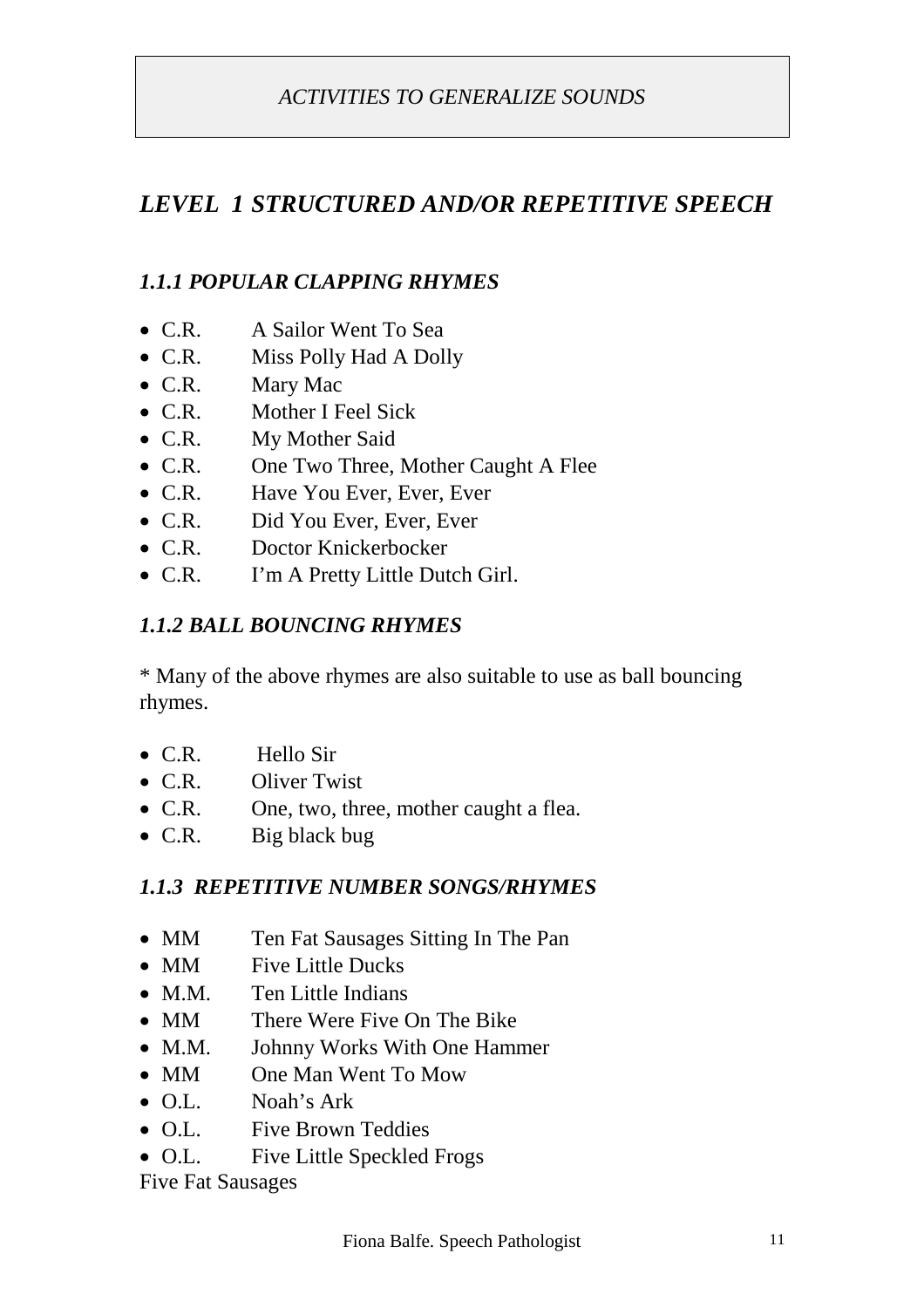*ACTIVITIES TO GENERALIZE SOUNDS*

# *LEVEL 1 STRUCTURED AND/OR REPETITIVE SPEECH*

### *1.1.1 POPULAR CLAPPING RHYMES*

- C.R. A Sailor Went To Sea
- C.R. Miss Polly Had A Dolly
- C.R. Mary Mac
- C.R. Mother I Feel Sick
- C.R. My Mother Said
- C.R. One Two Three, Mother Caught A Flee
- C.R. Have You Ever, Ever, Ever
- C.R. Did You Ever, Ever, Ever
- C.R. Doctor Knickerbocker
- C.R. I'm A Pretty Little Dutch Girl.

### *1.1.2 BALL BOUNCING RHYMES*

* Many of the above rhymes are also suitable to use as ball bouncing rhymes.

- C.R. Hello Sir
- C.R. Oliver Twist
- C.R. One, two, three, mother caught a flea.
- C.R. Big black bug

### *1.1.3 REPETITIVE NUMBER SONGS/RHYMES*

- MM Ten Fat Sausages Sitting In The Pan
- MM Five Little Ducks
- M.M. Ten Little Indians
- MM There Were Five On The Bike
- M.M. Johnny Works With One Hammer
- MM One Man Went To Mow
- O.L. Noah's Ark
- O.L. Five Brown Teddies
- O.L. Five Little Speckled Frogs

Five Fat Sausages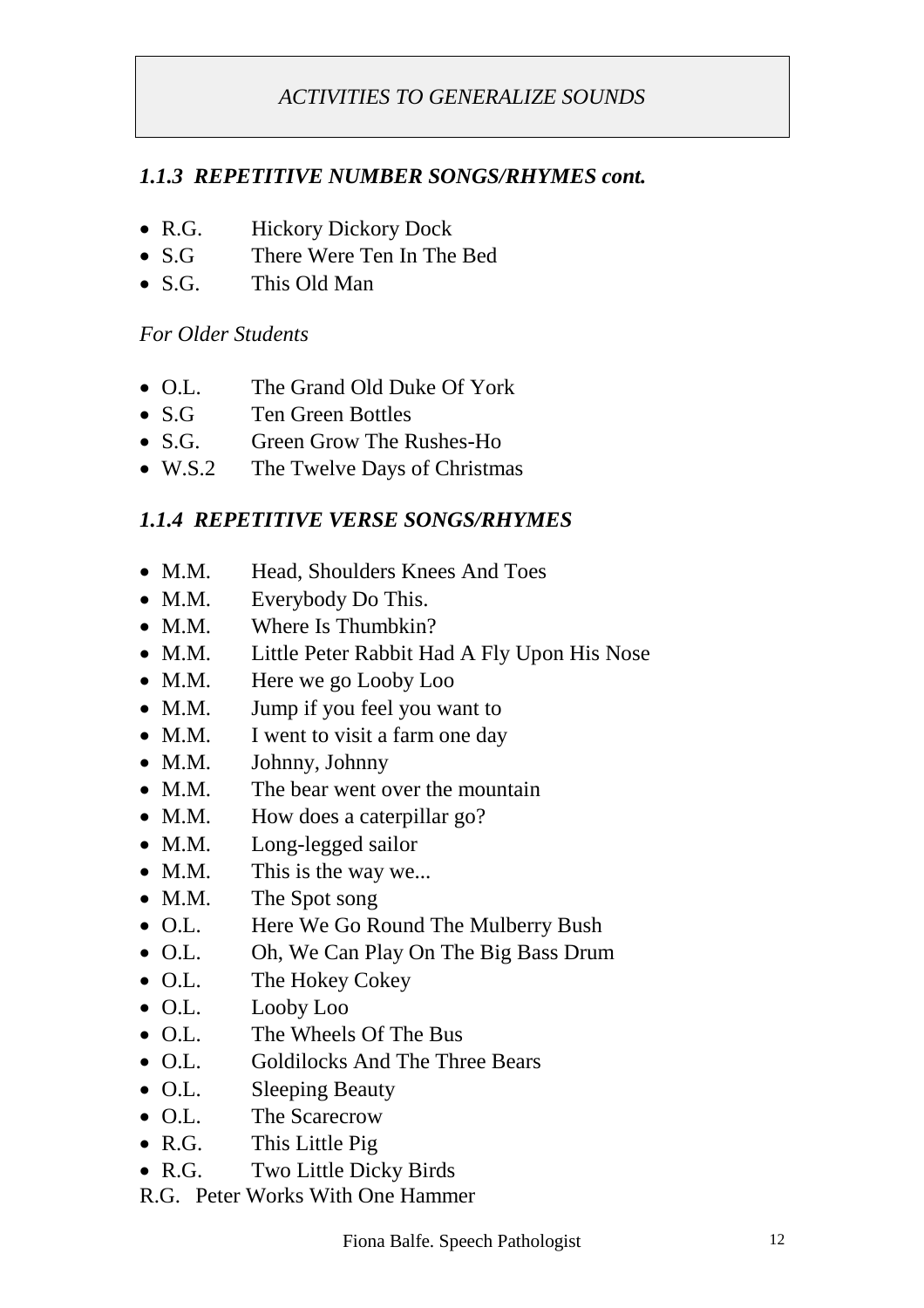*ACTIVITIES TO GENERALIZE SOUNDS*

### *1.1.3 REPETITIVE NUMBER SONGS/RHYMES cont.*

- R.G. Hickory Dickory Dock
- S.G There Were Ten In The Bed
- S.G. This Old Man

*For Older Students*

- O.L. The Grand Old Duke Of York
- S.G Ten Green Bottles
- S.G. Green Grow The Rushes-Ho
- W.S.2 The Twelve Days of Christmas

### *1.1.4 REPETITIVE VERSE SONGS/RHYMES*

- M.M. Head, Shoulders Knees And Toes
- M.M. Everybody Do This.
- M.M. Where Is Thumbkin?
- M.M. Little Peter Rabbit Had A Fly Upon His Nose
- M.M. Here we go Looby Loo
- M.M. Jump if you feel you want to
- M.M. I went to visit a farm one day
- M.M. Johnny, Johnny
- M.M. The bear went over the mountain
- M.M. How does a caterpillar go?
- M.M. Long-legged sailor
- M.M. This is the way we...
- M.M. The Spot song
- O.L. Here We Go Round The Mulberry Bush
- O.L. Oh, We Can Play On The Big Bass Drum
- O.L. The Hokey Cokey
- O.L. Looby Loo
- O.L. The Wheels Of The Bus
- O.L. Goldilocks And The Three Bears
- O.L. Sleeping Beauty
- O.L. The Scarecrow
- R.G. This Little Pig
- R.G. Two Little Dicky Birds

R.G. Peter Works With One Hammer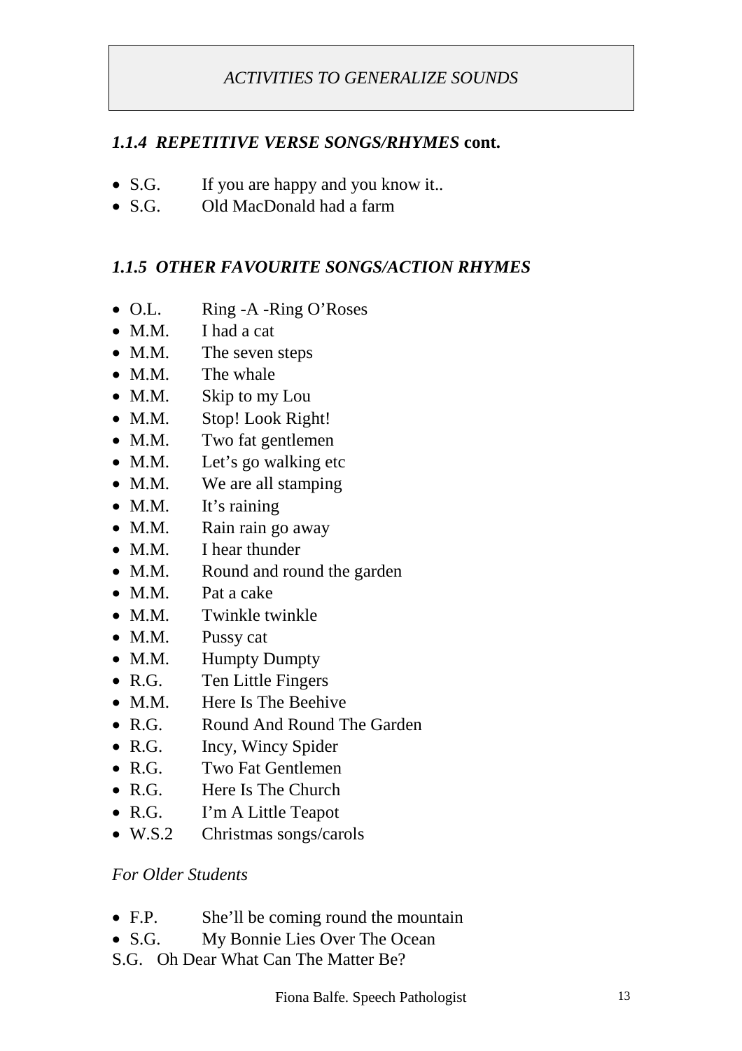*ACTIVITIES TO GENERALIZE SOUNDS*

### *1.1.4 REPETITIVE VERSE SONGS/RHYMES* **cont.**

- S.G. If you are happy and you know it..
- S.G. Old MacDonald had a farm

### *1.1.5 OTHER FAVOURITE SONGS/ACTION RHYMES*

- O.L. Ring -A -Ring O'Roses
- M.M. I had a cat
- M.M. The seven steps
- M.M. The whale
- M.M. Skip to my Lou
- M.M. Stop! Look Right!
- M.M. Two fat gentlemen
- M.M. Let's go walking etc
- M.M. We are all stamping
- M.M. It's raining
- M.M. Rain rain go away
- M.M. I hear thunder
- M.M. Round and round the garden
- M.M. Pat a cake
- M.M. Twinkle twinkle
- M.M. Pussy cat
- M.M. Humpty Dumpty
- R.G. Ten Little Fingers
- M.M. Here Is The Beehive
- R.G. Round And Round The Garden
- R.G. Incy, Wincy Spider
- R.G. Two Fat Gentlemen
- R.G. Here Is The Church
- R.G. I'm A Little Teapot
- W.S.2 Christmas songs/carols

*For Older Students*

- F.P. She'll be coming round the mountain
- S.G. My Bonnie Lies Over The Ocean

S.G. Oh Dear What Can The Matter Be?

Fiona Balfe. Speech Pathologist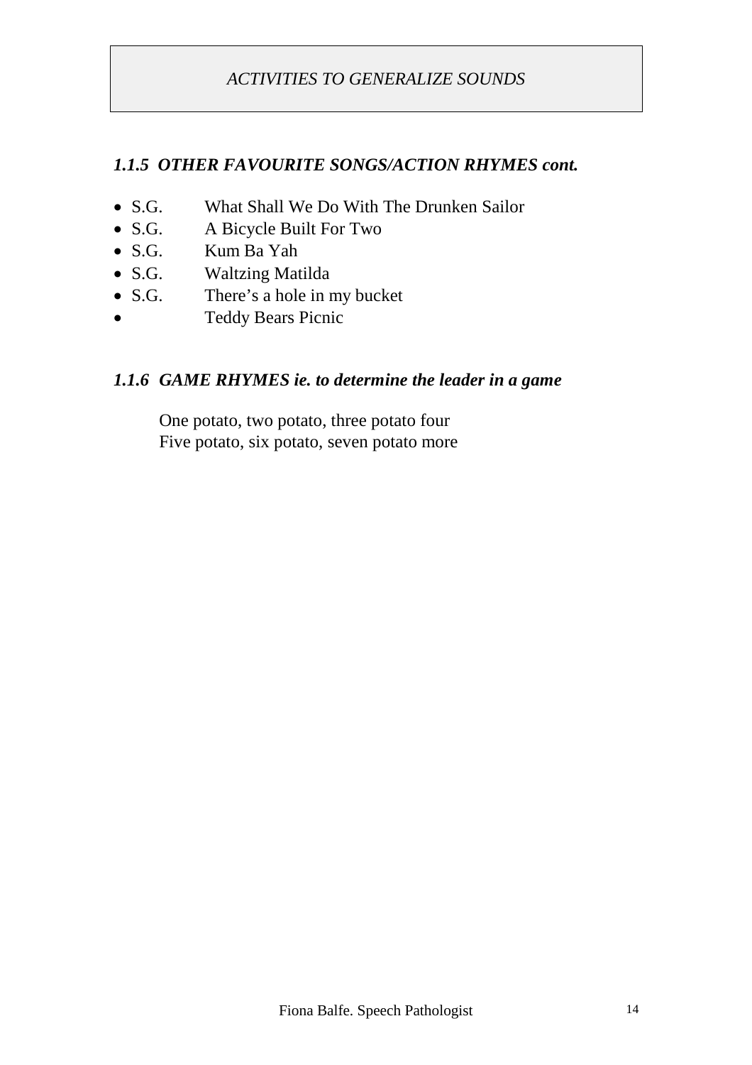*ACTIVITIES TO GENERALIZE SOUNDS*

### *1.1.5 OTHER FAVOURITE SONGS/ACTION RHYMES cont.*

- S.G. What Shall We Do With The Drunken Sailor
- S.G. A Bicycle Built For Two
- S.G. Kum Ba Yah
- S.G. Waltzing Matilda
- S.G. There's a hole in my bucket
- Teddy Bears Picnic

### *1.1.6 GAME RHYMES ie. to determine the leader in a game*

One potato, two potato, three potato four
Five potato, six potato, seven potato more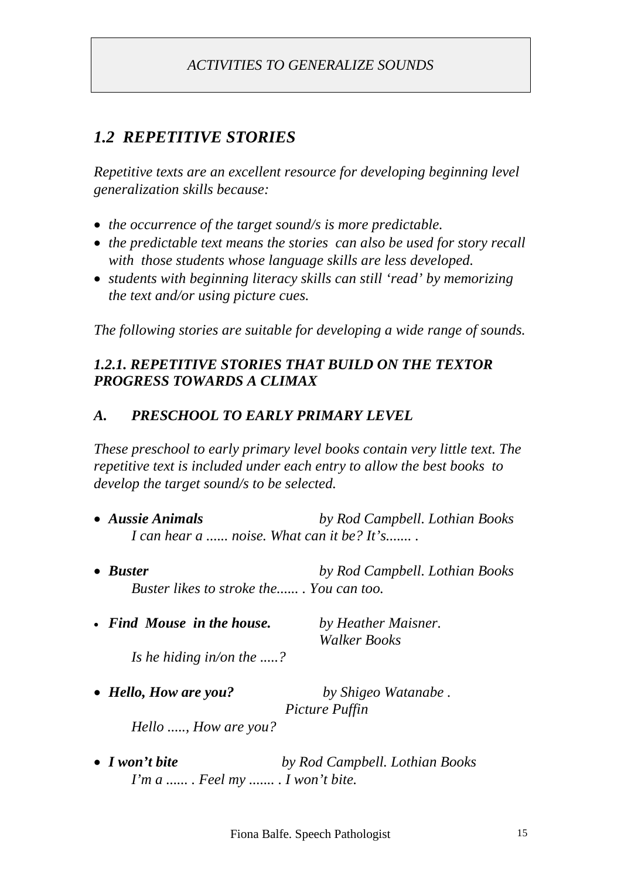*ACTIVITIES TO GENERALIZE SOUNDS*

## *1.2 REPETITIVE STORIES*

*Repetitive texts are an excellent resource for developing beginning level generalization skills because:*

- *the occurrence of the target sound/s is more predictable.*
- *the predictable text means the stories can also be used for story recall with those students whose language skills are less developed.*
- *students with beginning literacy skills can still 'read' by memorizing the text and/or using picture cues.*

*The following stories are suitable for developing a wide range of sounds.*

### *1.2.1. REPETITIVE STORIES THAT BUILD ON THE TEXTOR PROGRESS TOWARDS A CLIMAX*

### *A. PRESCHOOL TO EARLY PRIMARY LEVEL*

*These preschool to early primary level books contain very little text. The repetitive text is included under each entry to allow the best books to develop the target sound/s to be selected.*

- ***Aussie Animals*** *by Rod Campbell. Lothian Books*
  *I can hear a ...... noise. What can it be? It's....... .*

- ***Buster*** *by Rod Campbell. Lothian Books*
  *Buster likes to stroke the...... . You can too.*

- ***Find Mouse in the house.*** *by Heather Maisner. Walker Books*
  *Is he hiding in/on the .....?*

- ***Hello, How are you?*** *by Shigeo Watanabe . Picture Puffin*
  *Hello ....., How are you?*

- ***I won't bite*** *by Rod Campbell. Lothian Books*
  *I'm a ...... . Feel my ....... . I won't bite.*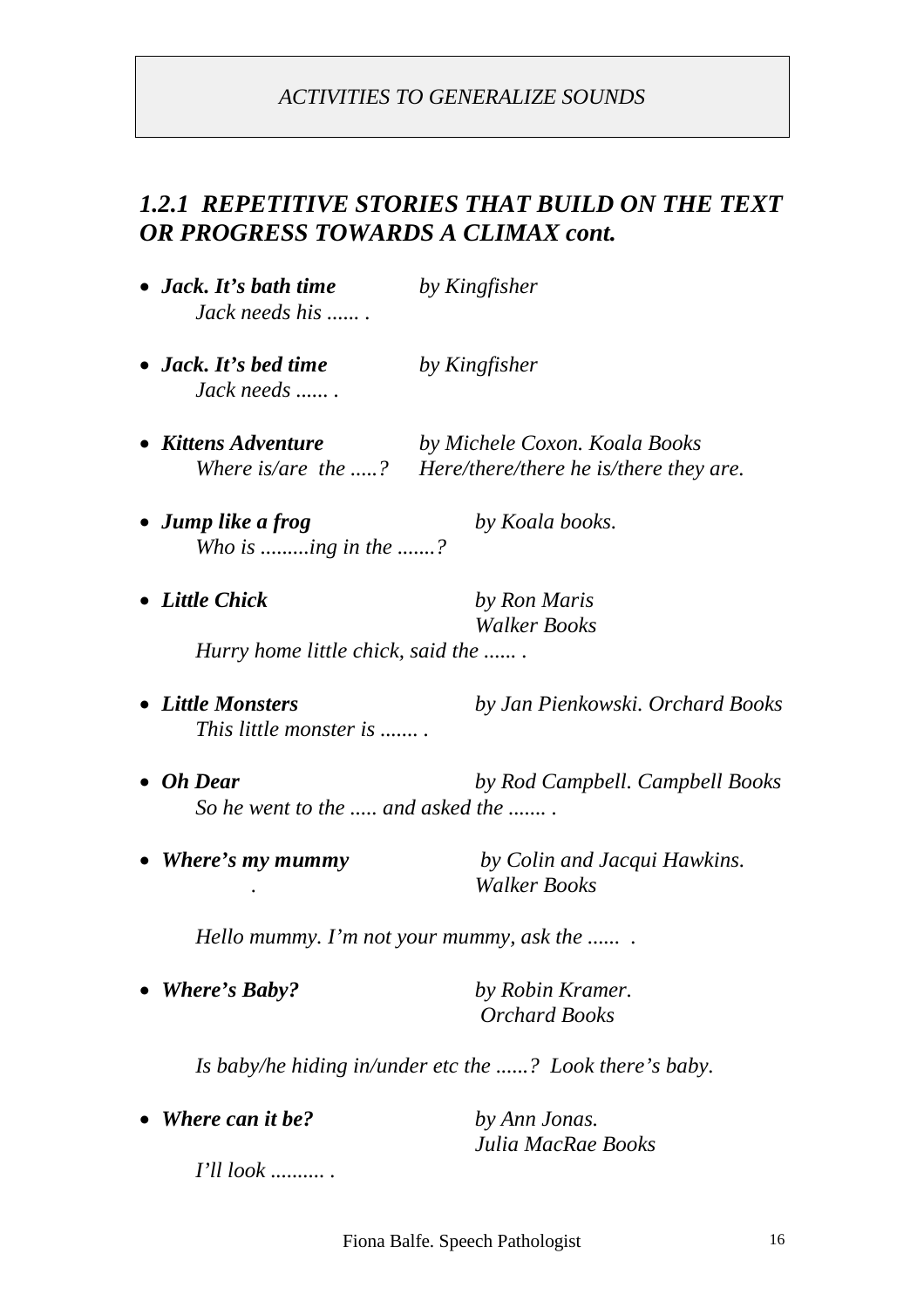*ACTIVITIES TO GENERALIZE SOUNDS*

## *1.2.1 REPETITIVE STORIES THAT BUILD ON THE TEXT OR PROGRESS TOWARDS A CLIMAX cont.*

- ***Jack. It's bath time*** *by Kingfisher*
  *Jack needs his ...... .*

- ***Jack. It's bed time*** *by Kingfisher*
  *Jack needs ...... .*

- ***Kittens Adventure*** *by Michele Coxon. Koala Books*
  *Where is/are the .....? Here/there/there he is/there they are.*

- ***Jump like a frog*** *by Koala books.*
  *Who is .........ing in the .......?*

- ***Little Chick*** *by Ron Maris Walker Books*
  *Hurry home little chick, said the ...... .*

- ***Little Monsters*** *by Jan Pienkowski. Orchard Books*
  *This little monster is ....... .*

- ***Oh Dear*** *by Rod Campbell. Campbell Books*
  *So he went to the ..... and asked the ....... .*

- ***Where's my mummy*** *by Colin and Jacqui Hawkins. Walker Books*
  *Hello mummy. I'm not your mummy, ask the ...... .*

- ***Where's Baby?*** *by Robin Kramer. Orchard Books*
  *Is baby/he hiding in/under etc the ......? Look there's baby.*

- ***Where can it be?*** *by Ann Jonas. Julia MacRae Books*
  *I'll look .......... .*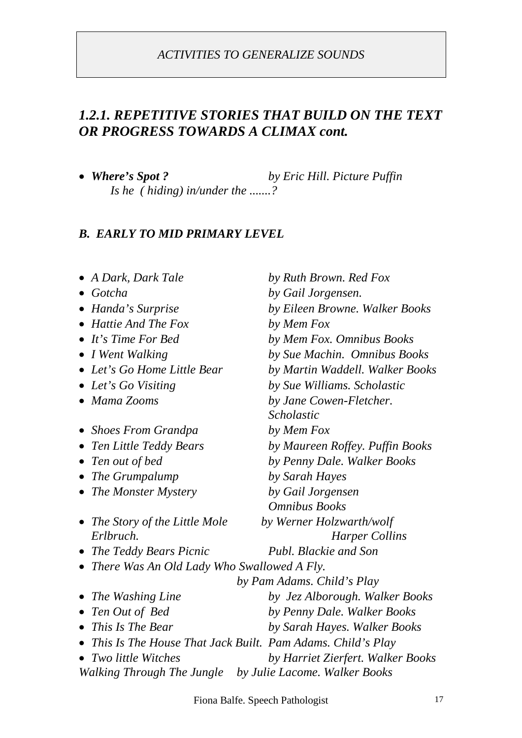*ACTIVITIES TO GENERALIZE SOUNDS*

## *1.2.1. REPETITIVE STORIES THAT BUILD ON THE TEXT OR PROGRESS TOWARDS A CLIMAX cont.*

- ***Where's Spot ?*** *by Eric Hill. Picture Puffin*
  *Is he ( hiding) in/under the .......?*

### *B. EARLY TO MID PRIMARY LEVEL*

- *A Dark, Dark Tale* *by Ruth Brown. Red Fox*
- *Gotcha* *by Gail Jorgensen.*
- *Handa's Surprise* *by Eileen Browne. Walker Books*
- *Hattie And The Fox* *by Mem Fox*
- *It's Time For Bed* *by Mem Fox. Omnibus Books*
- *I Went Walking* *by Sue Machin. Omnibus Books*
- *Let's Go Home Little Bear* *by Martin Waddell. Walker Books*
- *Let's Go Visiting* *by Sue Williams. Scholastic*
- *Mama Zooms* *by Jane Cowen-Fletcher. Scholastic*
- *Shoes From Grandpa* *by Mem Fox*
- *Ten Little Teddy Bears* *by Maureen Roffey. Puffin Books*
- *Ten out of bed* *by Penny Dale. Walker Books*
- *The Grumpalump* *by Sarah Hayes*
- *The Monster Mystery* *by Gail Jorgensen Omnibus Books*
- *The Story of the Little Mole* *by Werner Holzwarth/wolf Erlbruch. Harper Collins*
- *The Teddy Bears Picnic* *Publ. Blackie and Son*
- *There Was An Old Lady Who Swallowed A Fly.* *by Pam Adams. Child's Play*
- *The Washing Line* *by Jez Alborough. Walker Books*
- *Ten Out of Bed* *by Penny Dale. Walker Books*
- *This Is The Bear* *by Sarah Hayes. Walker Books*
- *This Is The House That Jack Built.* *Pam Adams. Child's Play*
- *Two little Witches* *by Harriet Zierfert. Walker Books*

*Walking Through The Jungle* *by Julie Lacome. Walker Books*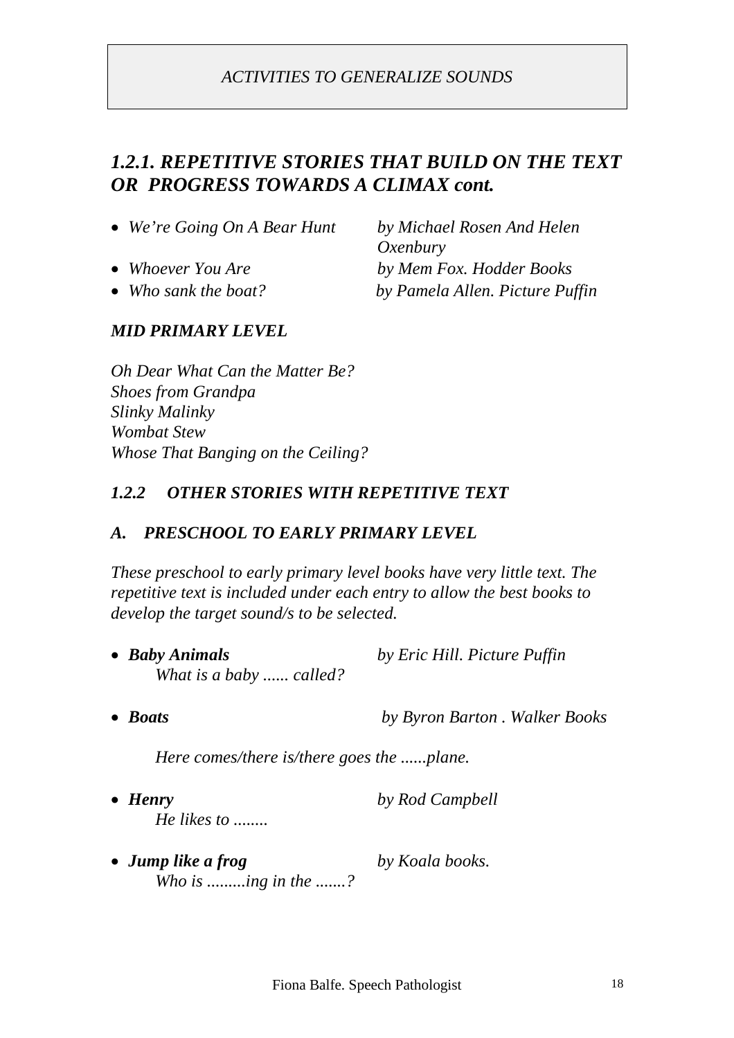*ACTIVITIES TO GENERALIZE SOUNDS*

## *1.2.1. REPETITIVE STORIES THAT BUILD ON THE TEXT OR PROGRESS TOWARDS A CLIMAX cont.*

- *We're Going On A Bear Hunt* *by Michael Rosen And Helen Oxenbury*
- *Whoever You Are* *by Mem Fox. Hodder Books*
- *Who sank the boat?* *by Pamela Allen. Picture Puffin*

### *MID PRIMARY LEVEL*

*Oh Dear What Can the Matter Be?*
*Shoes from Grandpa*
*Slinky Malinky*
*Wombat Stew*
*Whose That Banging on the Ceiling?*

## *1.2.2 OTHER STORIES WITH REPETITIVE TEXT*

### *A. PRESCHOOL TO EARLY PRIMARY LEVEL*

*These preschool to early primary level books have very little text. The repetitive text is included under each entry to allow the best books to develop the target sound/s to be selected.*

- ***Baby Animals*** *by Eric Hill. Picture Puffin*
  *What is a baby ...... called?*

- ***Boats*** *by Byron Barton . Walker Books*

  *Here comes/there is/there goes the ......plane.*

- ***Henry*** *by Rod Campbell*
  *He likes to ........*

- ***Jump like a frog*** *by Koala books.*
  *Who is .........ing in the .......?*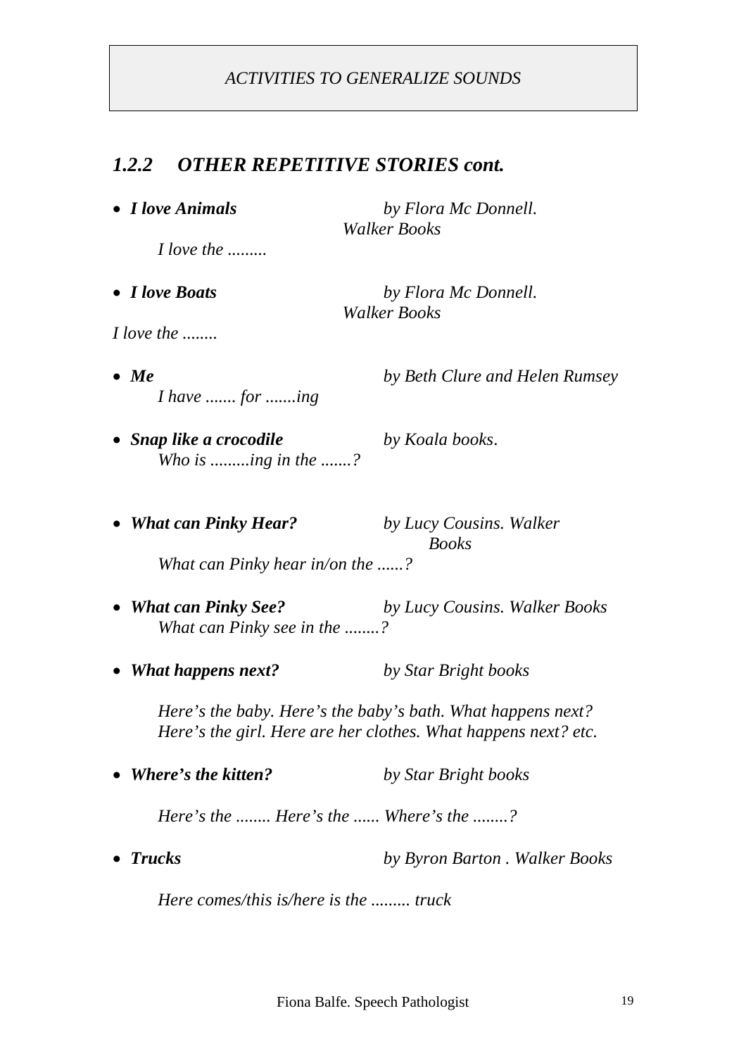*ACTIVITIES TO GENERALIZE SOUNDS*

## *1.2.2 OTHER REPETITIVE STORIES cont.*

- ***I love Animals*** *by Flora Mc Donnell. Walker Books*

  *I love the .........*

- ***I love Boats*** *by Flora Mc Donnell. Walker Books*

*I love the ........*

- ***Me*** *by Beth Clure and Helen Rumsey*

  *I have ....... for .......ing*

- ***Snap like a crocodile*** *by Koala books.*

  *Who is .........ing in the .......?*

- ***What can Pinky Hear?*** *by Lucy Cousins. Walker Books*

  *What can Pinky hear in/on the ......?*

- ***What can Pinky See?*** *by Lucy Cousins. Walker Books*

  *What can Pinky see in the ........?*

- ***What happens next?*** *by Star Bright books*

  *Here's the baby. Here's the baby's bath. What happens next?*
  *Here's the girl. Here are her clothes. What happens next? etc.*

- ***Where's the kitten?*** *by Star Bright books*

  *Here's the ........ Here's the ...... Where's the ........?*

- ***Trucks*** *by Byron Barton . Walker Books*

  *Here comes/this is/here is the ......... truck*

Fiona Balfe. Speech Pathologist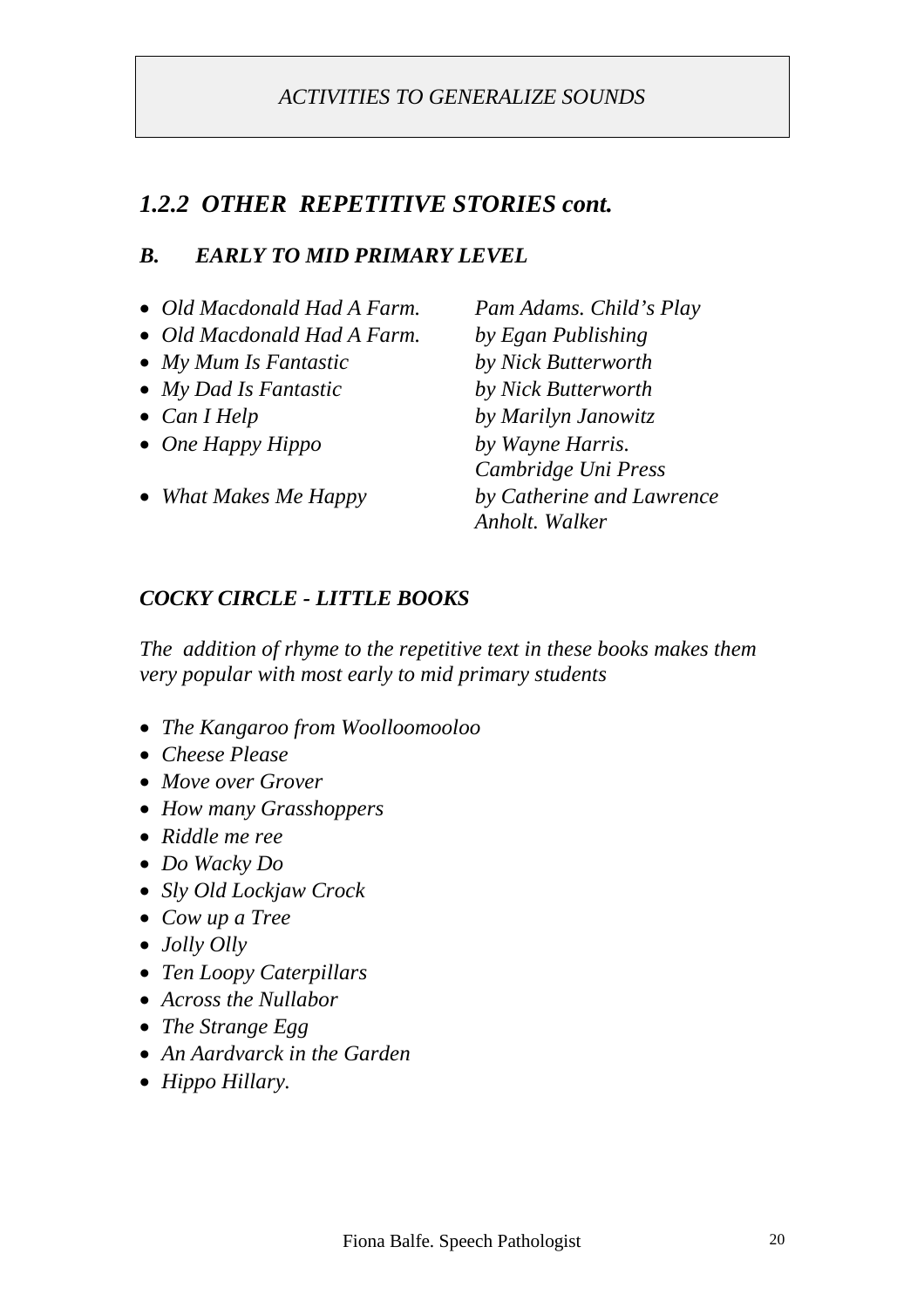*ACTIVITIES TO GENERALIZE SOUNDS*

## *1.2.2 OTHER REPETITIVE STORIES cont.*

### *B. EARLY TO MID PRIMARY LEVEL*

- *Old Macdonald Had A Farm.* — *Pam Adams. Child's Play*
- *Old Macdonald Had A Farm.* — *by Egan Publishing*
- *My Mum Is Fantastic* — *by Nick Butterworth*
- *My Dad Is Fantastic* — *by Nick Butterworth*
- *Can I Help* — *by Marilyn Janowitz*
- *One Happy Hippo* — *by Wayne Harris. Cambridge Uni Press*
- *What Makes Me Happy* — *by Catherine and Lawrence Anholt. Walker*

### *COCKY CIRCLE - LITTLE BOOKS*

*The addition of rhyme to the repetitive text in these books makes them very popular with most early to mid primary students*

- *The Kangaroo from Woolloomooloo*
- *Cheese Please*
- *Move over Grover*
- *How many Grasshoppers*
- *Riddle me ree*
- *Do Wacky Do*
- *Sly Old Lockjaw Crock*
- *Cow up a Tree*
- *Jolly Olly*
- *Ten Loopy Caterpillars*
- *Across the Nullabor*
- *The Strange Egg*
- *An Aardvarck in the Garden*
- *Hippo Hillary.*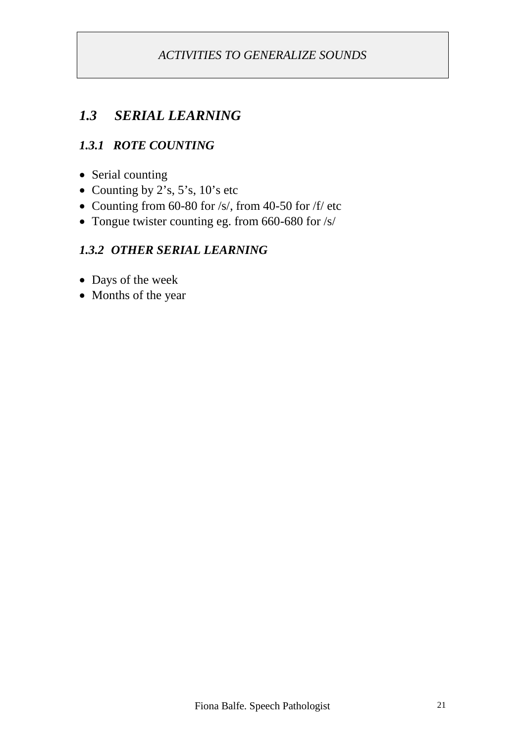*ACTIVITIES TO GENERALIZE SOUNDS*

## *1.3 SERIAL LEARNING*

### *1.3.1 ROTE COUNTING*

- Serial counting
- Counting by 2's, 5's, 10's etc
- Counting from 60-80 for /s/, from 40-50 for /f/ etc
- Tongue twister counting eg. from 660-680 for /s/

### *1.3.2 OTHER SERIAL LEARNING*

- Days of the week
- Months of the year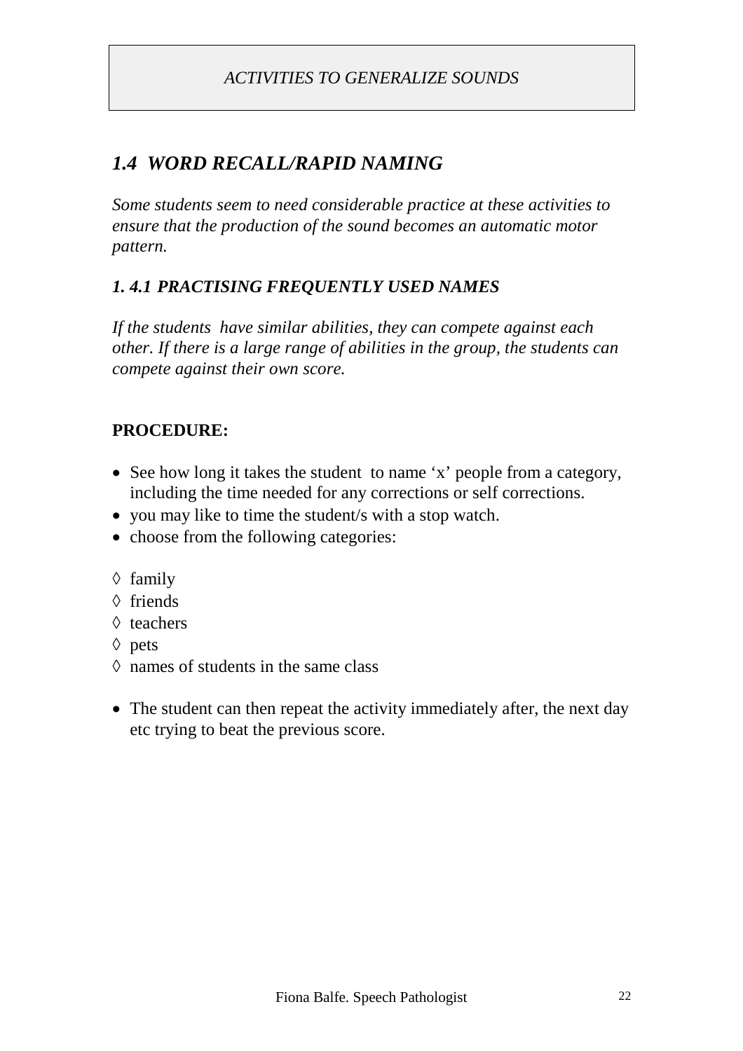*ACTIVITIES TO GENERALIZE SOUNDS*

## *1.4 WORD RECALL/RAPID NAMING*

*Some students seem to need considerable practice at these activities to ensure that the production of the sound becomes an automatic motor pattern.*

### *1. 4.1 PRACTISING FREQUENTLY USED NAMES*

*If the students have similar abilities, they can compete against each other. If there is a large range of abilities in the group, the students can compete against their own score.*

**PROCEDURE:**

- See how long it takes the student to name 'x' people from a category, including the time needed for any corrections or self corrections.
- you may like to time the student/s with a stop watch.
- choose from the following categories:

◊ family
◊ friends
◊ teachers
◊ pets
◊ names of students in the same class

- The student can then repeat the activity immediately after, the next day etc trying to beat the previous score.

Fiona Balfe. Speech Pathologist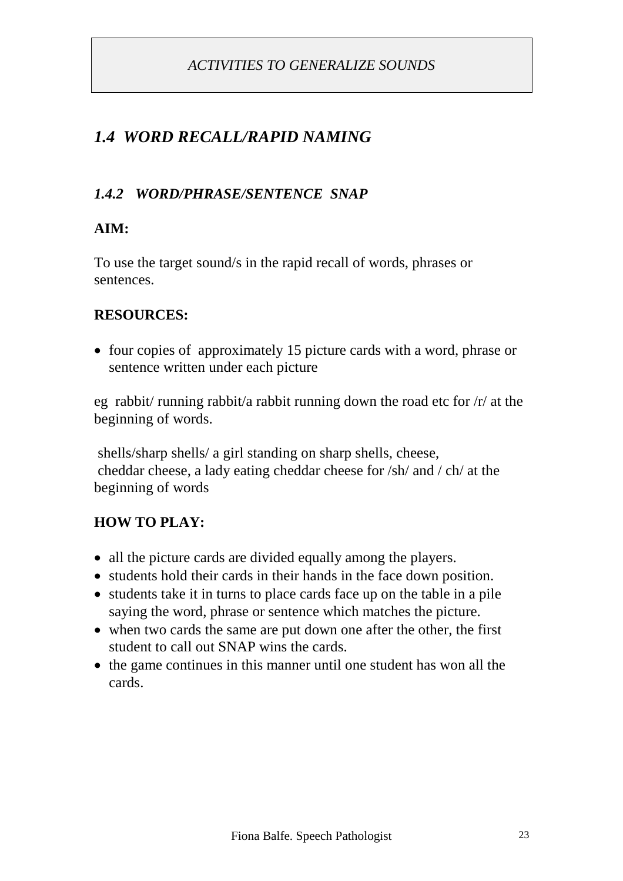*ACTIVITIES TO GENERALIZE SOUNDS*

## *1.4 WORD RECALL/RAPID NAMING*

### *1.4.2 WORD/PHRASE/SENTENCE SNAP*

**AIM:**

To use the target sound/s in the rapid recall of words, phrases or sentences.

**RESOURCES:**

- four copies of approximately 15 picture cards with a word, phrase or sentence written under each picture

eg rabbit/ running rabbit/a rabbit running down the road etc for /r/ at the beginning of words.

shells/sharp shells/ a girl standing on sharp shells, cheese, cheddar cheese, a lady eating cheddar cheese for /sh/ and / ch/ at the beginning of words

**HOW TO PLAY:**

- all the picture cards are divided equally among the players.
- students hold their cards in their hands in the face down position.
- students take it in turns to place cards face up on the table in a pile saying the word, phrase or sentence which matches the picture.
- when two cards the same are put down one after the other, the first student to call out SNAP wins the cards.
- the game continues in this manner until one student has won all the cards.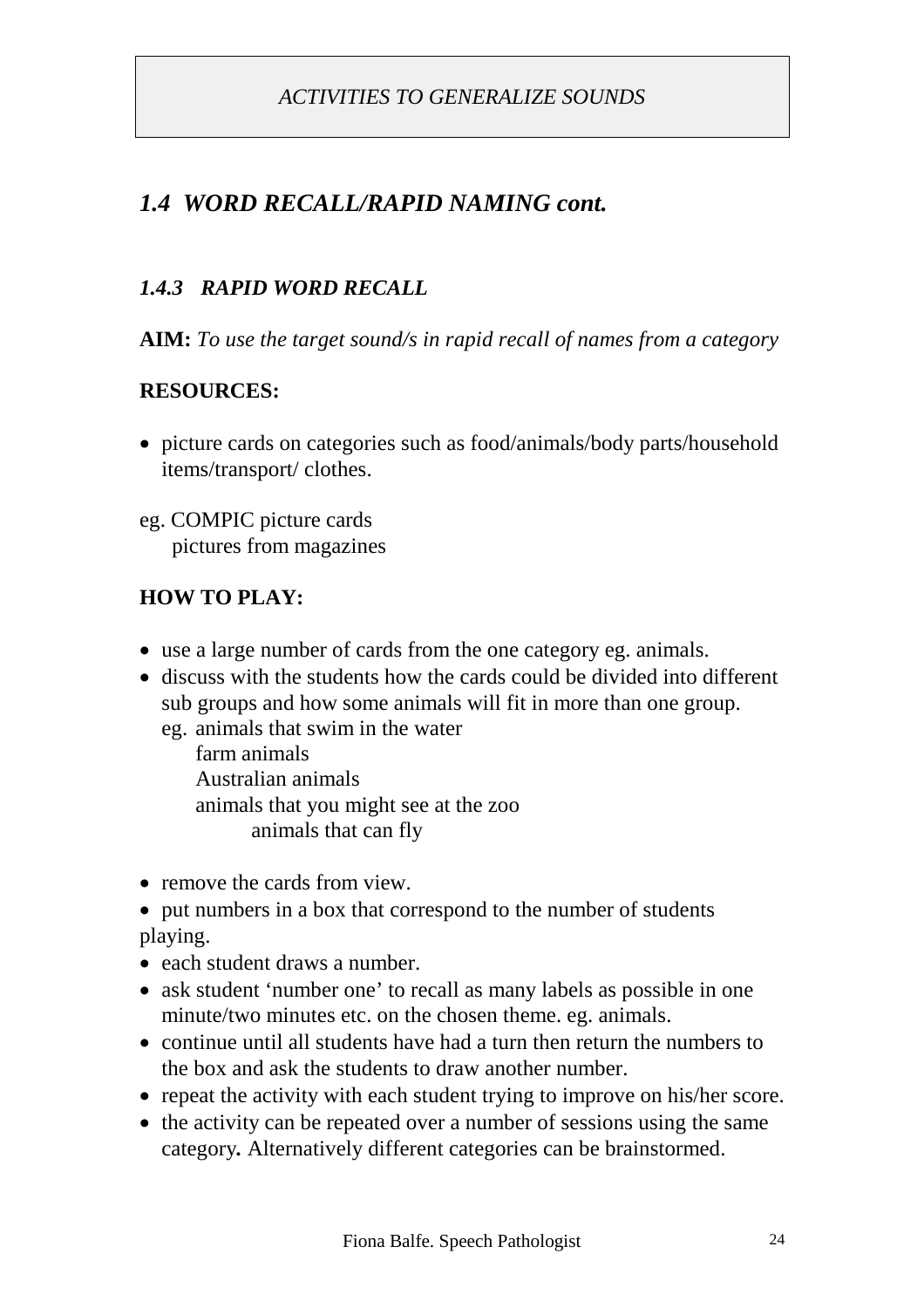*ACTIVITIES TO GENERALIZE SOUNDS*

## *1.4 WORD RECALL/RAPID NAMING cont.*

### *1.4.3 RAPID WORD RECALL*

**AIM:** *To use the target sound/s in rapid recall of names from a category*

**RESOURCES:**

- picture cards on categories such as food/animals/body parts/household items/transport/ clothes.

eg. COMPIC picture cards
pictures from magazines

**HOW TO PLAY:**

- use a large number of cards from the one category eg. animals.
- discuss with the students how the cards could be divided into different sub groups and how some animals will fit in more than one group.
  eg. animals that swim in the water
  farm animals
  Australian animals
  animals that you might see at the zoo
  animals that can fly

- remove the cards from view.
- put numbers in a box that correspond to the number of students playing.
- each student draws a number.
- ask student 'number one' to recall as many labels as possible in one minute/two minutes etc. on the chosen theme. eg. animals.
- continue until all students have had a turn then return the numbers to the box and ask the students to draw another number.
- repeat the activity with each student trying to improve on his/her score.
- the activity can be repeated over a number of sessions using the same category**.** Alternatively different categories can be brainstormed.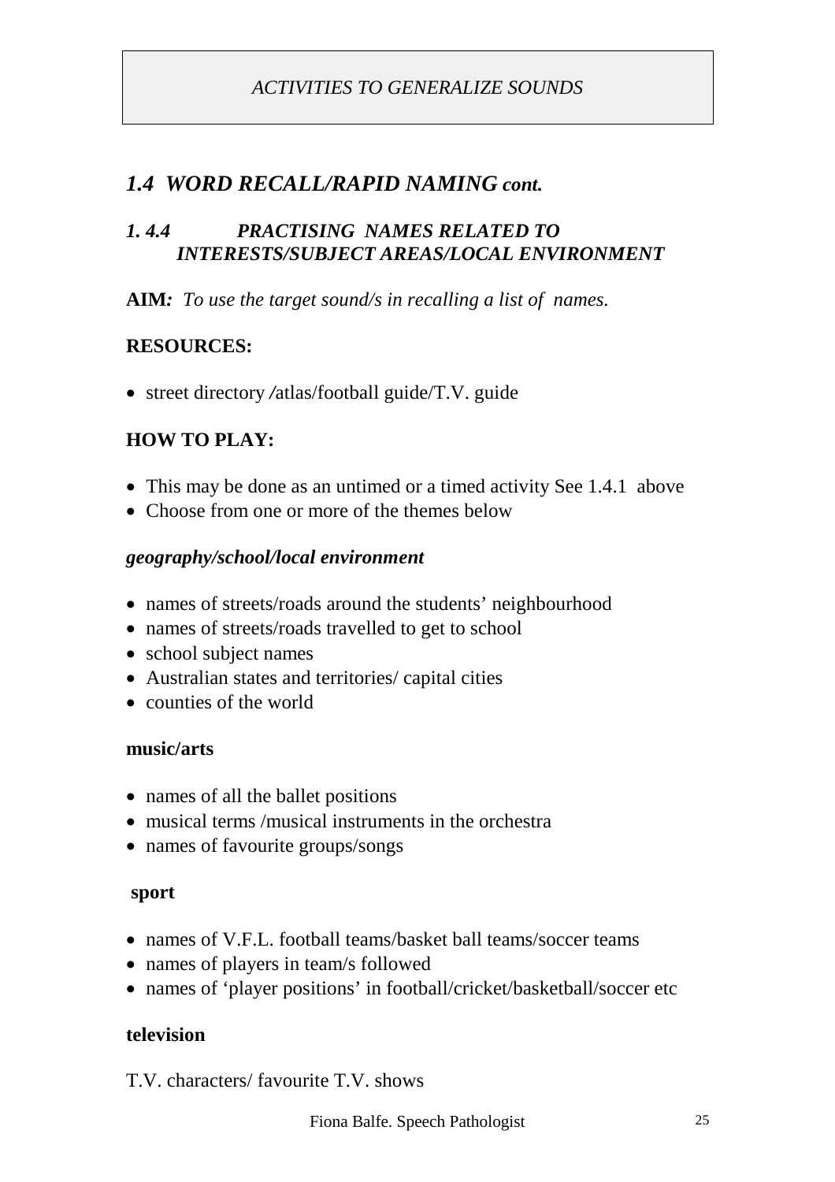*ACTIVITIES TO GENERALIZE SOUNDS*

## *1.4 WORD RECALL/RAPID NAMING cont.*

### *1. 4.4 PRACTISING NAMES RELATED TO INTERESTS/SUBJECT AREAS/LOCAL ENVIRONMENT*

**AIM:** *To use the target sound/s in recalling a list of names.*

**RESOURCES:**

- street directory /atlas/football guide/T.V. guide

**HOW TO PLAY:**

- This may be done as an untimed or a timed activity See 1.4.1 above
- Choose from one or more of the themes below

***geography/school/local environment***

- names of streets/roads around the students' neighbourhood
- names of streets/roads travelled to get to school
- school subject names
- Australian states and territories/ capital cities
- counties of the world

**music/arts**

- names of all the ballet positions
- musical terms /musical instruments in the orchestra
- names of favourite groups/songs

**sport**

- names of V.F.L. football teams/basket ball teams/soccer teams
- names of players in team/s followed
- names of 'player positions' in football/cricket/basketball/soccer etc

**television**

T.V. characters/ favourite T.V. shows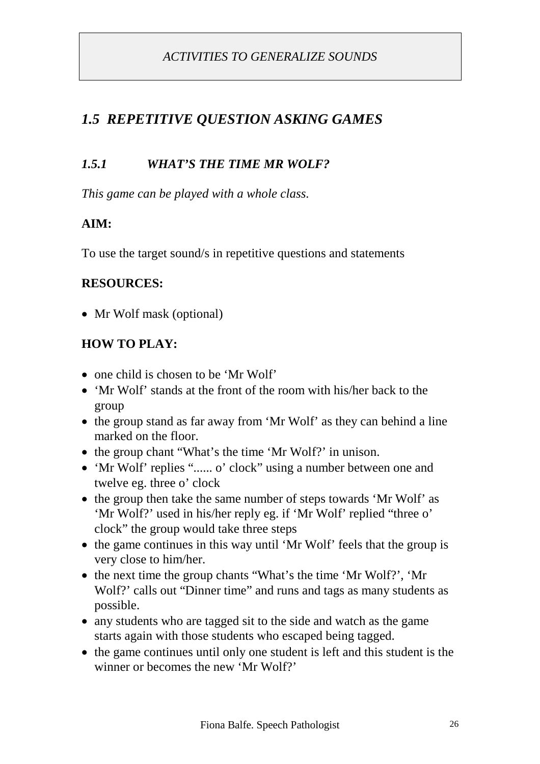*ACTIVITIES TO GENERALIZE SOUNDS*

## *1.5 REPETITIVE QUESTION ASKING GAMES*

### *1.5.1 WHAT'S THE TIME MR WOLF?*

*This game can be played with a whole class.*

**AIM:**

To use the target sound/s in repetitive questions and statements

**RESOURCES:**

- Mr Wolf mask (optional)

**HOW TO PLAY:**

- one child is chosen to be 'Mr Wolf'
- 'Mr Wolf' stands at the front of the room with his/her back to the group
- the group stand as far away from 'Mr Wolf' as they can behind a line marked on the floor.
- the group chant "What's the time 'Mr Wolf?' in unison.
- 'Mr Wolf' replies "...... o' clock" using a number between one and twelve eg. three o' clock
- the group then take the same number of steps towards 'Mr Wolf' as 'Mr Wolf?' used in his/her reply eg. if 'Mr Wolf' replied "three o' clock" the group would take three steps
- the game continues in this way until 'Mr Wolf' feels that the group is very close to him/her.
- the next time the group chants "What's the time 'Mr Wolf?', 'Mr Wolf?' calls out "Dinner time" and runs and tags as many students as possible.
- any students who are tagged sit to the side and watch as the game starts again with those students who escaped being tagged.
- the game continues until only one student is left and this student is the winner or becomes the new 'Mr Wolf?'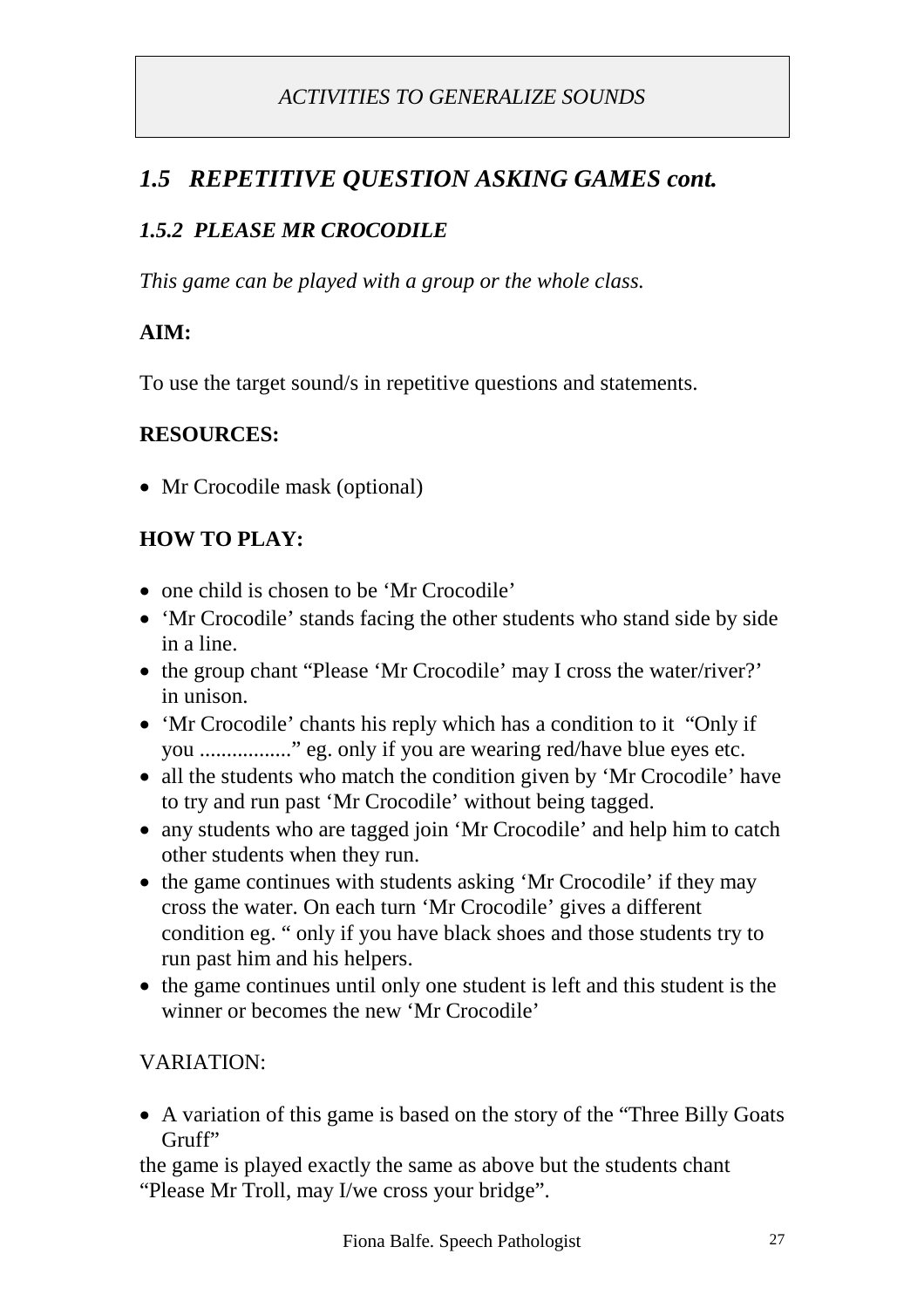*ACTIVITIES TO GENERALIZE SOUNDS*

## *1.5 REPETITIVE QUESTION ASKING GAMES cont.*

### *1.5.2 PLEASE MR CROCODILE*

*This game can be played with a group or the whole class.*

**AIM:**

To use the target sound/s in repetitive questions and statements.

**RESOURCES:**

- Mr Crocodile mask (optional)

**HOW TO PLAY:**

- one child is chosen to be 'Mr Crocodile'
- 'Mr Crocodile' stands facing the other students who stand side by side in a line.
- the group chant "Please 'Mr Crocodile' may I cross the water/river?' in unison.
- 'Mr Crocodile' chants his reply which has a condition to it "Only if you ................." eg. only if you are wearing red/have blue eyes etc.
- all the students who match the condition given by 'Mr Crocodile' have to try and run past 'Mr Crocodile' without being tagged.
- any students who are tagged join 'Mr Crocodile' and help him to catch other students when they run.
- the game continues with students asking 'Mr Crocodile' if they may cross the water. On each turn 'Mr Crocodile' gives a different condition eg. " only if you have black shoes and those students try to run past him and his helpers.
- the game continues until only one student is left and this student is the winner or becomes the new 'Mr Crocodile'

VARIATION:

- A variation of this game is based on the story of the "Three Billy Goats Gruff"

the game is played exactly the same as above but the students chant "Please Mr Troll, may I/we cross your bridge".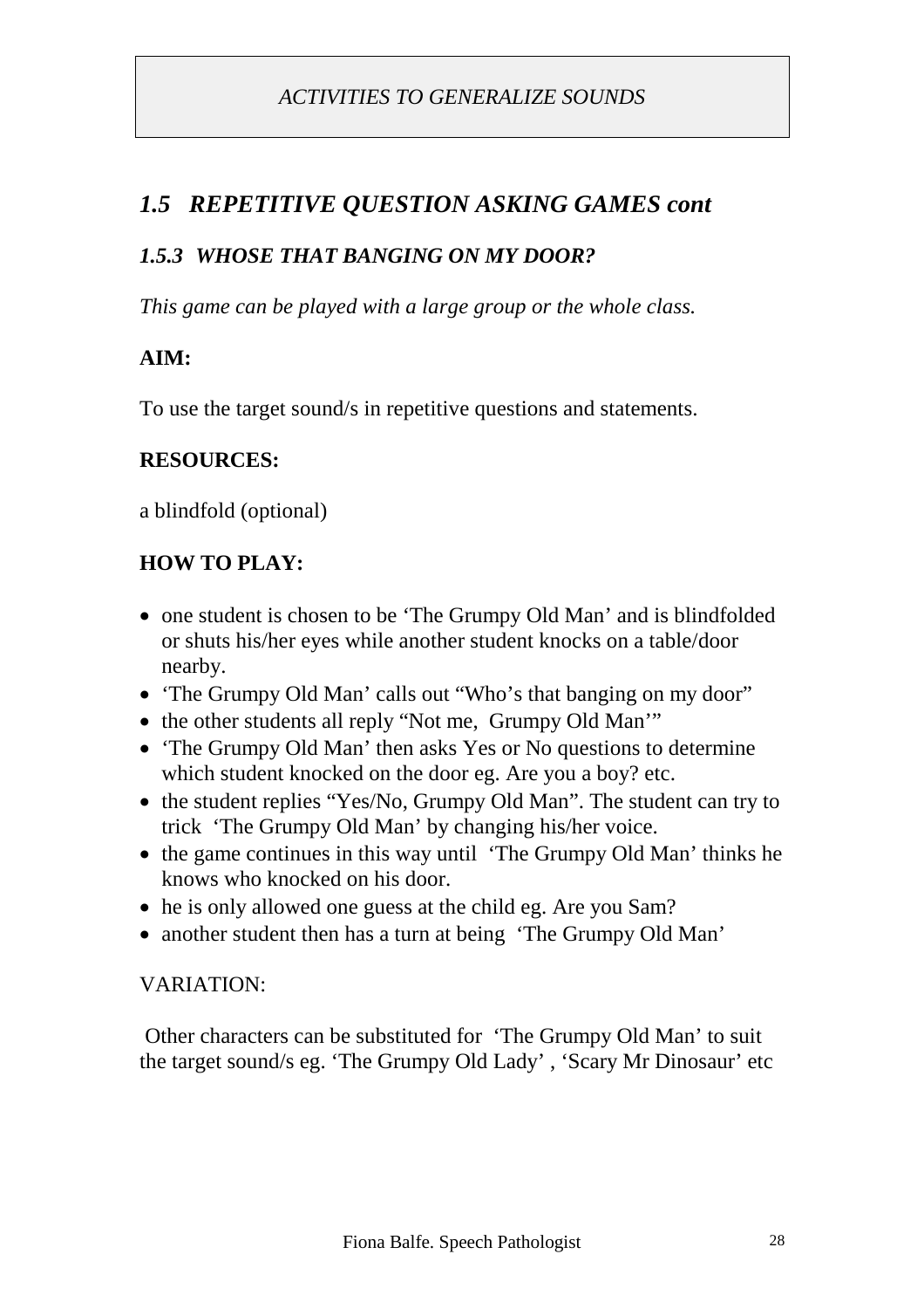*ACTIVITIES TO GENERALIZE SOUNDS*

## *1.5 REPETITIVE QUESTION ASKING GAMES cont*

### *1.5.3 WHOSE THAT BANGING ON MY DOOR?*

*This game can be played with a large group or the whole class.*

**AIM:**

To use the target sound/s in repetitive questions and statements.

**RESOURCES:**

a blindfold (optional)

**HOW TO PLAY:**

- one student is chosen to be 'The Grumpy Old Man' and is blindfolded or shuts his/her eyes while another student knocks on a table/door nearby.
- 'The Grumpy Old Man' calls out "Who's that banging on my door"
- the other students all reply "Not me, Grumpy Old Man'"
- 'The Grumpy Old Man' then asks Yes or No questions to determine which student knocked on the door eg. Are you a boy? etc.
- the student replies "Yes/No, Grumpy Old Man". The student can try to trick 'The Grumpy Old Man' by changing his/her voice.
- the game continues in this way until 'The Grumpy Old Man' thinks he knows who knocked on his door.
- he is only allowed one guess at the child eg. Are you Sam?
- another student then has a turn at being 'The Grumpy Old Man'

VARIATION:

Other characters can be substituted for 'The Grumpy Old Man' to suit the target sound/s eg. 'The Grumpy Old Lady' , 'Scary Mr Dinosaur' etc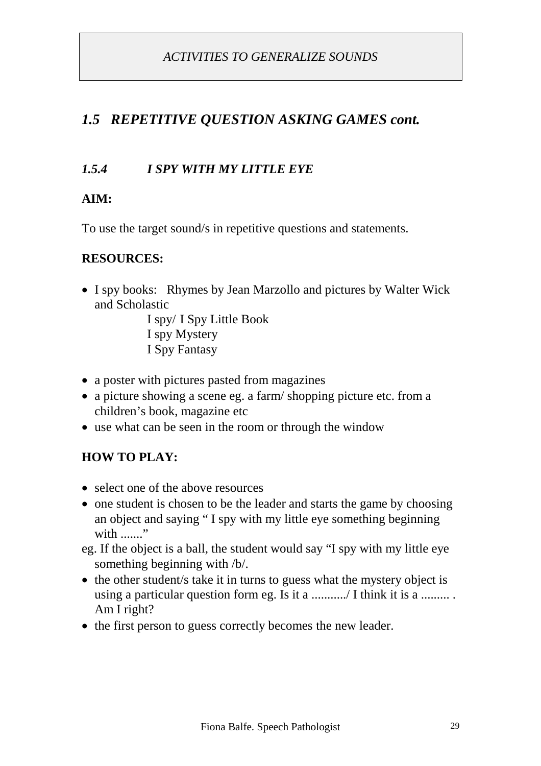*ACTIVITIES TO GENERALIZE SOUNDS*

## *1.5 REPETITIVE QUESTION ASKING GAMES cont.*

### *1.5.4 I SPY WITH MY LITTLE EYE*

**AIM:**

To use the target sound/s in repetitive questions and statements.

**RESOURCES:**

- I spy books: Rhymes by Jean Marzollo and pictures by Walter Wick and Scholastic
  - I spy/ I Spy Little Book
  - I spy Mystery
  - I Spy Fantasy
- a poster with pictures pasted from magazines
- a picture showing a scene eg. a farm/ shopping picture etc. from a children's book, magazine etc
- use what can be seen in the room or through the window

**HOW TO PLAY:**

- select one of the above resources
- one student is chosen to be the leader and starts the game by choosing an object and saying " I spy with my little eye something beginning with ......."

eg. If the object is a ball, the student would say "I spy with my little eye something beginning with /b/.

- the other student/s take it in turns to guess what the mystery object is using a particular question form eg. Is it a .........../ I think it is a ......... . Am I right?
- the first person to guess correctly becomes the new leader.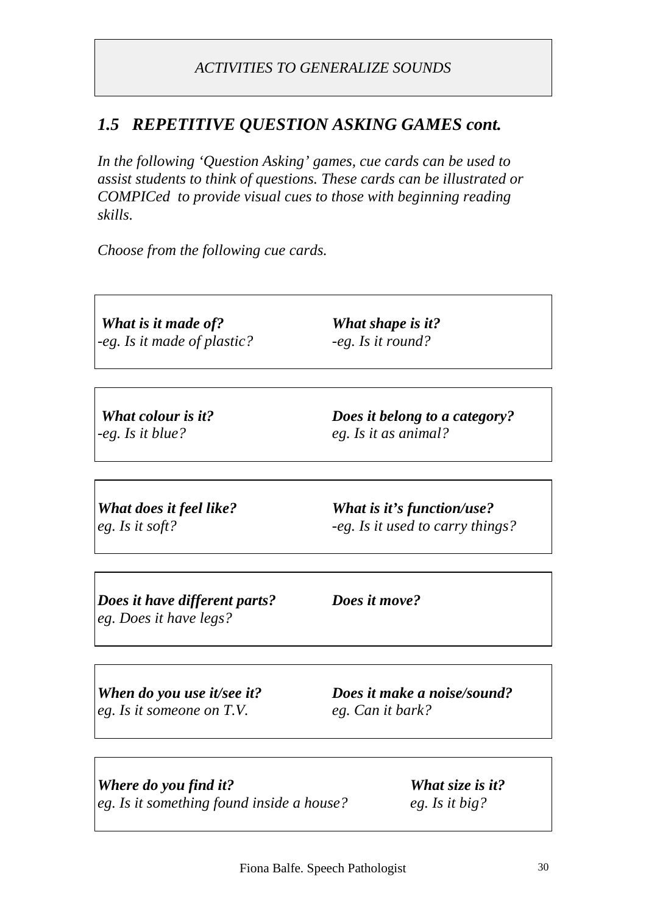*ACTIVITIES TO GENERALIZE SOUNDS*

## *1.5 REPETITIVE QUESTION ASKING GAMES cont.*

*In the following 'Question Asking' games, cue cards can be used to assist students to think of questions. These cards can be illustrated or COMPICed to provide visual cues to those with beginning reading skills.*

*Choose from the following cue cards.*

| | |
|---|---|
| ***What is it made of?***<br>*-eg. Is it made of plastic?* | ***What shape is it?***<br>*-eg. Is it round?* |
| ***What colour is it?***<br>*-eg. Is it blue?* | ***Does it belong to a category?***<br>*eg. Is it as animal?* |
| ***What does it feel like?***<br>*eg. Is it soft?* | ***What is it's function/use?***<br>*-eg. Is it used to carry things?* |
| ***Does it have different parts?***<br>*eg. Does it have legs?* | ***Does it move?*** |
| ***When do you use it/see it?***<br>*eg. Is it someone on T.V.* | ***Does it make a noise/sound?***<br>*eg. Can it bark?* |
| ***Where do you find it?***<br>*eg. Is it something found inside a house?* | ***What size is it?***<br>*eg. Is it big?* |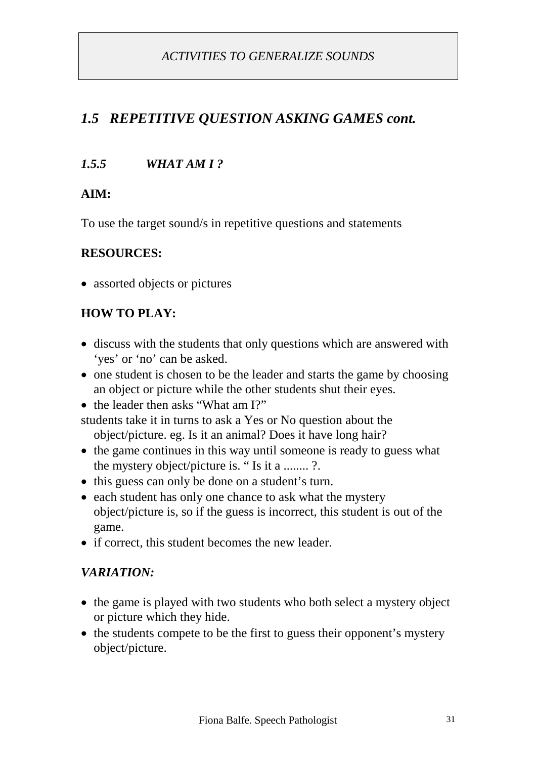*ACTIVITIES TO GENERALIZE SOUNDS*

## *1.5 REPETITIVE QUESTION ASKING GAMES cont.*

### *1.5.5 WHAT AM I ?*

**AIM:**

To use the target sound/s in repetitive questions and statements

**RESOURCES:**

- assorted objects or pictures

**HOW TO PLAY:**

- discuss with the students that only questions which are answered with 'yes' or 'no' can be asked.
- one student is chosen to be the leader and starts the game by choosing an object or picture while the other students shut their eyes.
- the leader then asks "What am I?"

students take it in turns to ask a Yes or No question about the object/picture. eg. Is it an animal? Does it have long hair?

- the game continues in this way until someone is ready to guess what the mystery object/picture is. " Is it a ........ ?.
- this guess can only be done on a student's turn.
- each student has only one chance to ask what the mystery object/picture is, so if the guess is incorrect, this student is out of the game.
- if correct, this student becomes the new leader.

***VARIATION:***

- the game is played with two students who both select a mystery object or picture which they hide.
- the students compete to be the first to guess their opponent's mystery object/picture.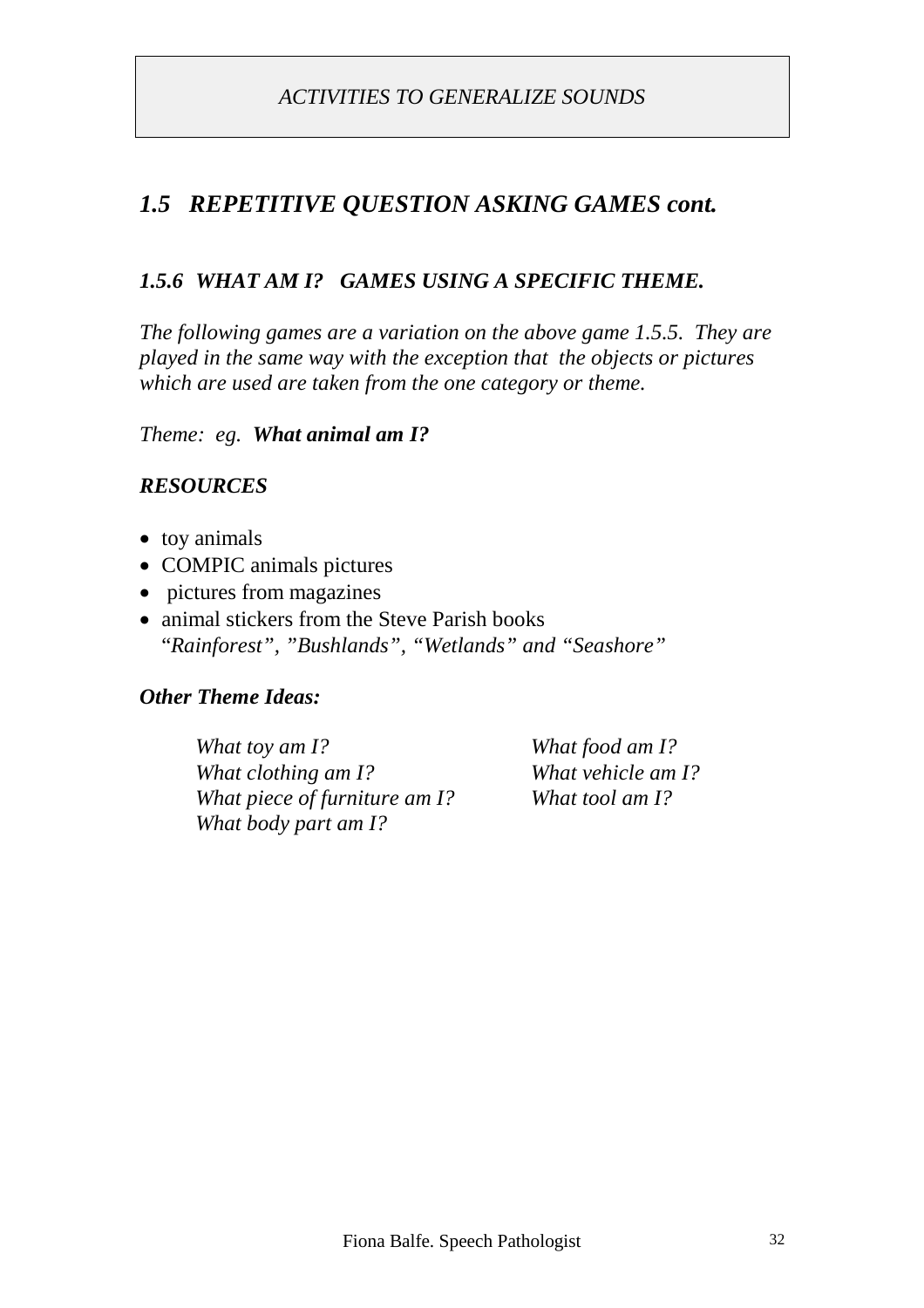*ACTIVITIES TO GENERALIZE SOUNDS*

## *1.5 REPETITIVE QUESTION ASKING GAMES cont.*

### *1.5.6 WHAT AM I? GAMES USING A SPECIFIC THEME.*

*The following games are a variation on the above game 1.5.5. They are played in the same way with the exception that the objects or pictures which are used are taken from the one category or theme.*

*Theme: eg.* ***What animal am I?***

***RESOURCES***

- toy animals
- COMPIC animals pictures
- pictures from magazines
- animal stickers from the Steve Parish books "*Rainforest", "Bushlands", "Wetlands" and "Seashore"*

***Other Theme Ideas:***

*What toy am I?*
*What clothing am I?*
*What piece of furniture am I?*
*What body part am I?*
*What food am I?*
*What vehicle am I?*
*What tool am I?*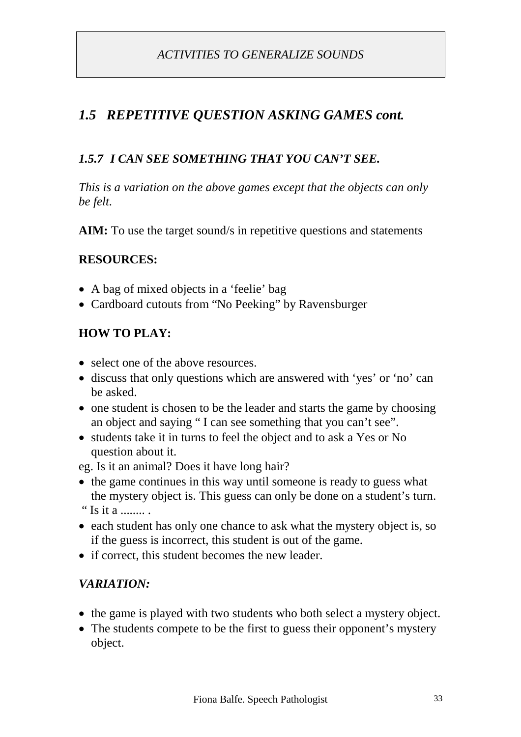*ACTIVITIES TO GENERALIZE SOUNDS*

## *1.5 REPETITIVE QUESTION ASKING GAMES cont.*

### *1.5.7 I CAN SEE SOMETHING THAT YOU CAN'T SEE.*

*This is a variation on the above games except that the objects can only be felt.*

**AIM:** To use the target sound/s in repetitive questions and statements

**RESOURCES:**

- A bag of mixed objects in a 'feelie' bag
- Cardboard cutouts from "No Peeking" by Ravensburger

**HOW TO PLAY:**

- select one of the above resources.
- discuss that only questions which are answered with 'yes' or 'no' can be asked.
- one student is chosen to be the leader and starts the game by choosing an object and saying " I can see something that you can't see".
- students take it in turns to feel the object and to ask a Yes or No question about it.

eg. Is it an animal? Does it have long hair?

- the game continues in this way until someone is ready to guess what the mystery object is. This guess can only be done on a student's turn.

" Is it a ........ .

- each student has only one chance to ask what the mystery object is, so if the guess is incorrect, this student is out of the game.
- if correct, this student becomes the new leader.

***VARIATION:***

- the game is played with two students who both select a mystery object.
- The students compete to be the first to guess their opponent's mystery object.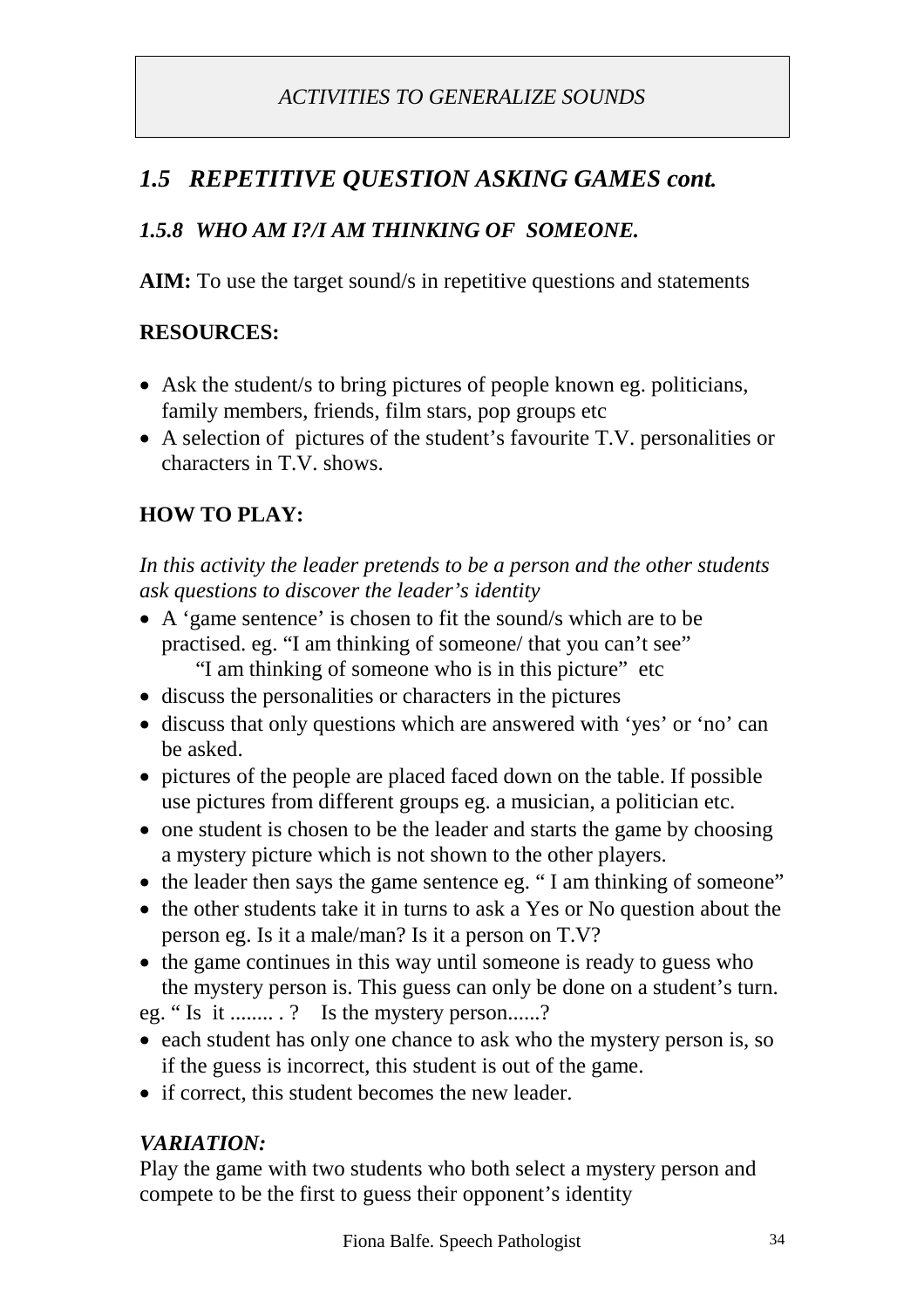*ACTIVITIES TO GENERALIZE SOUNDS*

## *1.5 REPETITIVE QUESTION ASKING GAMES cont.*

### *1.5.8 WHO AM I?/I AM THINKING OF SOMEONE.*

**AIM:** To use the target sound/s in repetitive questions and statements

**RESOURCES:**

- Ask the student/s to bring pictures of people known eg. politicians, family members, friends, film stars, pop groups etc
- A selection of pictures of the student's favourite T.V. personalities or characters in T.V. shows.

**HOW TO PLAY:**

*In this activity the leader pretends to be a person and the other students ask questions to discover the leader's identity*

- A 'game sentence' is chosen to fit the sound/s which are to be practised. eg. "I am thinking of someone/ that you can't see"
  "I am thinking of someone who is in this picture" etc
- discuss the personalities or characters in the pictures
- discuss that only questions which are answered with 'yes' or 'no' can be asked.
- pictures of the people are placed faced down on the table. If possible use pictures from different groups eg. a musician, a politician etc.
- one student is chosen to be the leader and starts the game by choosing a mystery picture which is not shown to the other players.
- the leader then says the game sentence eg. " I am thinking of someone"
- the other students take it in turns to ask a Yes or No question about the person eg. Is it a male/man? Is it a person on T.V?
- the game continues in this way until someone is ready to guess who the mystery person is. This guess can only be done on a student's turn.

eg. " Is it ........ . ? Is the mystery person......?

- each student has only one chance to ask who the mystery person is, so if the guess is incorrect, this student is out of the game.
- if correct, this student becomes the new leader.

***VARIATION:***

Play the game with two students who both select a mystery person and compete to be the first to guess their opponent's identity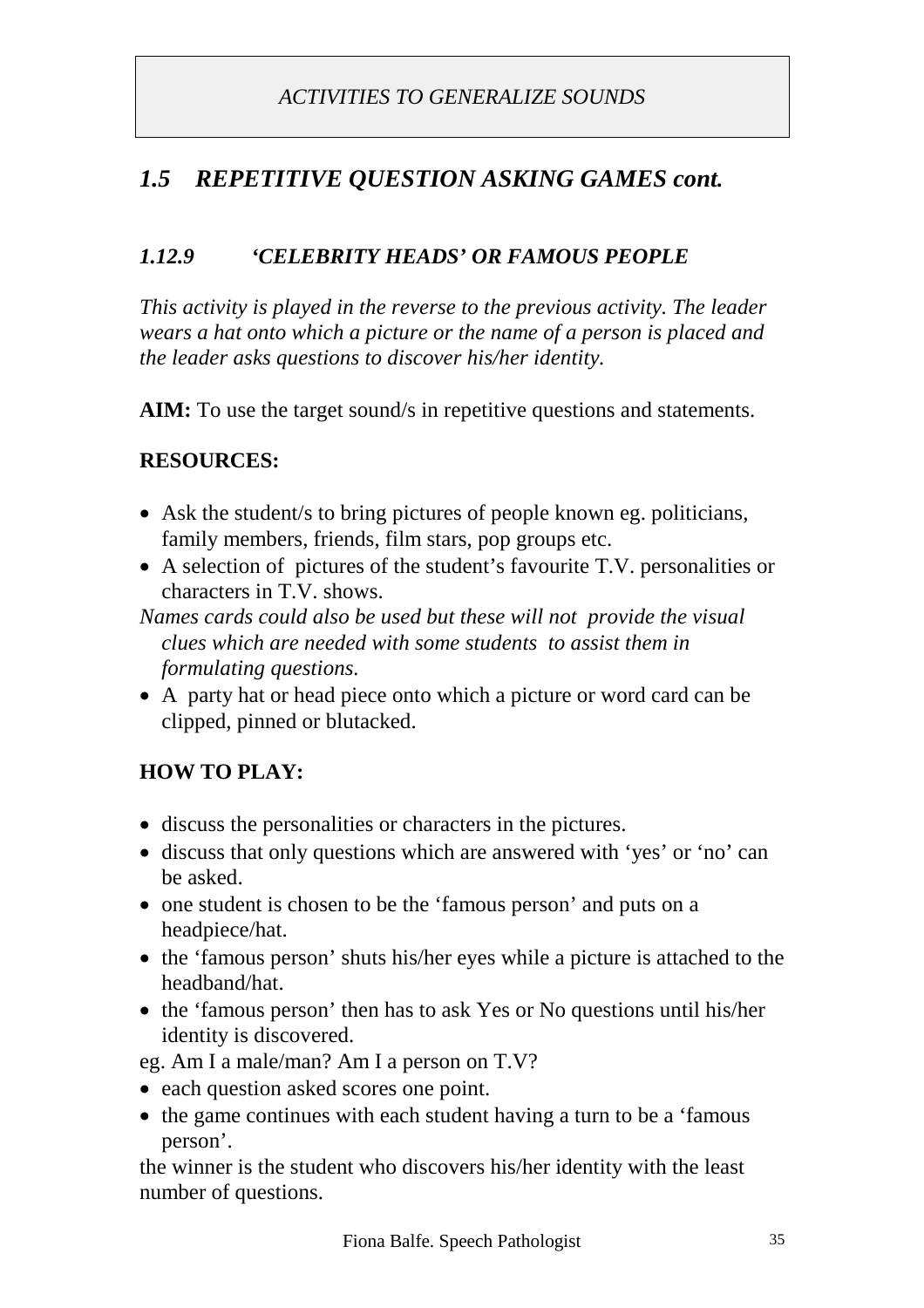*ACTIVITIES TO GENERALIZE SOUNDS*

## *1.5 REPETITIVE QUESTION ASKING GAMES cont.*

### *1.12.9 'CELEBRITY HEADS' OR FAMOUS PEOPLE*

*This activity is played in the reverse to the previous activity. The leader wears a hat onto which a picture or the name of a person is placed and the leader asks questions to discover his/her identity.*

**AIM:** To use the target sound/s in repetitive questions and statements.

**RESOURCES:**

- Ask the student/s to bring pictures of people known eg. politicians, family members, friends, film stars, pop groups etc.
- A selection of pictures of the student's favourite T.V. personalities or characters in T.V. shows.

*Names cards could also be used but these will not provide the visual clues which are needed with some students to assist them in formulating questions.*

- A party hat or head piece onto which a picture or word card can be clipped, pinned or blutacked.

**HOW TO PLAY:**

- discuss the personalities or characters in the pictures.
- discuss that only questions which are answered with 'yes' or 'no' can be asked.
- one student is chosen to be the 'famous person' and puts on a headpiece/hat.
- the 'famous person' shuts his/her eyes while a picture is attached to the headband/hat.
- the 'famous person' then has to ask Yes or No questions until his/her identity is discovered.

eg. Am I a male/man? Am I a person on T.V?

- each question asked scores one point.
- the game continues with each student having a turn to be a 'famous person'.

the winner is the student who discovers his/her identity with the least number of questions.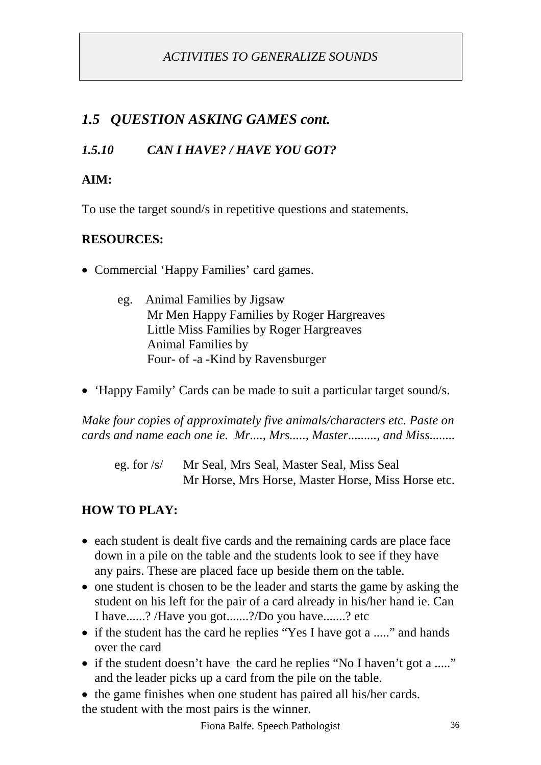*ACTIVITIES TO GENERALIZE SOUNDS*

## *1.5 QUESTION ASKING GAMES cont.*

### *1.5.10 CAN I HAVE? / HAVE YOU GOT?*

**AIM:**

To use the target sound/s in repetitive questions and statements.

**RESOURCES:**

- Commercial 'Happy Families' card games.

  eg. Animal Families by Jigsaw
  Mr Men Happy Families by Roger Hargreaves
  Little Miss Families by Roger Hargreaves
  Animal Families by
  Four- of -a -Kind by Ravensburger

- 'Happy Family' Cards can be made to suit a particular target sound/s.

*Make four copies of approximately five animals/characters etc. Paste on cards and name each one ie. Mr...., Mrs....., Master........., and Miss........*

eg. for /s/ Mr Seal, Mrs Seal, Master Seal, Miss Seal
Mr Horse, Mrs Horse, Master Horse, Miss Horse etc.

**HOW TO PLAY:**

- each student is dealt five cards and the remaining cards are place face down in a pile on the table and the students look to see if they have any pairs. These are placed face up beside them on the table.
- one student is chosen to be the leader and starts the game by asking the student on his left for the pair of a card already in his/her hand ie. Can I have......? /Have you got.......?/Do you have.......? etc
- if the student has the card he replies "Yes I have got a ....." and hands over the card
- if the student doesn't have the card he replies "No I haven't got a ....." and the leader picks up a card from the pile on the table.
- the game finishes when one student has paired all his/her cards.

the student with the most pairs is the winner.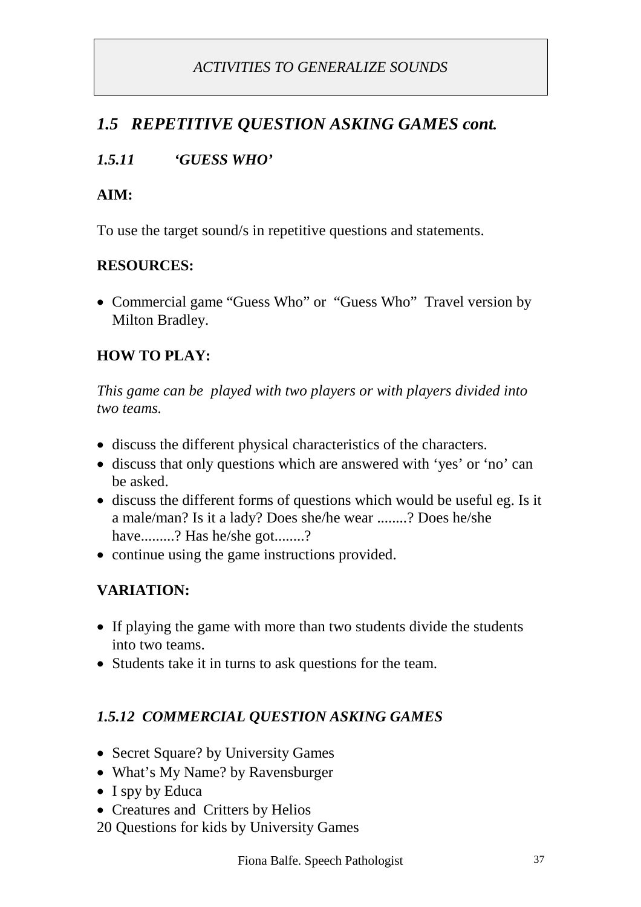*ACTIVITIES TO GENERALIZE SOUNDS*

## *1.5 REPETITIVE QUESTION ASKING GAMES cont.*

### *1.5.11 'GUESS WHO'*

**AIM:**

To use the target sound/s in repetitive questions and statements.

**RESOURCES:**

- Commercial game "Guess Who" or "Guess Who" Travel version by Milton Bradley.

**HOW TO PLAY:**

*This game can be played with two players or with players divided into two teams.*

- discuss the different physical characteristics of the characters.
- discuss that only questions which are answered with 'yes' or 'no' can be asked.
- discuss the different forms of questions which would be useful eg. Is it a male/man? Is it a lady? Does she/he wear ........? Does he/she have.........? Has he/she got........?
- continue using the game instructions provided.

**VARIATION:**

- If playing the game with more than two students divide the students into two teams.
- Students take it in turns to ask questions for the team.

### *1.5.12 COMMERCIAL QUESTION ASKING GAMES*

- Secret Square? by University Games
- What's My Name? by Ravensburger
- I spy by Educa
- Creatures and Critters by Helios

20 Questions for kids by University Games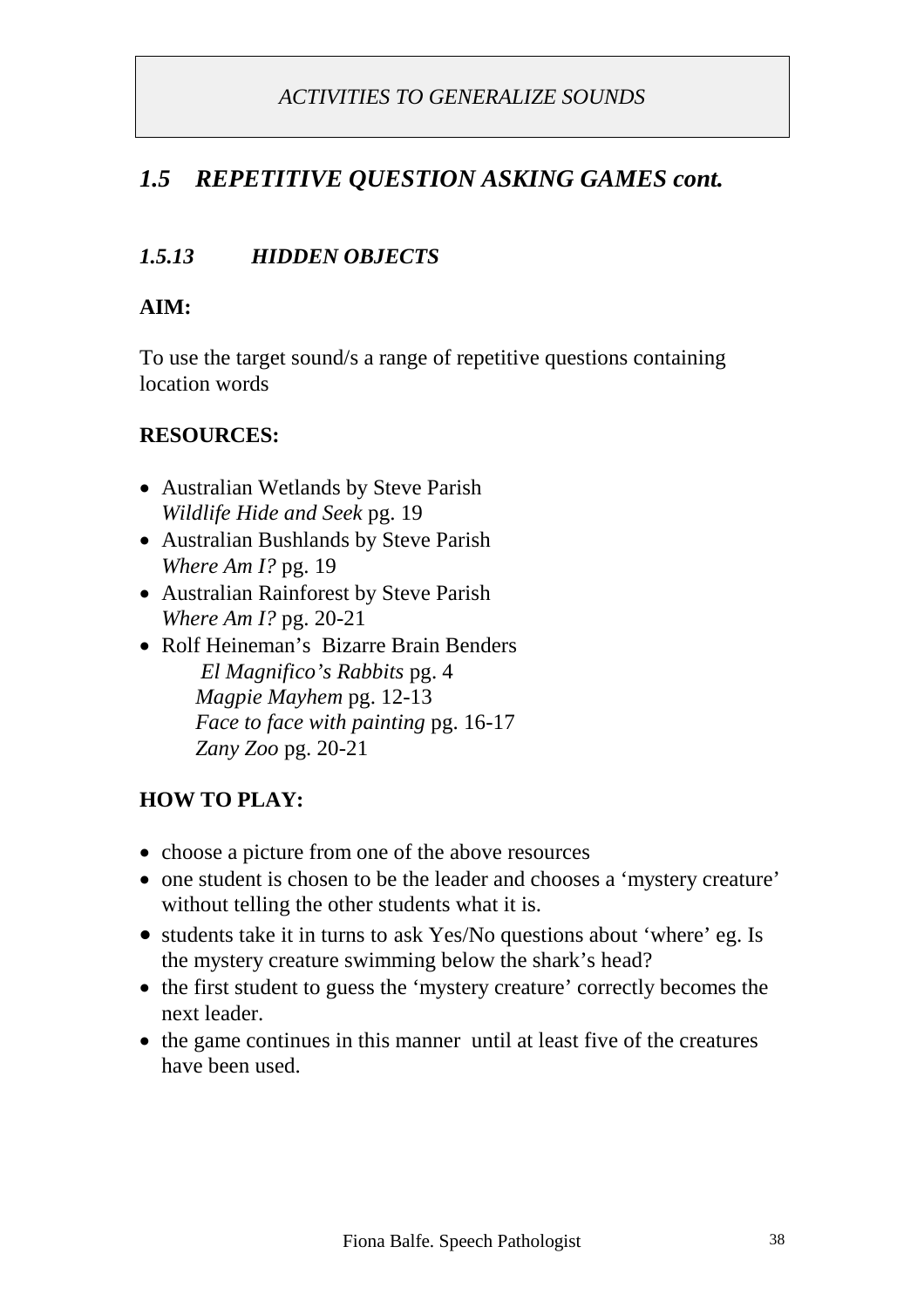*ACTIVITIES TO GENERALIZE SOUNDS*

## *1.5 REPETITIVE QUESTION ASKING GAMES cont.*

### *1.5.13 HIDDEN OBJECTS*

**AIM:**

To use the target sound/s a range of repetitive questions containing location words

**RESOURCES:**

- Australian Wetlands by Steve Parish
  *Wildlife Hide and Seek* pg. 19
- Australian Bushlands by Steve Parish
  *Where Am I?* pg. 19
- Australian Rainforest by Steve Parish
  *Where Am I?* pg. 20-21
- Rolf Heineman's Bizarre Brain Benders
  *El Magnifico's Rabbits* pg. 4
  *Magpie Mayhem* pg. 12-13
  *Face to face with painting* pg. 16-17
  *Zany Zoo* pg. 20-21

**HOW TO PLAY:**

- choose a picture from one of the above resources
- one student is chosen to be the leader and chooses a 'mystery creature' without telling the other students what it is.
- students take it in turns to ask Yes/No questions about 'where' eg. Is the mystery creature swimming below the shark's head?
- the first student to guess the 'mystery creature' correctly becomes the next leader.
- the game continues in this manner until at least five of the creatures have been used.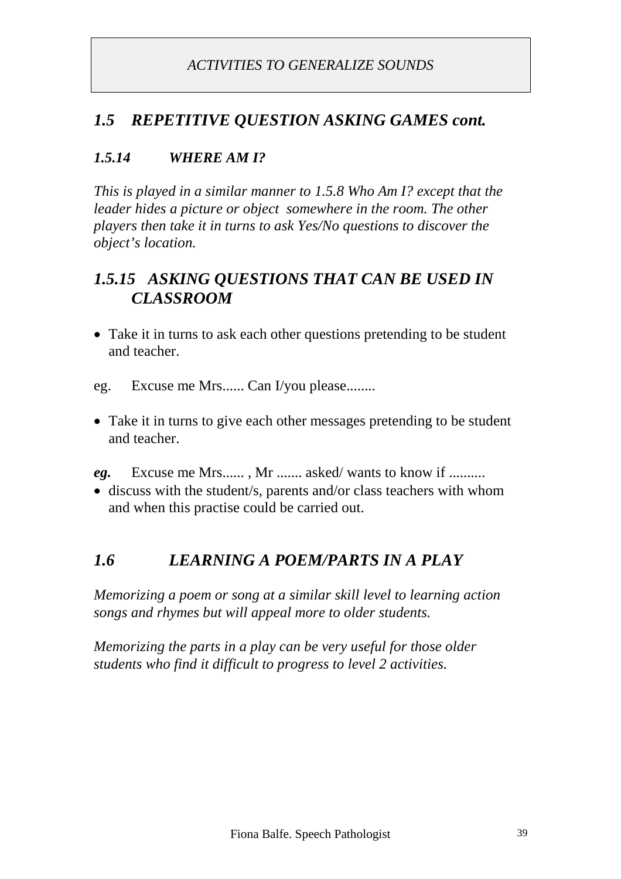*ACTIVITIES TO GENERALIZE SOUNDS*

## *1.5 REPETITIVE QUESTION ASKING GAMES cont.*

### *1.5.14 WHERE AM I?*

*This is played in a similar manner to 1.5.8 Who Am I? except that the leader hides a picture or object somewhere in the room. The other players then take it in turns to ask Yes/No questions to discover the object's location.*

## *1.5.15 ASKING QUESTIONS THAT CAN BE USED IN CLASSROOM*

- Take it in turns to ask each other questions pretending to be student and teacher.

eg. Excuse me Mrs...... Can I/you please........

- Take it in turns to give each other messages pretending to be student and teacher.

***eg.*** Excuse me Mrs...... , Mr ....... asked/ wants to know if ..........

- discuss with the student/s, parents and/or class teachers with whom and when this practise could be carried out.

## *1.6 LEARNING A POEM/PARTS IN A PLAY*

*Memorizing a poem or song at a similar skill level to learning action songs and rhymes but will appeal more to older students.*

*Memorizing the parts in a play can be very useful for those older students who find it difficult to progress to level 2 activities.*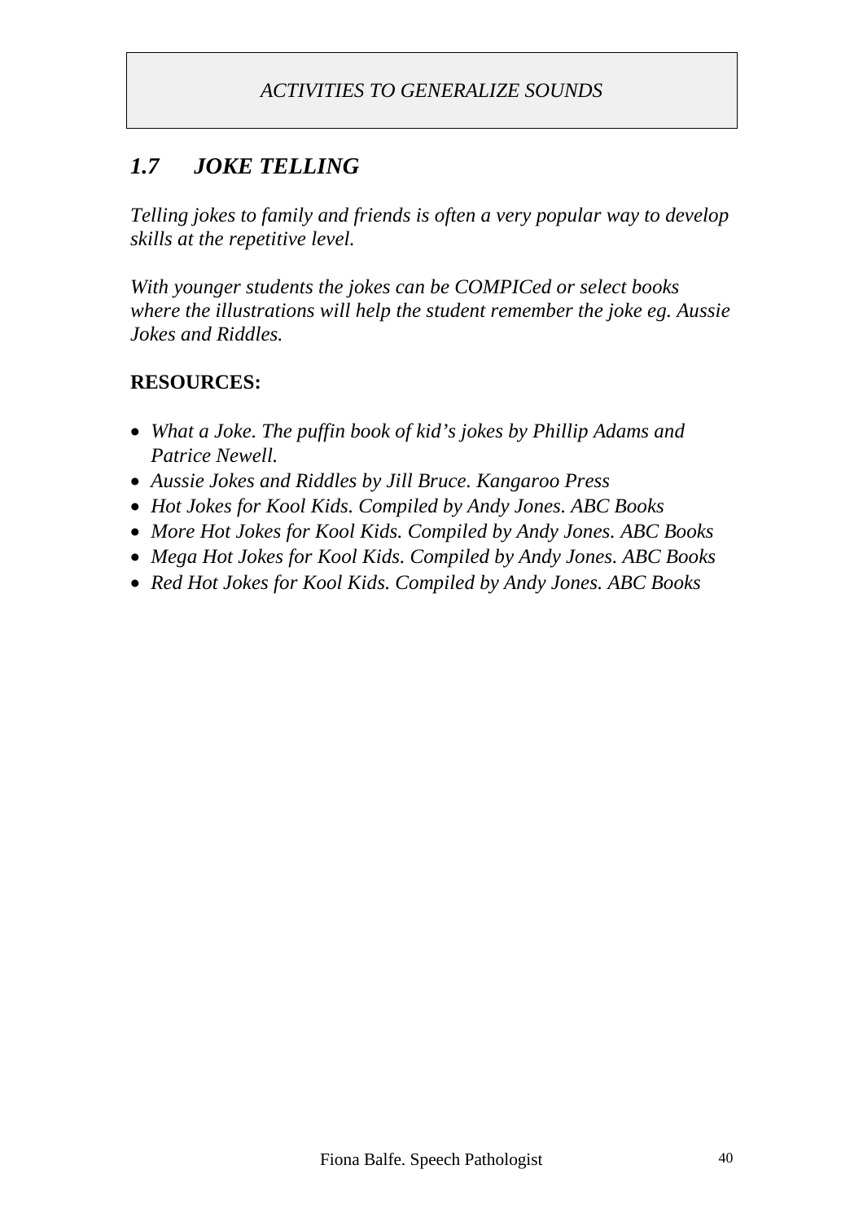*ACTIVITIES TO GENERALIZE SOUNDS*

## *1.7 JOKE TELLING*

*Telling jokes to family and friends is often a very popular way to develop skills at the repetitive level.*

*With younger students the jokes can be COMPICed or select books where the illustrations will help the student remember the joke eg. Aussie Jokes and Riddles.*

**RESOURCES:**

- *What a Joke. The puffin book of kid's jokes by Phillip Adams and Patrice Newell.*
- *Aussie Jokes and Riddles by Jill Bruce. Kangaroo Press*
- *Hot Jokes for Kool Kids. Compiled by Andy Jones. ABC Books*
- *More Hot Jokes for Kool Kids. Compiled by Andy Jones. ABC Books*
- *Mega Hot Jokes for Kool Kids. Compiled by Andy Jones. ABC Books*
- *Red Hot Jokes for Kool Kids. Compiled by Andy Jones. ABC Books*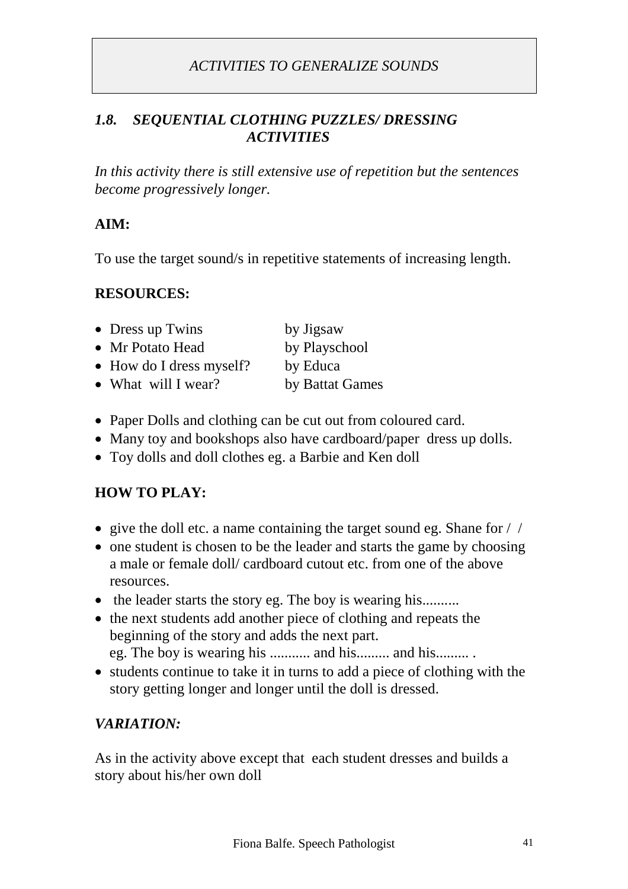# *ACTIVITIES TO GENERALIZE SOUNDS*

## *1.8. SEQUENTIAL CLOTHING PUZZLES/ DRESSING ACTIVITIES*

*In this activity there is still extensive use of repetition but the sentences become progressively longer.*

**AIM:**

To use the target sound/s in repetitive statements of increasing length.

**RESOURCES:**

- Dress up Twins by Jigsaw
- Mr Potato Head by Playschool
- How do I dress myself? by Educa
- What will I wear? by Battat Games

- Paper Dolls and clothing can be cut out from coloured card.
- Many toy and bookshops also have cardboard/paper dress up dolls.
- Toy dolls and doll clothes eg. a Barbie and Ken doll

**HOW TO PLAY:**

- give the doll etc. a name containing the target sound eg. Shane for /  /
- one student is chosen to be the leader and starts the game by choosing a male or female doll/ cardboard cutout etc. from one of the above resources.
- the leader starts the story eg. The boy is wearing his..........
- the next students add another piece of clothing and repeats the beginning of the story and adds the next part.
  eg. The boy is wearing his ........... and his......... and his......... .
- students continue to take it in turns to add a piece of clothing with the story getting longer and longer until the doll is dressed.

***VARIATION:***

As in the activity above except that each student dresses and builds a story about his/her own doll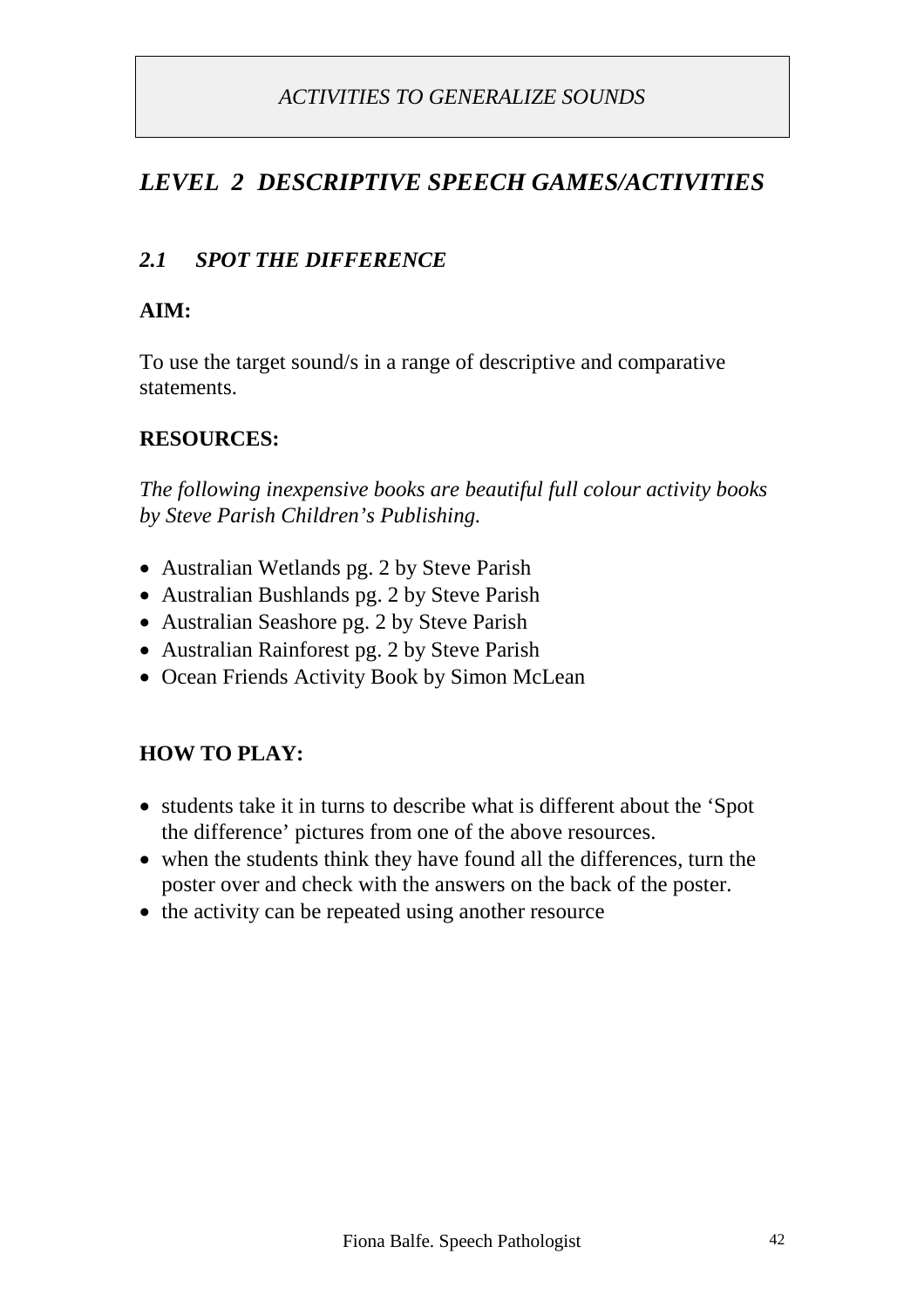*ACTIVITIES TO GENERALIZE SOUNDS*

# *LEVEL 2 DESCRIPTIVE SPEECH GAMES/ACTIVITIES*

## *2.1 SPOT THE DIFFERENCE*

**AIM:**

To use the target sound/s in a range of descriptive and comparative statements.

**RESOURCES:**

*The following inexpensive books are beautiful full colour activity books by Steve Parish Children's Publishing.*

- Australian Wetlands pg. 2 by Steve Parish
- Australian Bushlands pg. 2 by Steve Parish
- Australian Seashore pg. 2 by Steve Parish
- Australian Rainforest pg. 2 by Steve Parish
- Ocean Friends Activity Book by Simon McLean

**HOW TO PLAY:**

- students take it in turns to describe what is different about the 'Spot the difference' pictures from one of the above resources.
- when the students think they have found all the differences, turn the poster over and check with the answers on the back of the poster.
- the activity can be repeated using another resource

Fiona Balfe. Speech Pathologist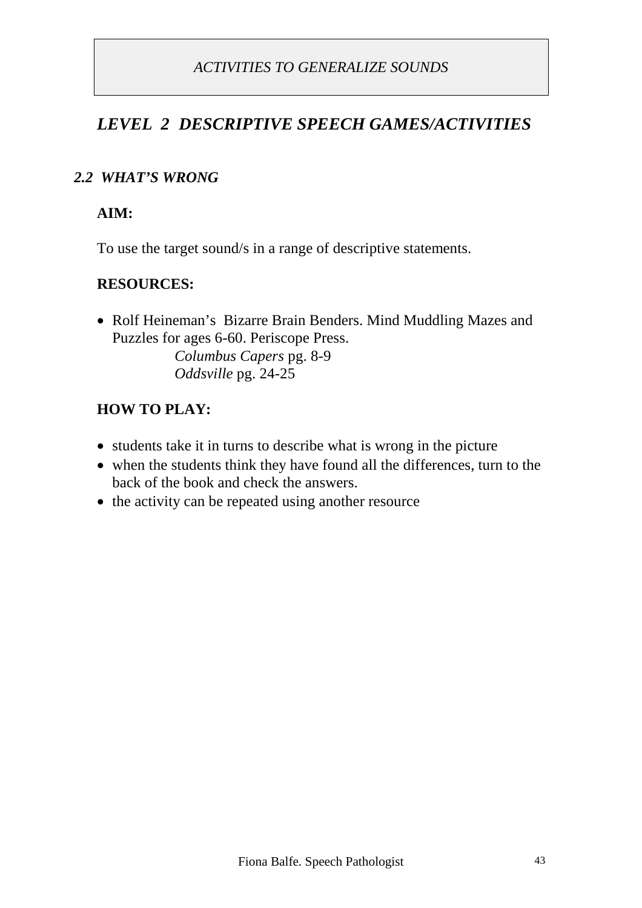*ACTIVITIES TO GENERALIZE SOUNDS*

## *LEVEL 2 DESCRIPTIVE SPEECH GAMES/ACTIVITIES*

### *2.2 WHAT'S WRONG*

**AIM:**

To use the target sound/s in a range of descriptive statements.

**RESOURCES:**

- Rolf Heineman's Bizarre Brain Benders. Mind Muddling Mazes and Puzzles for ages 6-60. Periscope Press.
  *Columbus Capers* pg. 8-9
  *Oddsville* pg. 24-25

**HOW TO PLAY:**

- students take it in turns to describe what is wrong in the picture
- when the students think they have found all the differences, turn to the back of the book and check the answers.
- the activity can be repeated using another resource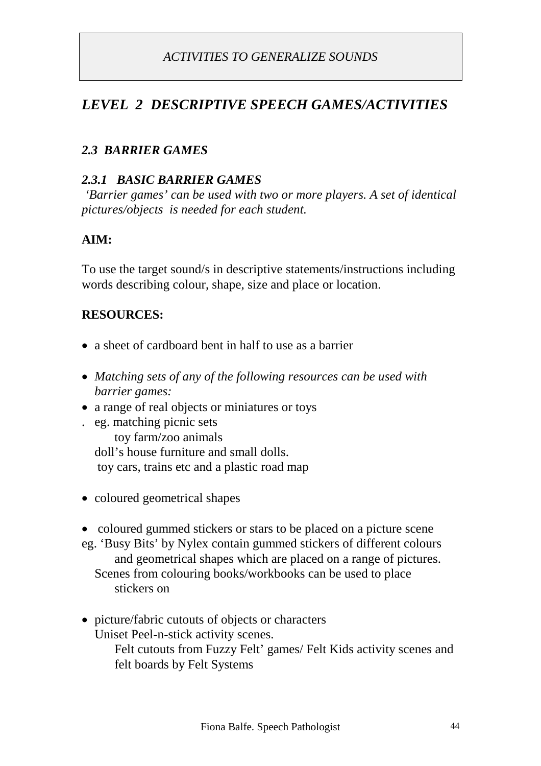*ACTIVITIES TO GENERALIZE SOUNDS*

## *LEVEL 2 DESCRIPTIVE SPEECH GAMES/ACTIVITIES*

### *2.3 BARRIER GAMES*

#### *2.3.1 BASIC BARRIER GAMES*

*'Barrier games' can be used with two or more players. A set of identical pictures/objects is needed for each student.*

**AIM:**

To use the target sound/s in descriptive statements/instructions including words describing colour, shape, size and place or location.

**RESOURCES:**

- a sheet of cardboard bent in half to use as a barrier
- *Matching sets of any of the following resources can be used with barrier games:*
- a range of real objects or miniatures or toys
  eg. matching picnic sets
  toy farm/zoo animals
  doll's house furniture and small dolls.
  toy cars, trains etc and a plastic road map
- coloured geometrical shapes
- coloured gummed stickers or stars to be placed on a picture scene
  eg. 'Busy Bits' by Nylex contain gummed stickers of different colours and geometrical shapes which are placed on a range of pictures.
  Scenes from colouring books/workbooks can be used to place stickers on
- picture/fabric cutouts of objects or characters
  Uniset Peel-n-stick activity scenes.
  Felt cutouts from Fuzzy Felt' games/ Felt Kids activity scenes and felt boards by Felt Systems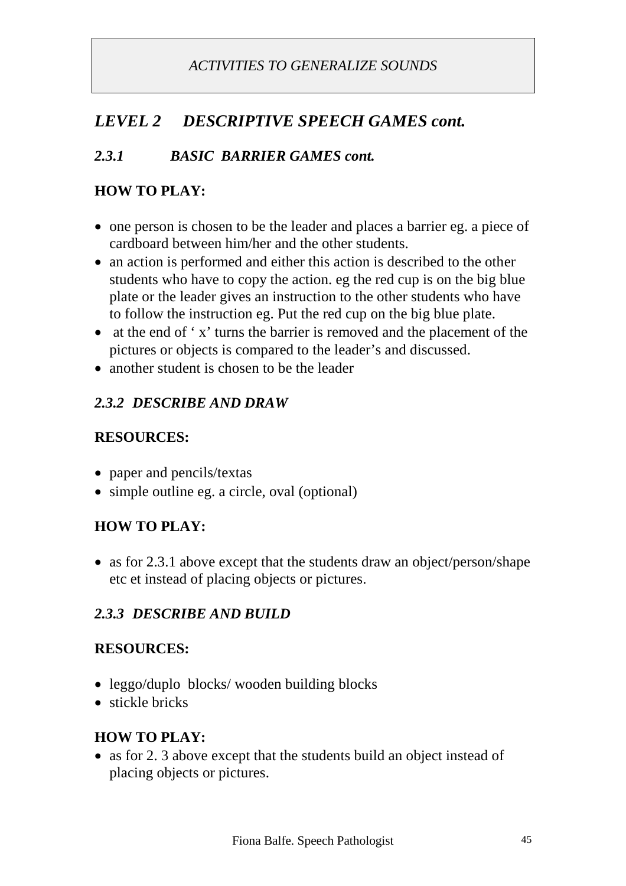*ACTIVITIES TO GENERALIZE SOUNDS*

## *LEVEL 2 DESCRIPTIVE SPEECH GAMES cont.*

### *2.3.1 BASIC BARRIER GAMES cont.*

**HOW TO PLAY:**

- one person is chosen to be the leader and places a barrier eg. a piece of cardboard between him/her and the other students.
- an action is performed and either this action is described to the other students who have to copy the action. eg the red cup is on the big blue plate or the leader gives an instruction to the other students who have to follow the instruction eg. Put the red cup on the big blue plate.
- at the end of ' x' turns the barrier is removed and the placement of the pictures or objects is compared to the leader's and discussed.
- another student is chosen to be the leader

### *2.3.2 DESCRIBE AND DRAW*

**RESOURCES:**

- paper and pencils/textas
- simple outline eg. a circle, oval (optional)

**HOW TO PLAY:**

- as for 2.3.1 above except that the students draw an object/person/shape etc et instead of placing objects or pictures.

### *2.3.3 DESCRIBE AND BUILD*

**RESOURCES:**

- leggo/duplo blocks/ wooden building blocks
- stickle bricks

**HOW TO PLAY:**

- as for 2. 3 above except that the students build an object instead of placing objects or pictures.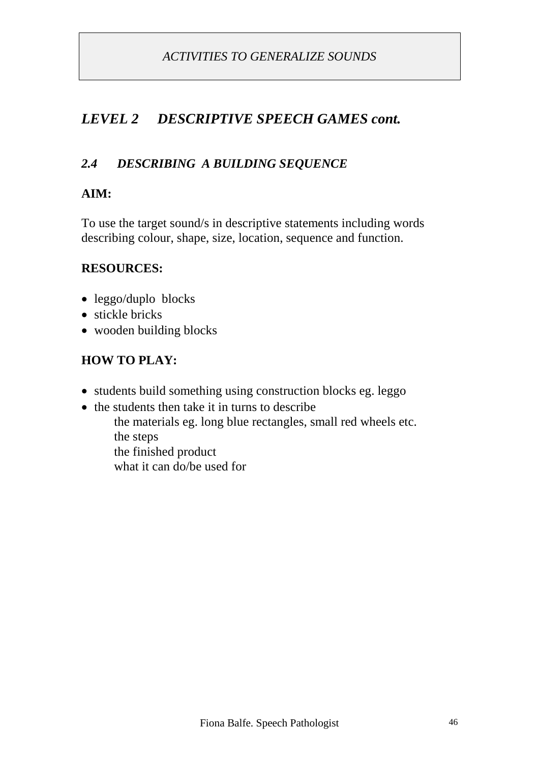*ACTIVITIES TO GENERALIZE SOUNDS*

## *LEVEL 2 DESCRIPTIVE SPEECH GAMES cont.*

### *2.4 DESCRIBING A BUILDING SEQUENCE*

**AIM:**

To use the target sound/s in descriptive statements including words describing colour, shape, size, location, sequence and function.

**RESOURCES:**

- leggo/duplo blocks
- stickle bricks
- wooden building blocks

**HOW TO PLAY:**

- students build something using construction blocks eg. leggo
- the students then take it in turns to describe
  - the materials eg. long blue rectangles, small red wheels etc.
  - the steps
  - the finished product
  - what it can do/be used for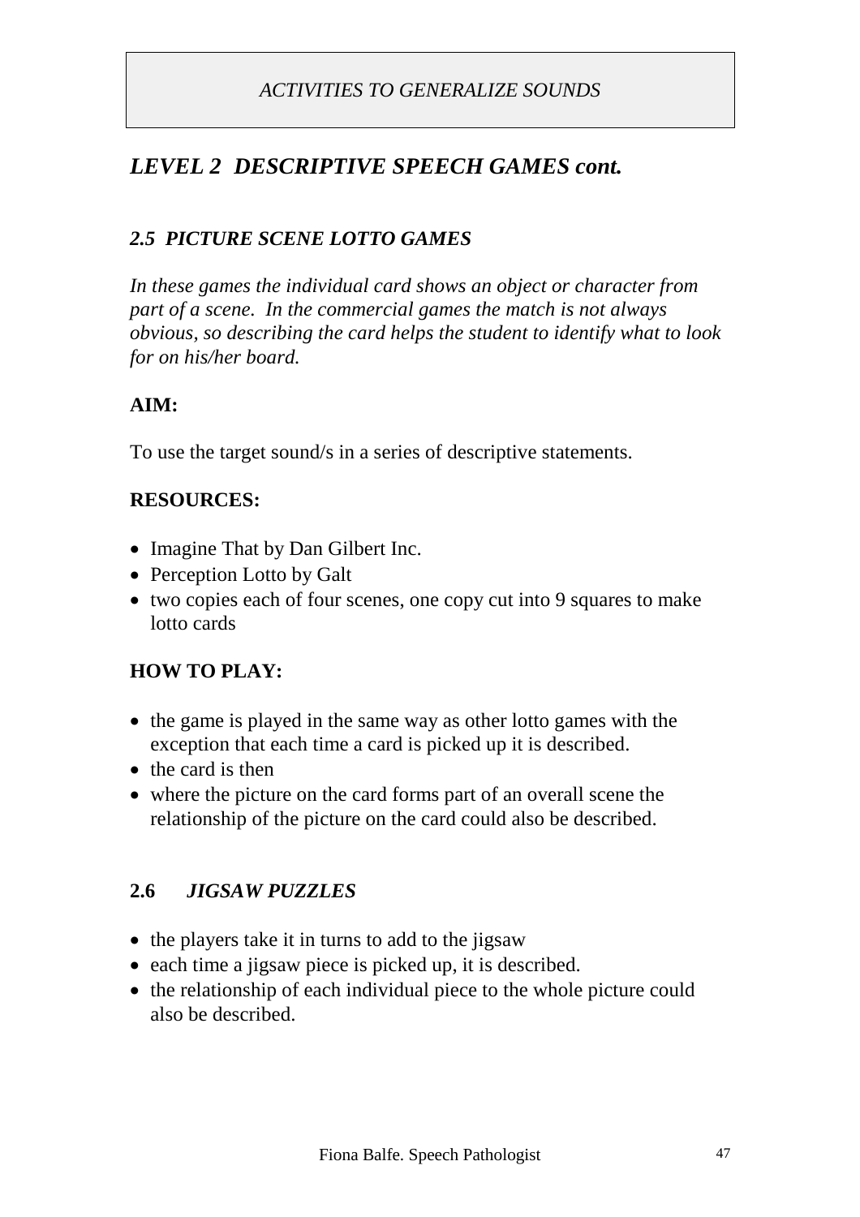*ACTIVITIES TO GENERALIZE SOUNDS*

## *LEVEL 2 DESCRIPTIVE SPEECH GAMES cont.*

### *2.5 PICTURE SCENE LOTTO GAMES*

*In these games the individual card shows an object or character from part of a scene. In the commercial games the match is not always obvious, so describing the card helps the student to identify what to look for on his/her board.*

**AIM:**

To use the target sound/s in a series of descriptive statements.

**RESOURCES:**

- Imagine That by Dan Gilbert Inc.
- Perception Lotto by Galt
- two copies each of four scenes, one copy cut into 9 squares to make lotto cards

**HOW TO PLAY:**

- the game is played in the same way as other lotto games with the exception that each time a card is picked up it is described.
- the card is then
- where the picture on the card forms part of an overall scene the relationship of the picture on the card could also be described.

### **2.6** *JIGSAW PUZZLES*

- the players take it in turns to add to the jigsaw
- each time a jigsaw piece is picked up, it is described.
- the relationship of each individual piece to the whole picture could also be described.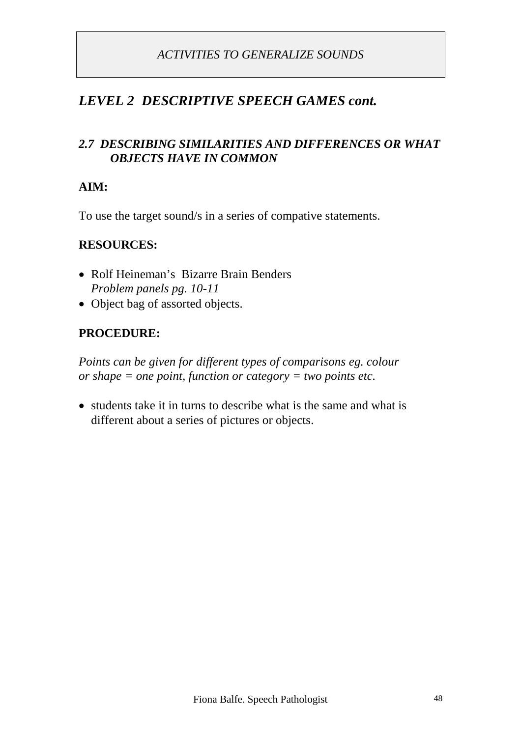*ACTIVITIES TO GENERALIZE SOUNDS*

## *LEVEL 2 DESCRIPTIVE SPEECH GAMES cont.*

### *2.7 DESCRIBING SIMILARITIES AND DIFFERENCES OR WHAT OBJECTS HAVE IN COMMON*

**AIM:**

To use the target sound/s in a series of compative statements.

**RESOURCES:**

- Rolf Heineman's Bizarre Brain Benders
  *Problem panels pg. 10-11*
- Object bag of assorted objects.

**PROCEDURE:**

*Points can be given for different types of comparisons eg. colour or shape = one point, function or category = two points etc.*

- students take it in turns to describe what is the same and what is different about a series of pictures or objects.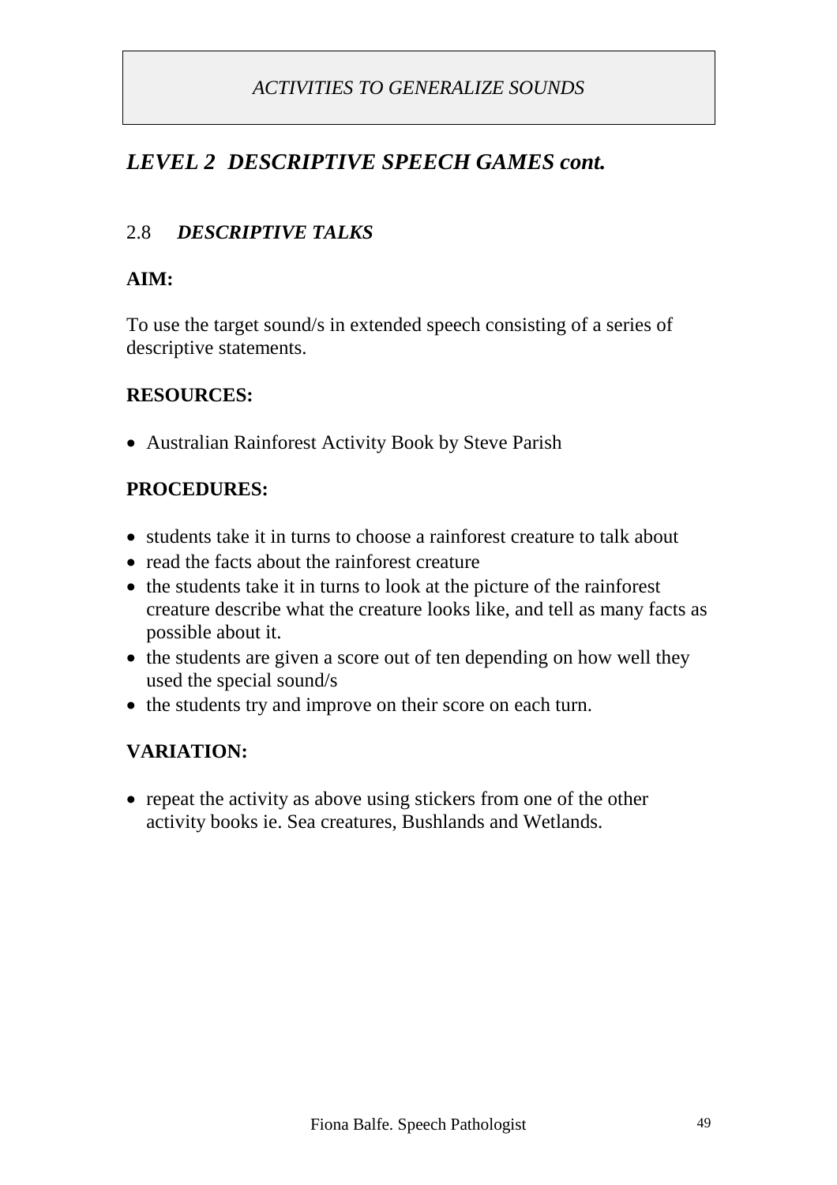*ACTIVITIES TO GENERALIZE SOUNDS*

## *LEVEL 2 DESCRIPTIVE SPEECH GAMES cont.*

### 2.8 ***DESCRIPTIVE TALKS***

**AIM:**

To use the target sound/s in extended speech consisting of a series of descriptive statements.

**RESOURCES:**

- Australian Rainforest Activity Book by Steve Parish

**PROCEDURES:**

- students take it in turns to choose a rainforest creature to talk about
- read the facts about the rainforest creature
- the students take it in turns to look at the picture of the rainforest creature describe what the creature looks like, and tell as many facts as possible about it.
- the students are given a score out of ten depending on how well they used the special sound/s
- the students try and improve on their score on each turn.

**VARIATION:**

- repeat the activity as above using stickers from one of the other activity books ie. Sea creatures, Bushlands and Wetlands.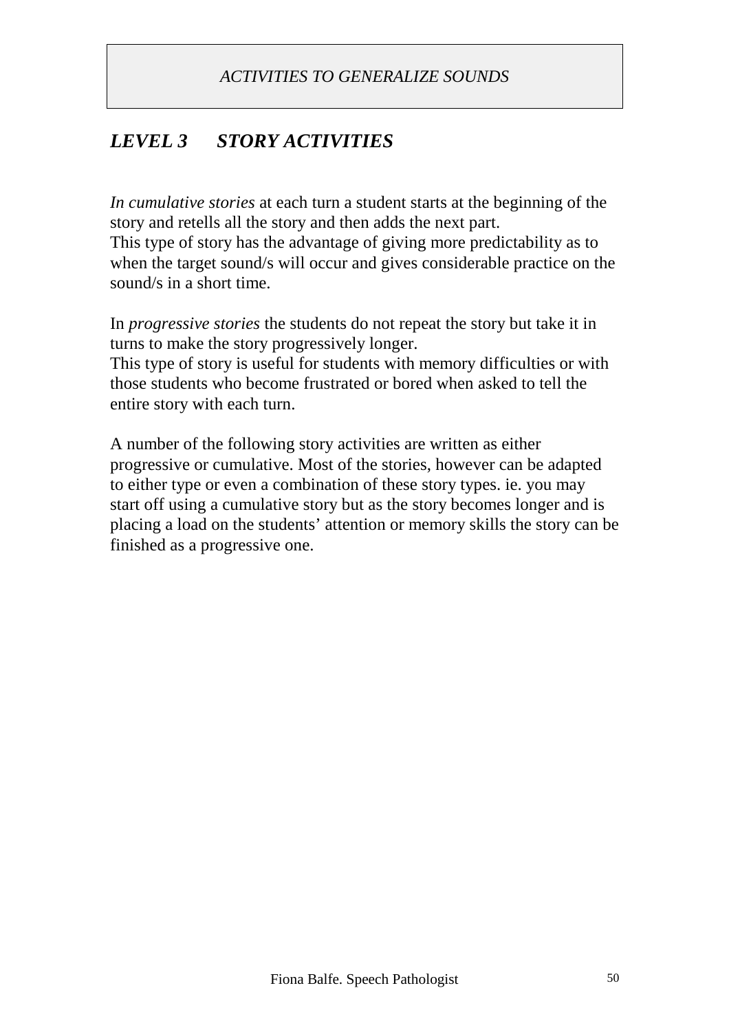*ACTIVITIES TO GENERALIZE SOUNDS*

## *LEVEL 3 STORY ACTIVITIES*

*In cumulative stories* at each turn a student starts at the beginning of the story and retells all the story and then adds the next part.
This type of story has the advantage of giving more predictability as to when the target sound/s will occur and gives considerable practice on the sound/s in a short time.

In *progressive stories* the students do not repeat the story but take it in turns to make the story progressively longer.
This type of story is useful for students with memory difficulties or with those students who become frustrated or bored when asked to tell the entire story with each turn.

A number of the following story activities are written as either progressive or cumulative. Most of the stories, however can be adapted to either type or even a combination of these story types. ie. you may start off using a cumulative story but as the story becomes longer and is placing a load on the students' attention or memory skills the story can be finished as a progressive one.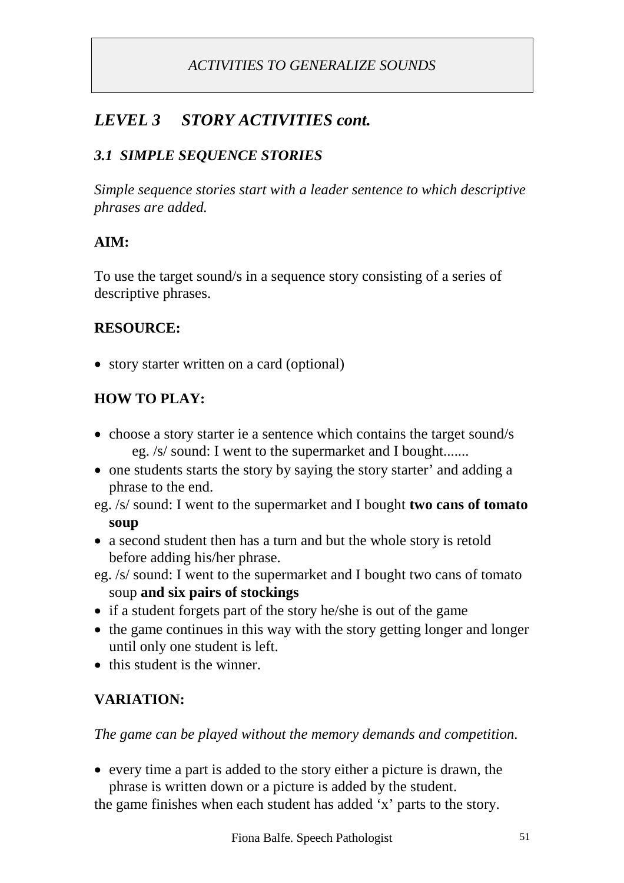*ACTIVITIES TO GENERALIZE SOUNDS*

## *LEVEL 3 STORY ACTIVITIES cont.*

### *3.1 SIMPLE SEQUENCE STORIES*

*Simple sequence stories start with a leader sentence to which descriptive phrases are added.*

**AIM:**

To use the target sound/s in a sequence story consisting of a series of descriptive phrases.

**RESOURCE:**

- story starter written on a card (optional)

**HOW TO PLAY:**

- choose a story starter ie a sentence which contains the target sound/s
  eg. /s/ sound: I went to the supermarket and I bought.......
- one students starts the story by saying the story starter' and adding a phrase to the end.

eg. /s/ sound: I went to the supermarket and I bought **two cans of tomato soup**

- a second student then has a turn and but the whole story is retold before adding his/her phrase.

eg. /s/ sound: I went to the supermarket and I bought two cans of tomato soup **and six pairs of stockings**

- if a student forgets part of the story he/she is out of the game
- the game continues in this way with the story getting longer and longer until only one student is left.
- this student is the winner.

**VARIATION:**

*The game can be played without the memory demands and competition.*

- every time a part is added to the story either a picture is drawn, the phrase is written down or a picture is added by the student.

the game finishes when each student has added 'x' parts to the story.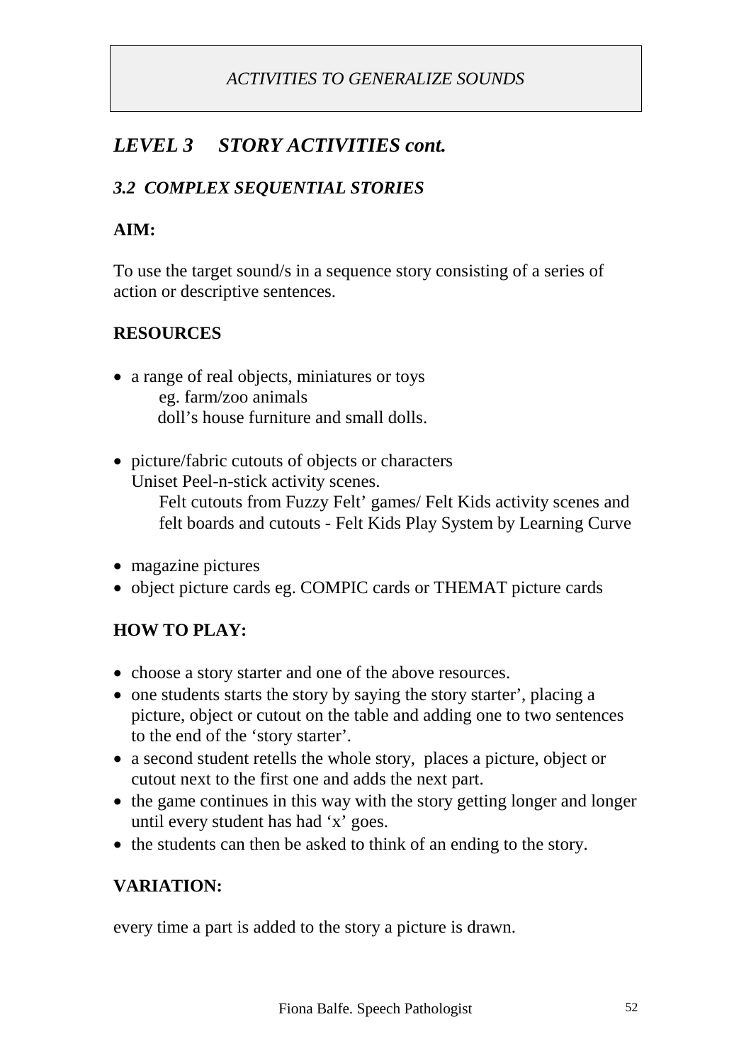*ACTIVITIES TO GENERALIZE SOUNDS*

## *LEVEL 3 STORY ACTIVITIES cont.*

### *3.2 COMPLEX SEQUENTIAL STORIES*

**AIM:**

To use the target sound/s in a sequence story consisting of a series of action or descriptive sentences.

**RESOURCES**

- a range of real objects, miniatures or toys
  eg. farm/zoo animals
  doll's house furniture and small dolls.

- picture/fabric cutouts of objects or characters
  Uniset Peel-n-stick activity scenes.
  Felt cutouts from Fuzzy Felt' games/ Felt Kids activity scenes and felt boards and cutouts - Felt Kids Play System by Learning Curve

- magazine pictures
- object picture cards eg. COMPIC cards or THEMAT picture cards

**HOW TO PLAY:**

- choose a story starter and one of the above resources.
- one students starts the story by saying the story starter', placing a picture, object or cutout on the table and adding one to two sentences to the end of the 'story starter'.
- a second student retells the whole story, places a picture, object or cutout next to the first one and adds the next part.
- the game continues in this way with the story getting longer and longer until every student has had 'x' goes.
- the students can then be asked to think of an ending to the story.

**VARIATION:**

every time a part is added to the story a picture is drawn.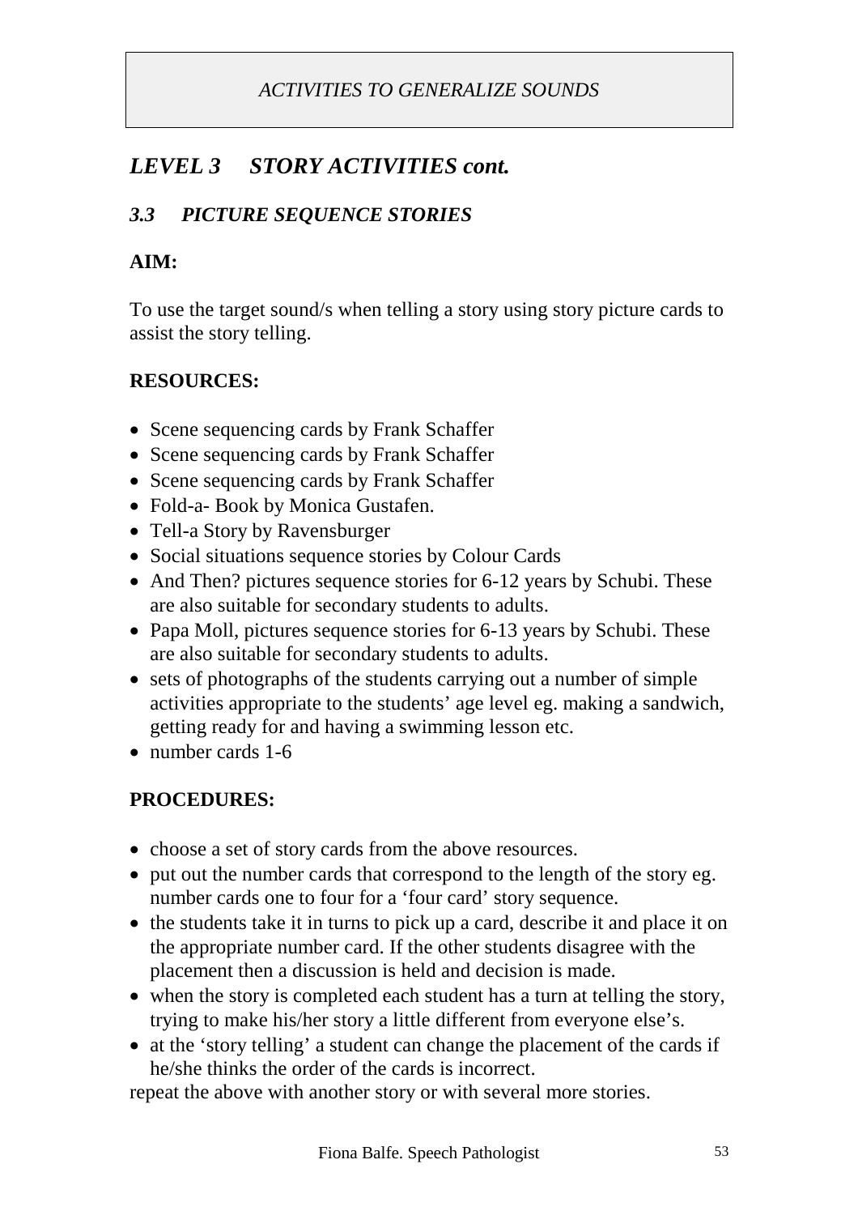*ACTIVITIES TO GENERALIZE SOUNDS*

## *LEVEL 3 STORY ACTIVITIES cont.*

### *3.3 PICTURE SEQUENCE STORIES*

**AIM:**

To use the target sound/s when telling a story using story picture cards to assist the story telling.

**RESOURCES:**

- Scene sequencing cards by Frank Schaffer
- Scene sequencing cards by Frank Schaffer
- Scene sequencing cards by Frank Schaffer
- Fold-a- Book by Monica Gustafen.
- Tell-a Story by Ravensburger
- Social situations sequence stories by Colour Cards
- And Then? pictures sequence stories for 6-12 years by Schubi. These are also suitable for secondary students to adults.
- Papa Moll, pictures sequence stories for 6-13 years by Schubi. These are also suitable for secondary students to adults.
- sets of photographs of the students carrying out a number of simple activities appropriate to the students' age level eg. making a sandwich, getting ready for and having a swimming lesson etc.
- number cards 1-6

**PROCEDURES:**

- choose a set of story cards from the above resources.
- put out the number cards that correspond to the length of the story eg. number cards one to four for a 'four card' story sequence.
- the students take it in turns to pick up a card, describe it and place it on the appropriate number card. If the other students disagree with the placement then a discussion is held and decision is made.
- when the story is completed each student has a turn at telling the story, trying to make his/her story a little different from everyone else's.
- at the 'story telling' a student can change the placement of the cards if he/she thinks the order of the cards is incorrect.

repeat the above with another story or with several more stories.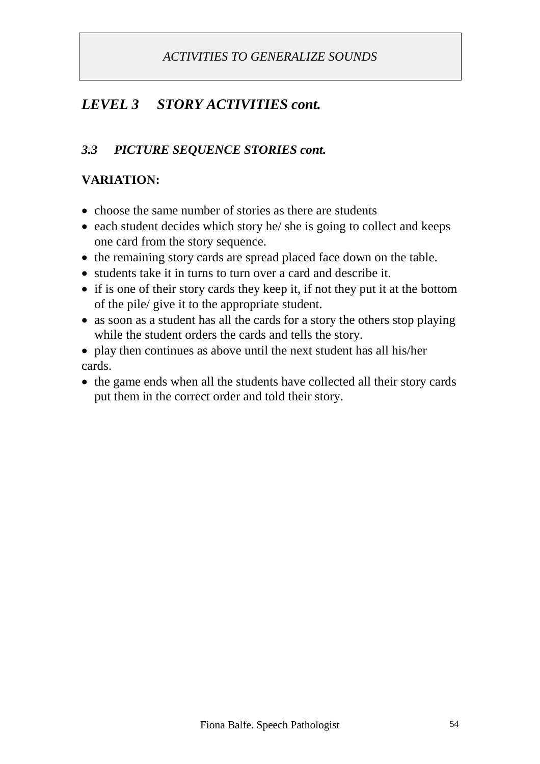*ACTIVITIES TO GENERALIZE SOUNDS*

## *LEVEL 3 STORY ACTIVITIES cont.*

### *3.3 PICTURE SEQUENCE STORIES cont.*

**VARIATION:**

- choose the same number of stories as there are students
- each student decides which story he/ she is going to collect and keeps one card from the story sequence.
- the remaining story cards are spread placed face down on the table.
- students take it in turns to turn over a card and describe it.
- if is one of their story cards they keep it, if not they put it at the bottom of the pile/ give it to the appropriate student.
- as soon as a student has all the cards for a story the others stop playing while the student orders the cards and tells the story.
- play then continues as above until the next student has all his/her cards.
- the game ends when all the students have collected all their story cards put them in the correct order and told their story.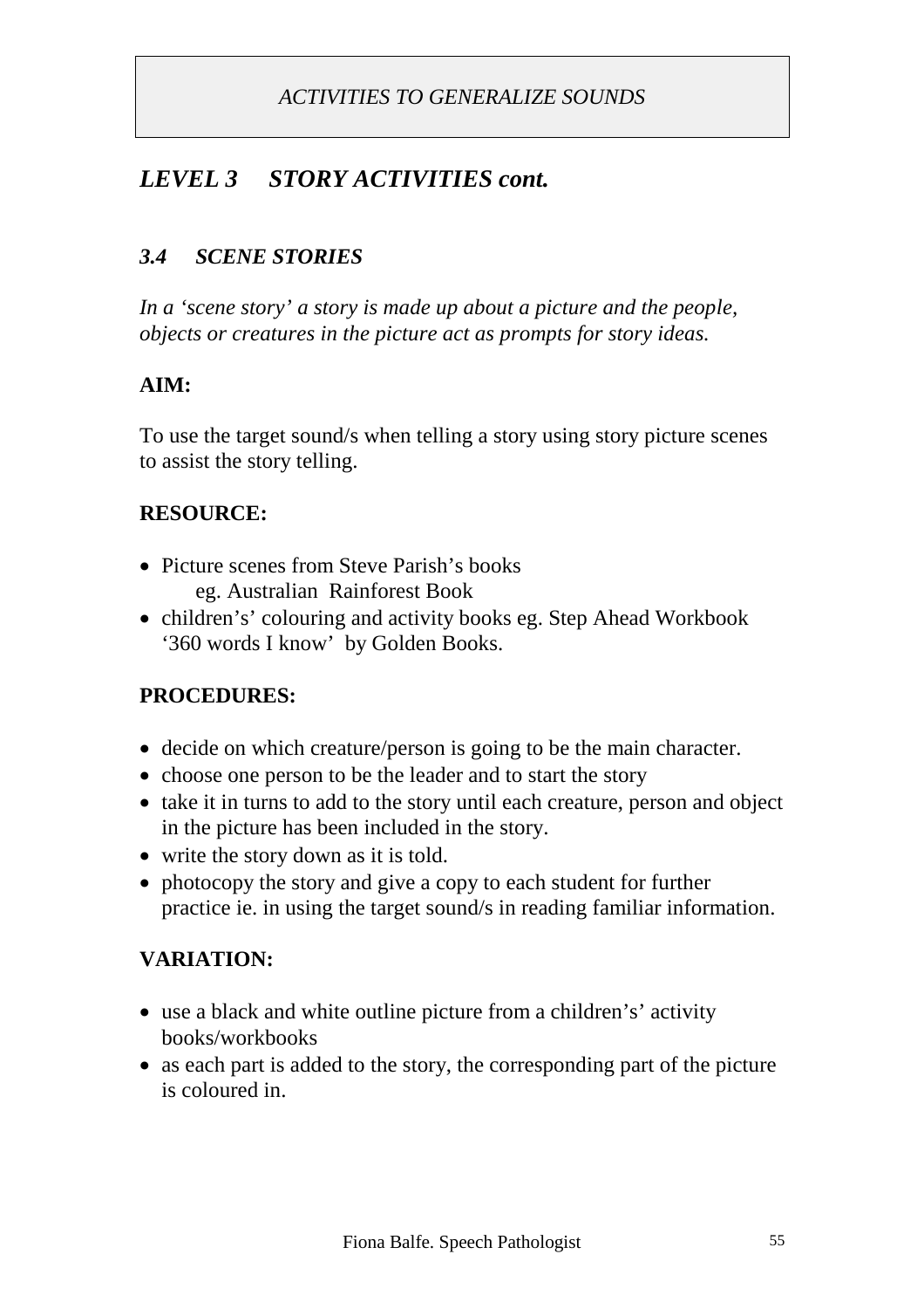*ACTIVITIES TO GENERALIZE SOUNDS*

## *LEVEL 3 STORY ACTIVITIES cont.*

### *3.4 SCENE STORIES*

*In a 'scene story' a story is made up about a picture and the people, objects or creatures in the picture act as prompts for story ideas.*

**AIM:**

To use the target sound/s when telling a story using story picture scenes to assist the story telling.

**RESOURCE:**

- Picture scenes from Steve Parish's books
  eg. Australian Rainforest Book
- children's' colouring and activity books eg. Step Ahead Workbook '360 words I know' by Golden Books.

**PROCEDURES:**

- decide on which creature/person is going to be the main character.
- choose one person to be the leader and to start the story
- take it in turns to add to the story until each creature, person and object in the picture has been included in the story.
- write the story down as it is told.
- photocopy the story and give a copy to each student for further practice ie. in using the target sound/s in reading familiar information.

**VARIATION:**

- use a black and white outline picture from a children's' activity books/workbooks
- as each part is added to the story, the corresponding part of the picture is coloured in.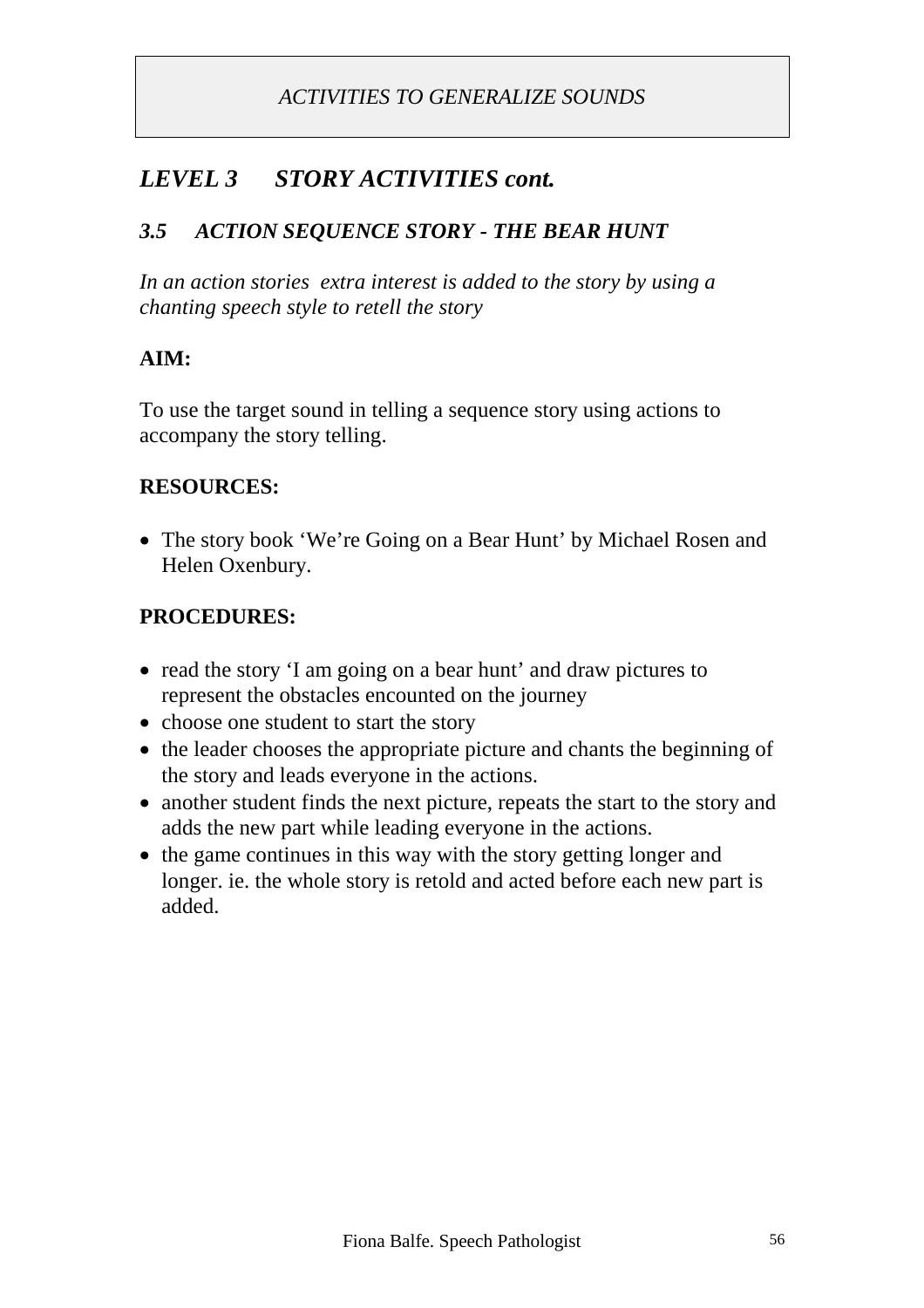*ACTIVITIES TO GENERALIZE SOUNDS*

## *LEVEL 3 STORY ACTIVITIES cont.*

### *3.5 ACTION SEQUENCE STORY - THE BEAR HUNT*

*In an action stories extra interest is added to the story by using a chanting speech style to retell the story*

**AIM:**

To use the target sound in telling a sequence story using actions to accompany the story telling.

**RESOURCES:**

- The story book 'We're Going on a Bear Hunt' by Michael Rosen and Helen Oxenbury.

**PROCEDURES:**

- read the story 'I am going on a bear hunt' and draw pictures to represent the obstacles encounted on the journey
- choose one student to start the story
- the leader chooses the appropriate picture and chants the beginning of the story and leads everyone in the actions.
- another student finds the next picture, repeats the start to the story and adds the new part while leading everyone in the actions.
- the game continues in this way with the story getting longer and longer. ie. the whole story is retold and acted before each new part is added.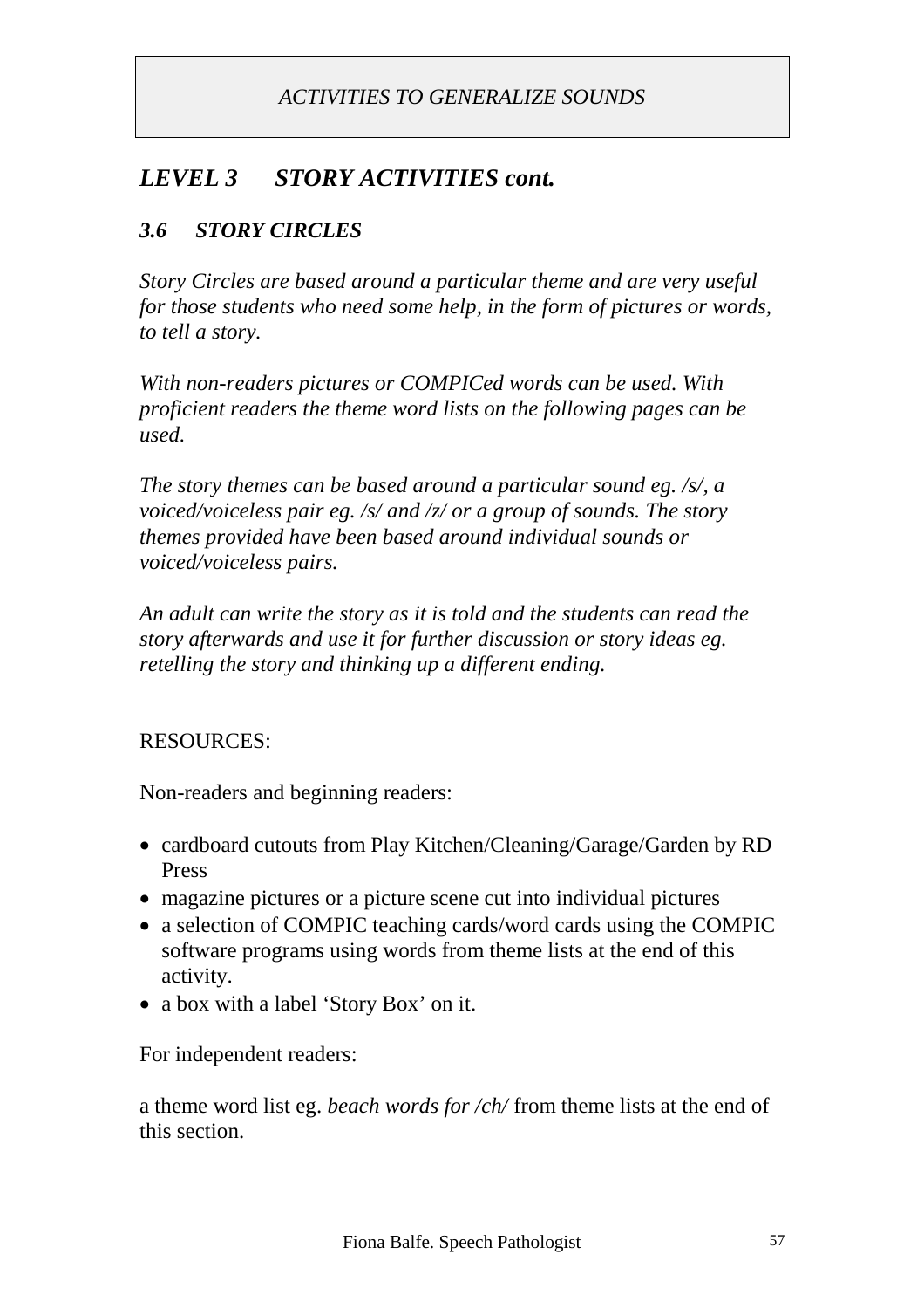*ACTIVITIES TO GENERALIZE SOUNDS*

## *LEVEL 3 STORY ACTIVITIES cont.*

### *3.6 STORY CIRCLES*

*Story Circles are based around a particular theme and are very useful for those students who need some help, in the form of pictures or words, to tell a story.*

*With non-readers pictures or COMPICed words can be used. With proficient readers the theme word lists on the following pages can be used.*

*The story themes can be based around a particular sound eg. /s/, a voiced/voiceless pair eg. /s/ and /z/ or a group of sounds. The story themes provided have been based around individual sounds or voiced/voiceless pairs.*

*An adult can write the story as it is told and the students can read the story afterwards and use it for further discussion or story ideas eg. retelling the story and thinking up a different ending.*

RESOURCES:

Non-readers and beginning readers:

- cardboard cutouts from Play Kitchen/Cleaning/Garage/Garden by RD Press
- magazine pictures or a picture scene cut into individual pictures
- a selection of COMPIC teaching cards/word cards using the COMPIC software programs using words from theme lists at the end of this activity.
- a box with a label 'Story Box' on it.

For independent readers:

a theme word list eg. *beach words for /ch/* from theme lists at the end of this section.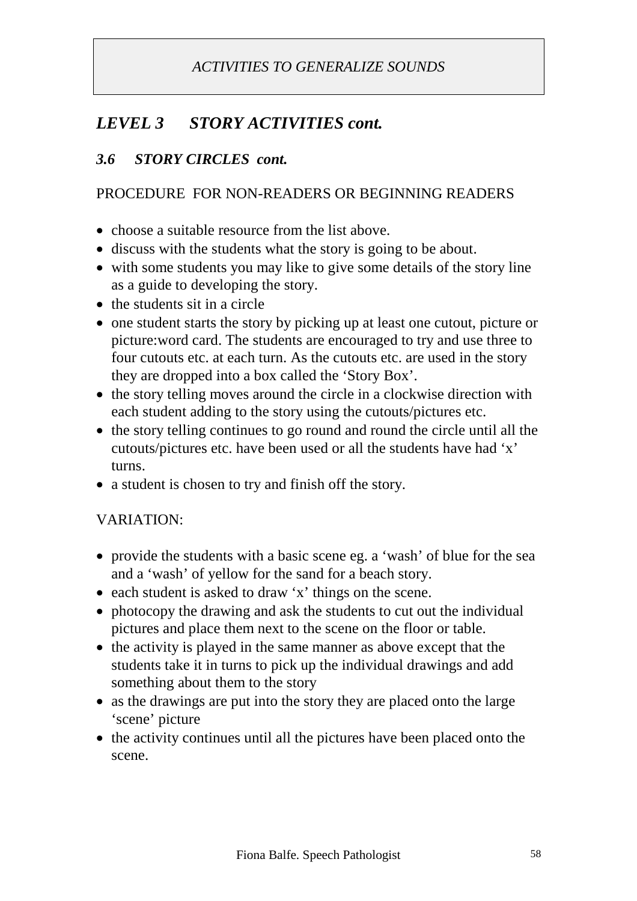*ACTIVITIES TO GENERALIZE SOUNDS*

## *LEVEL 3 STORY ACTIVITIES cont.*

### *3.6 STORY CIRCLES cont.*

PROCEDURE FOR NON-READERS OR BEGINNING READERS

- choose a suitable resource from the list above.
- discuss with the students what the story is going to be about.
- with some students you may like to give some details of the story line as a guide to developing the story.
- the students sit in a circle
- one student starts the story by picking up at least one cutout, picture or picture:word card. The students are encouraged to try and use three to four cutouts etc. at each turn. As the cutouts etc. are used in the story they are dropped into a box called the 'Story Box'.
- the story telling moves around the circle in a clockwise direction with each student adding to the story using the cutouts/pictures etc.
- the story telling continues to go round and round the circle until all the cutouts/pictures etc. have been used or all the students have had 'x' turns.
- a student is chosen to try and finish off the story.

VARIATION:

- provide the students with a basic scene eg. a 'wash' of blue for the sea and a 'wash' of yellow for the sand for a beach story.
- each student is asked to draw 'x' things on the scene.
- photocopy the drawing and ask the students to cut out the individual pictures and place them next to the scene on the floor or table.
- the activity is played in the same manner as above except that the students take it in turns to pick up the individual drawings and add something about them to the story
- as the drawings are put into the story they are placed onto the large 'scene' picture
- the activity continues until all the pictures have been placed onto the scene.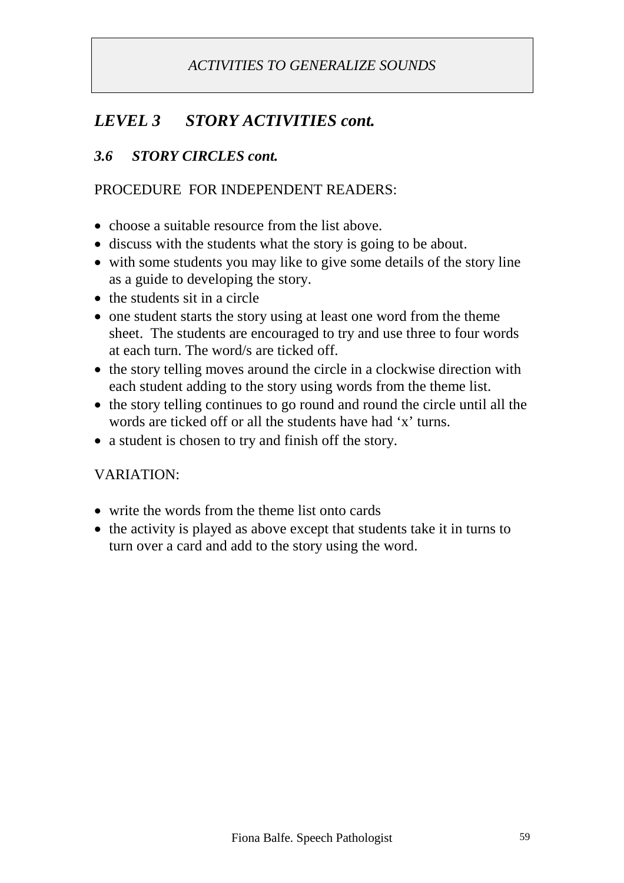*ACTIVITIES TO GENERALIZE SOUNDS*

## *LEVEL 3 STORY ACTIVITIES cont.*

### *3.6 STORY CIRCLES cont.*

PROCEDURE FOR INDEPENDENT READERS:

- choose a suitable resource from the list above.
- discuss with the students what the story is going to be about.
- with some students you may like to give some details of the story line as a guide to developing the story.
- the students sit in a circle
- one student starts the story using at least one word from the theme sheet. The students are encouraged to try and use three to four words at each turn. The word/s are ticked off.
- the story telling moves around the circle in a clockwise direction with each student adding to the story using words from the theme list.
- the story telling continues to go round and round the circle until all the words are ticked off or all the students have had 'x' turns.
- a student is chosen to try and finish off the story.

VARIATION:

- write the words from the theme list onto cards
- the activity is played as above except that students take it in turns to turn over a card and add to the story using the word.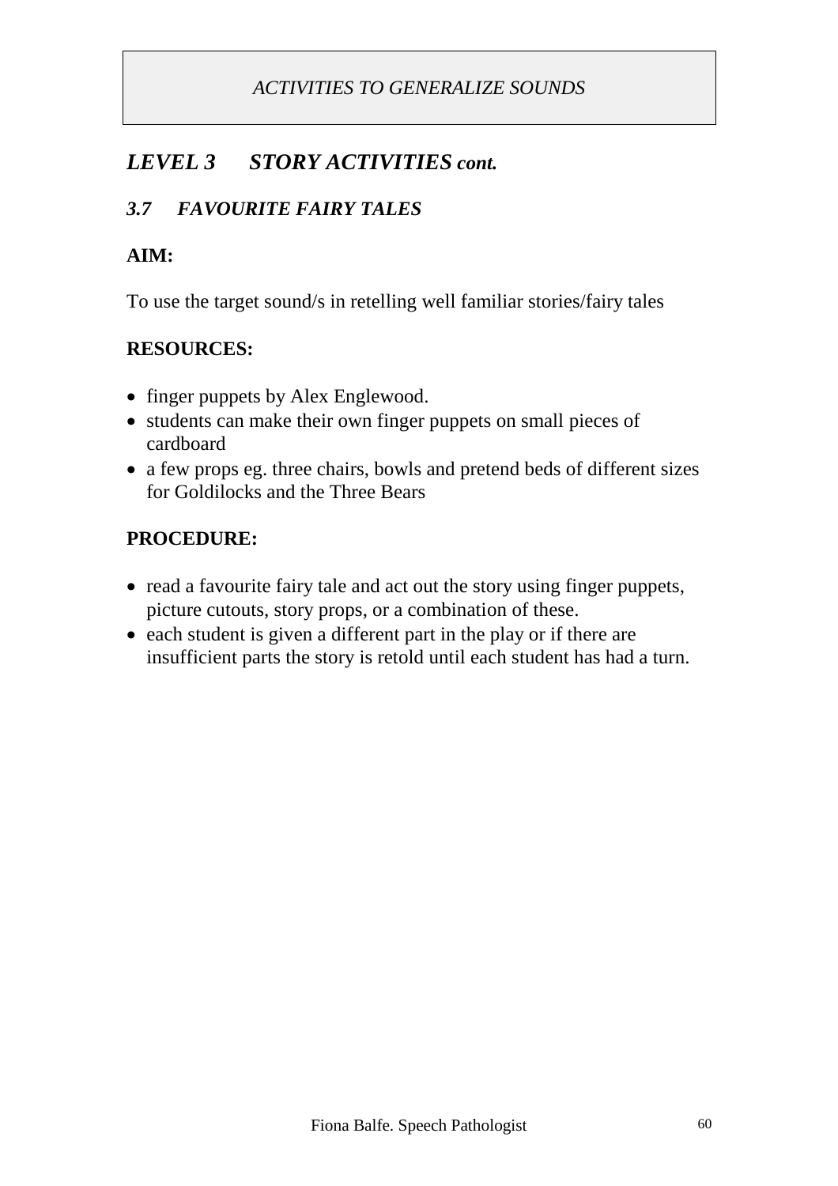*ACTIVITIES TO GENERALIZE SOUNDS*

## *LEVEL 3 STORY ACTIVITIES cont.*

### *3.7 FAVOURITE FAIRY TALES*

**AIM:**

To use the target sound/s in retelling well familiar stories/fairy tales

**RESOURCES:**

- finger puppets by Alex Englewood.
- students can make their own finger puppets on small pieces of cardboard
- a few props eg. three chairs, bowls and pretend beds of different sizes for Goldilocks and the Three Bears

**PROCEDURE:**

- read a favourite fairy tale and act out the story using finger puppets, picture cutouts, story props, or a combination of these.
- each student is given a different part in the play or if there are insufficient parts the story is retold until each student has had a turn.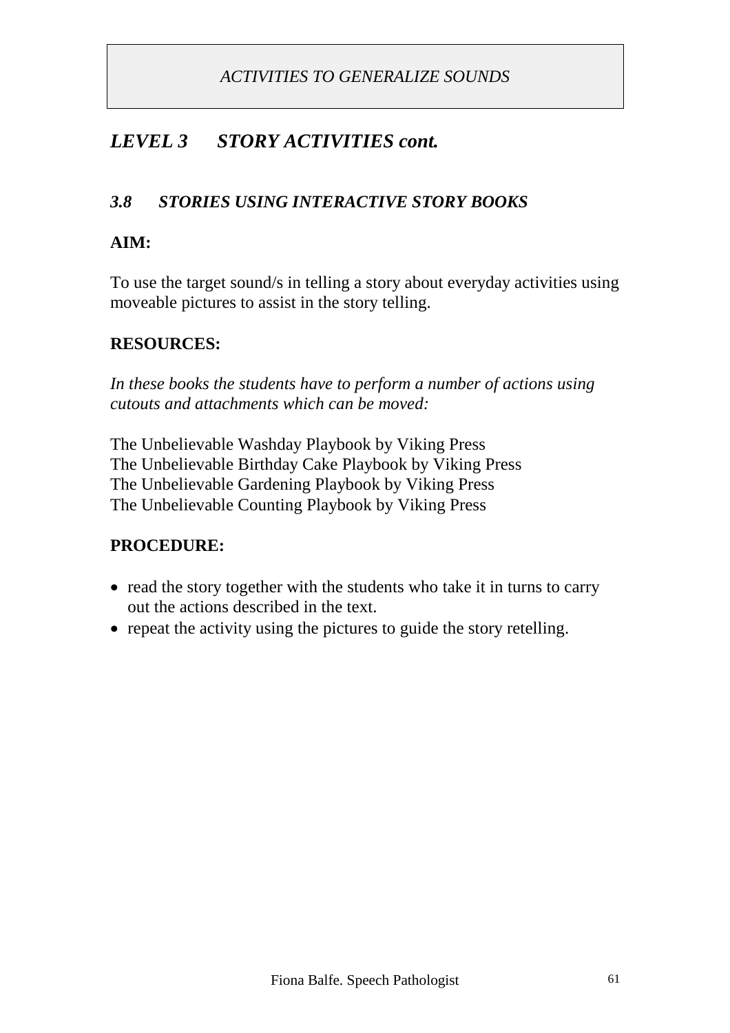*ACTIVITIES TO GENERALIZE SOUNDS*

## *LEVEL 3 STORY ACTIVITIES cont.*

### *3.8 STORIES USING INTERACTIVE STORY BOOKS*

**AIM:**

To use the target sound/s in telling a story about everyday activities using moveable pictures to assist in the story telling.

**RESOURCES:**

*In these books the students have to perform a number of actions using cutouts and attachments which can be moved:*

The Unbelievable Washday Playbook by Viking Press
The Unbelievable Birthday Cake Playbook by Viking Press
The Unbelievable Gardening Playbook by Viking Press
The Unbelievable Counting Playbook by Viking Press

**PROCEDURE:**

- read the story together with the students who take it in turns to carry out the actions described in the text.
- repeat the activity using the pictures to guide the story retelling.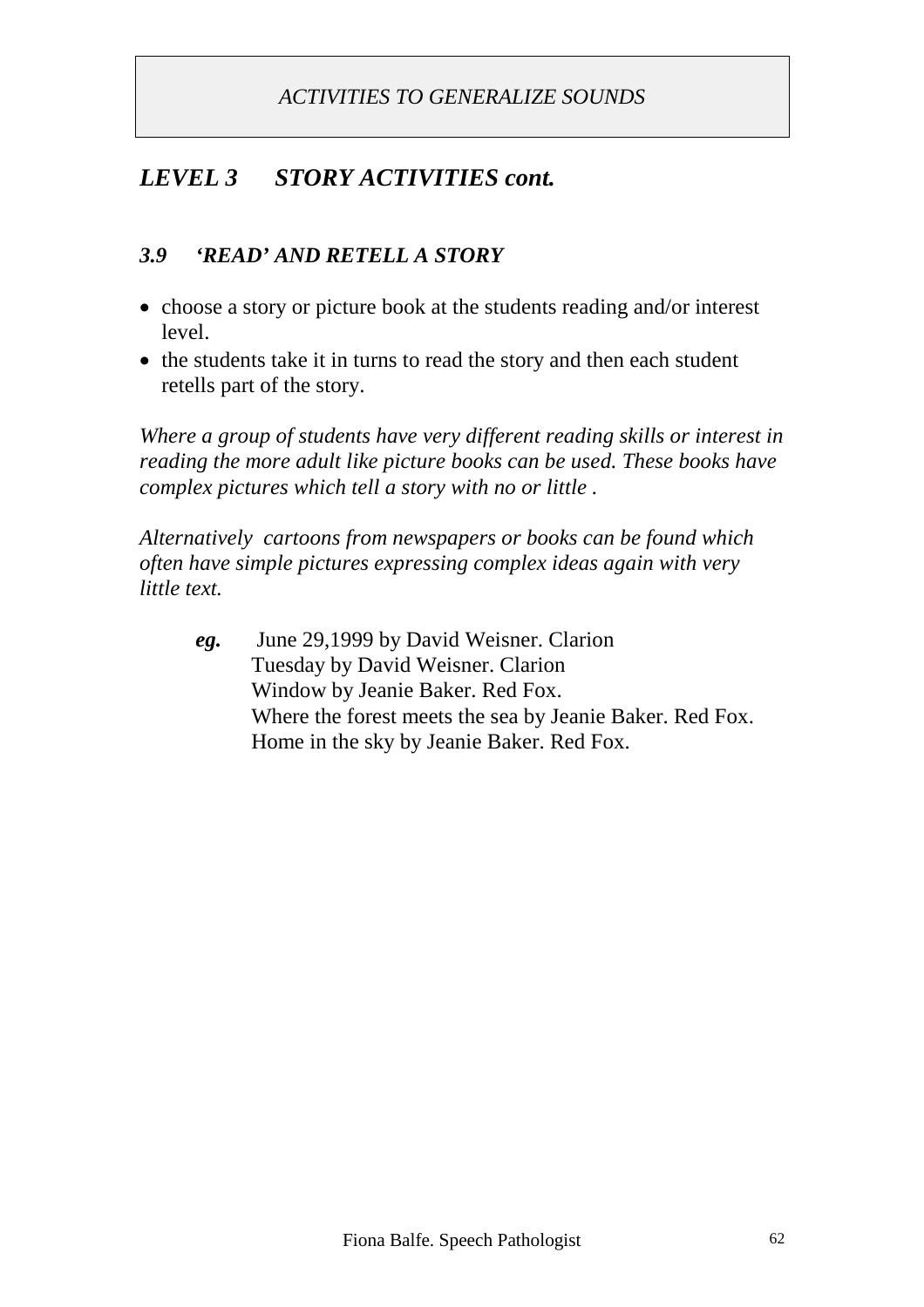*ACTIVITIES TO GENERALIZE SOUNDS*

## *LEVEL 3 STORY ACTIVITIES cont.*

### *3.9 'READ' AND RETELL A STORY*

- choose a story or picture book at the students reading and/or interest level.
- the students take it in turns to read the story and then each student retells part of the story.

*Where a group of students have very different reading skills or interest in reading the more adult like picture books can be used. These books have complex pictures which tell a story with no or little .*

*Alternatively cartoons from newspapers or books can be found which often have simple pictures expressing complex ideas again with very little text.*

***eg.*** June 29,1999 by David Weisner. Clarion
Tuesday by David Weisner. Clarion
Window by Jeanie Baker. Red Fox.
Where the forest meets the sea by Jeanie Baker. Red Fox.
Home in the sky by Jeanie Baker. Red Fox.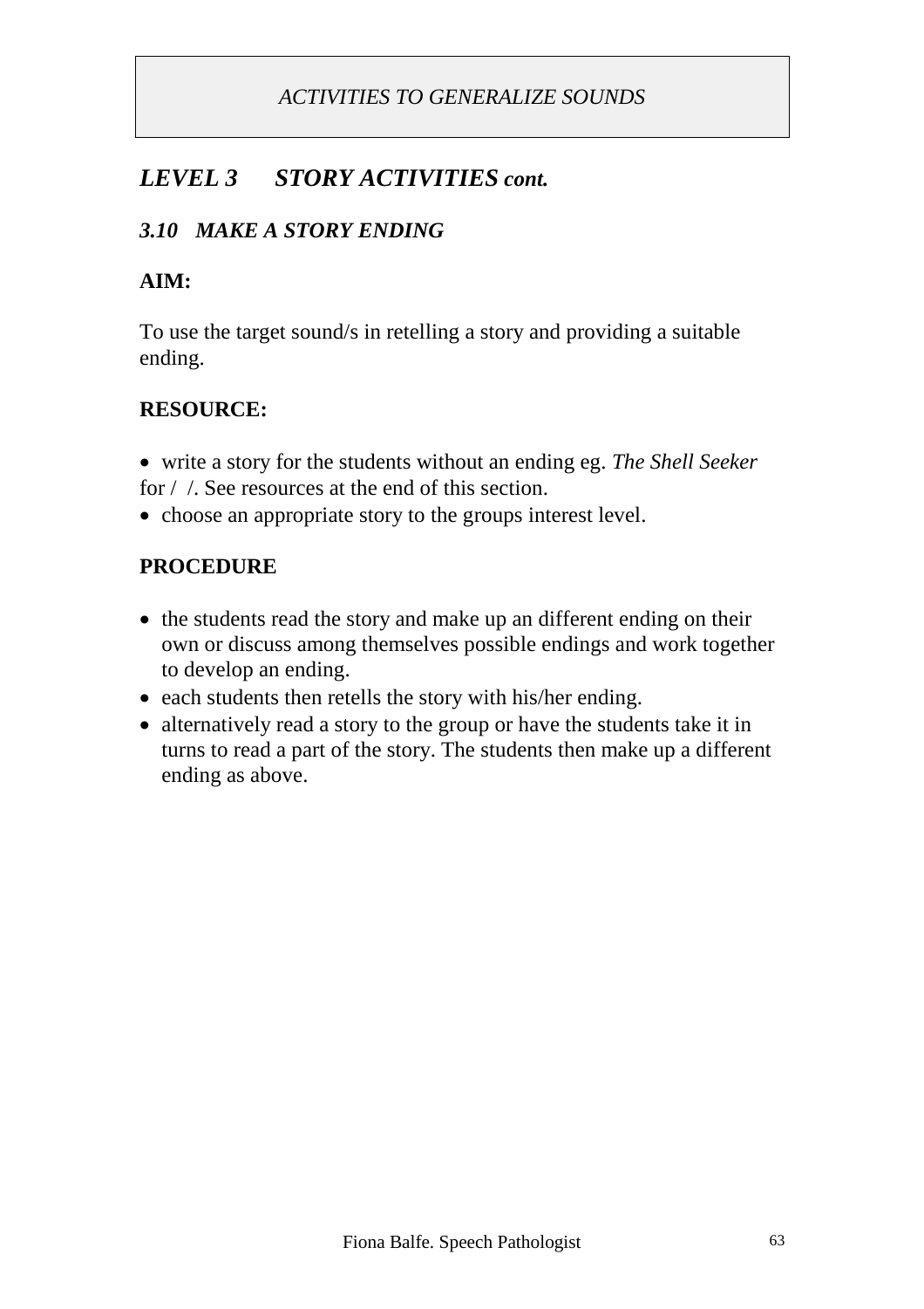*ACTIVITIES TO GENERALIZE SOUNDS*

## *LEVEL 3 STORY ACTIVITIES cont.*

### *3.10 MAKE A STORY ENDING*

**AIM:**

To use the target sound/s in retelling a story and providing a suitable ending.

**RESOURCE:**

- write a story for the students without an ending eg. *The Shell Seeker* for /  /. See resources at the end of this section.
- choose an appropriate story to the groups interest level.

**PROCEDURE**

- the students read the story and make up an different ending on their own or discuss among themselves possible endings and work together to develop an ending.
- each students then retells the story with his/her ending.
- alternatively read a story to the group or have the students take it in turns to read a part of the story. The students then make up a different ending as above.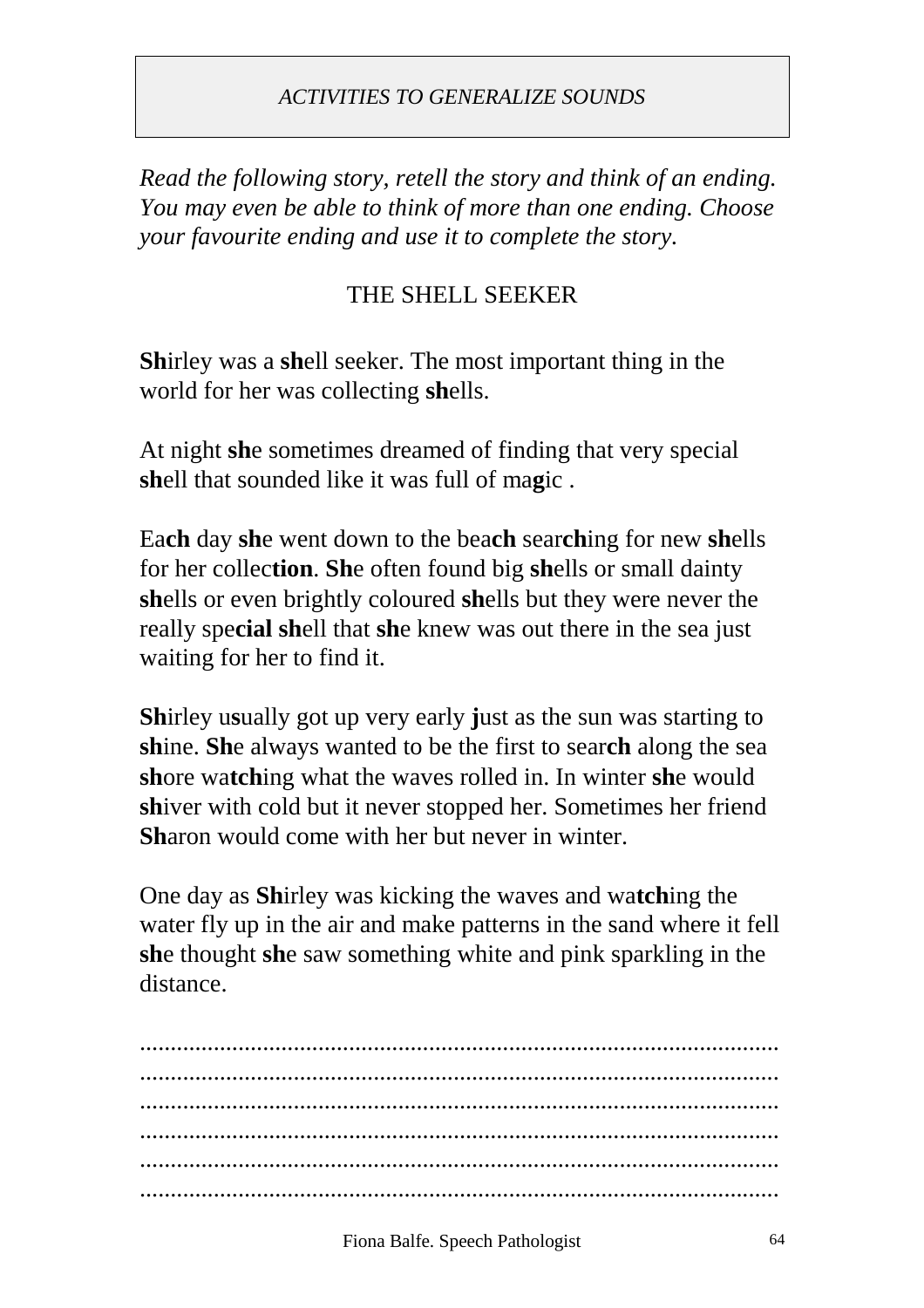*ACTIVITIES TO GENERALIZE SOUNDS*

*Read the following story, retell the story and think of an ending. You may even be able to think of more than one ending. Choose your favourite ending and use it to complete the story.*

## THE SHELL SEEKER

**Sh**irley was a **sh**ell seeker. The most important thing in the world for her was collecting **sh**ells.

At night **sh**e sometimes dreamed of finding that very special **sh**ell that sounded like it was full of ma**g**ic .

Ea**ch** day **sh**e went down to the bea**ch** sear**ch**ing for new **sh**ells for her collec**tion**. **Sh**e often found big **sh**ells or small dainty **sh**ells or even brightly coloured **sh**ells but they were never the really spe**cial sh**ell that **sh**e knew was out there in the sea just waiting for her to find it.

**Sh**irley u**s**ually got up very early **j**ust as the sun was starting to **sh**ine. **Sh**e always wanted to be the first to sear**ch** along the sea **sh**ore wa**tch**ing what the waves rolled in. In winter **sh**e would **sh**iver with cold but it never stopped her. Sometimes her friend **Sh**aron would come with her but never in winter.

One day as **Sh**irley was kicking the waves and wa**tch**ing the water fly up in the air and make patterns in the sand where it fell **sh**e thought **sh**e saw something white and pink sparkling in the distance.

..........................................................................................................
..........................................................................................................
..........................................................................................................
..........................................................................................................
..........................................................................................................
..........................................................................................................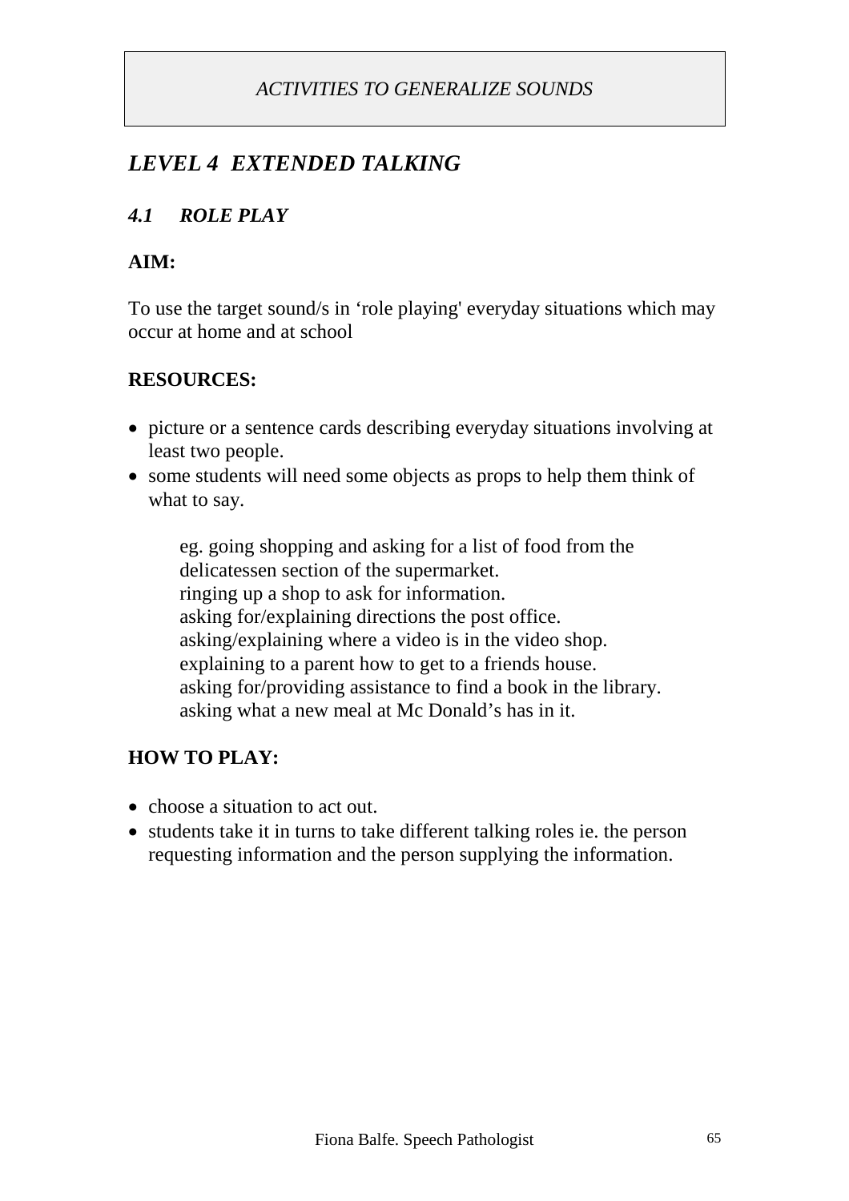*ACTIVITIES TO GENERALIZE SOUNDS*

## *LEVEL 4 EXTENDED TALKING*

### *4.1 ROLE PLAY*

**AIM:**

To use the target sound/s in 'role playing' everyday situations which may occur at home and at school

**RESOURCES:**

- picture or a sentence cards describing everyday situations involving at least two people.
- some students will need some objects as props to help them think of what to say.

  eg. going shopping and asking for a list of food from the delicatessen section of the supermarket.
  ringing up a shop to ask for information.
  asking for/explaining directions the post office.
  asking/explaining where a video is in the video shop.
  explaining to a parent how to get to a friends house.
  asking for/providing assistance to find a book in the library.
  asking what a new meal at Mc Donald's has in it.

**HOW TO PLAY:**

- choose a situation to act out.
- students take it in turns to take different talking roles ie. the person requesting information and the person supplying the information.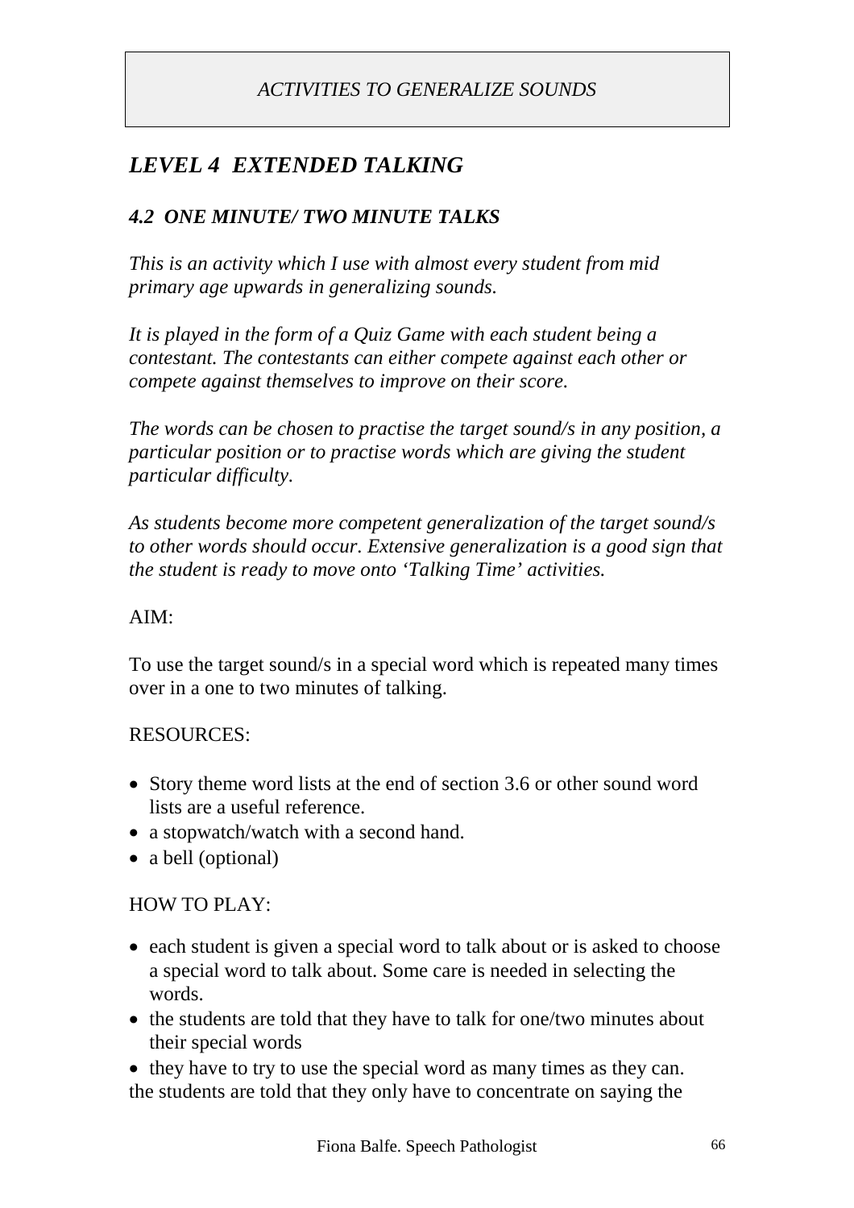*ACTIVITIES TO GENERALIZE SOUNDS*

## *LEVEL 4 EXTENDED TALKING*

### *4.2 ONE MINUTE/ TWO MINUTE TALKS*

*This is an activity which I use with almost every student from mid primary age upwards in generalizing sounds.*

*It is played in the form of a Quiz Game with each student being a contestant. The contestants can either compete against each other or compete against themselves to improve on their score.*

*The words can be chosen to practise the target sound/s in any position, a particular position or to practise words which are giving the student particular difficulty.*

*As students become more competent generalization of the target sound/s to other words should occur. Extensive generalization is a good sign that the student is ready to move onto 'Talking Time' activities.*

AIM:

To use the target sound/s in a special word which is repeated many times over in a one to two minutes of talking.

RESOURCES:

- Story theme word lists at the end of section 3.6 or other sound word lists are a useful reference.
- a stopwatch/watch with a second hand.
- a bell (optional)

HOW TO PLAY:

- each student is given a special word to talk about or is asked to choose a special word to talk about. Some care is needed in selecting the words.
- the students are told that they have to talk for one/two minutes about their special words
- they have to try to use the special word as many times as they can.

the students are told that they only have to concentrate on saying the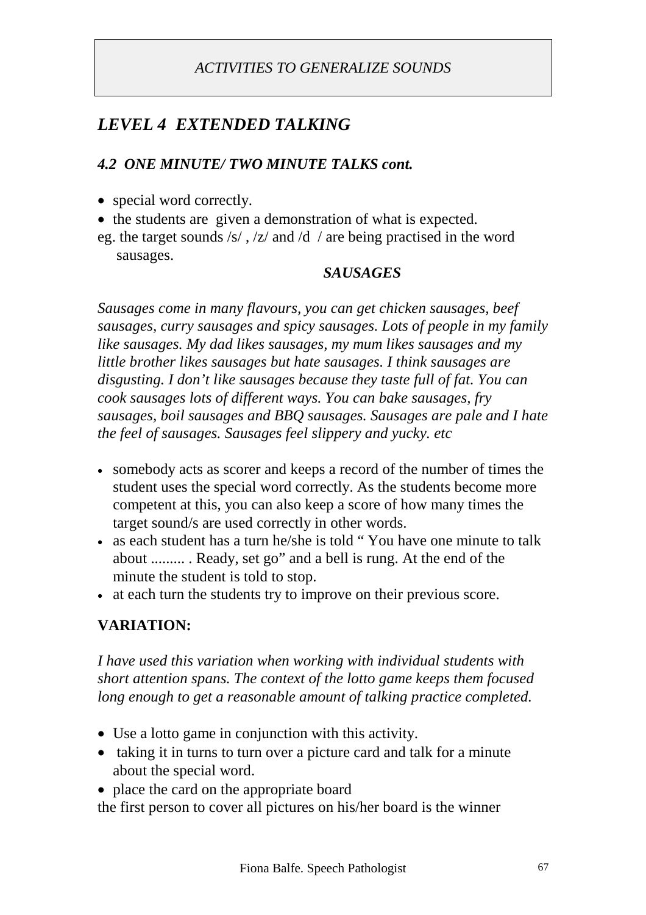*ACTIVITIES TO GENERALIZE SOUNDS*

## *LEVEL 4  EXTENDED TALKING*

### *4.2  ONE MINUTE/ TWO MINUTE TALKS cont.*

- special word correctly.
- the students are  given a demonstration of what is expected.

eg. the target sounds /s/ , /z/ and /d  / are being practised in the word sausages.

***SAUSAGES***

*Sausages come in many flavours, you can get chicken sausages, beef sausages, curry sausages and spicy sausages. Lots of people in my family like sausages. My dad likes sausages, my mum likes sausages and my little brother likes sausages but hate sausages. I think sausages are disgusting. I don't like sausages because they taste full of fat. You can cook sausages lots of different ways. You can bake sausages, fry sausages, boil sausages and BBQ sausages. Sausages are pale and I hate the feel of sausages. Sausages feel slippery and yucky. etc*

- somebody acts as scorer and keeps a record of the number of times the student uses the special word correctly. As the students become more competent at this, you can also keep a score of how many times the target sound/s are used correctly in other words.
- as each student has a turn he/she is told " You have one minute to talk about ......... . Ready, set go" and a bell is rung. At the end of the minute the student is told to stop.
- at each turn the students try to improve on their previous score.

**VARIATION:**

*I have used this variation when working with individual students with short attention spans. The context of the lotto game keeps them focused long enough to get a reasonable amount of talking practice completed.*

- Use a lotto game in conjunction with this activity.
- taking it in turns to turn over a picture card and talk for a minute about the special word.
- place the card on the appropriate board

the first person to cover all pictures on his/her board is the winner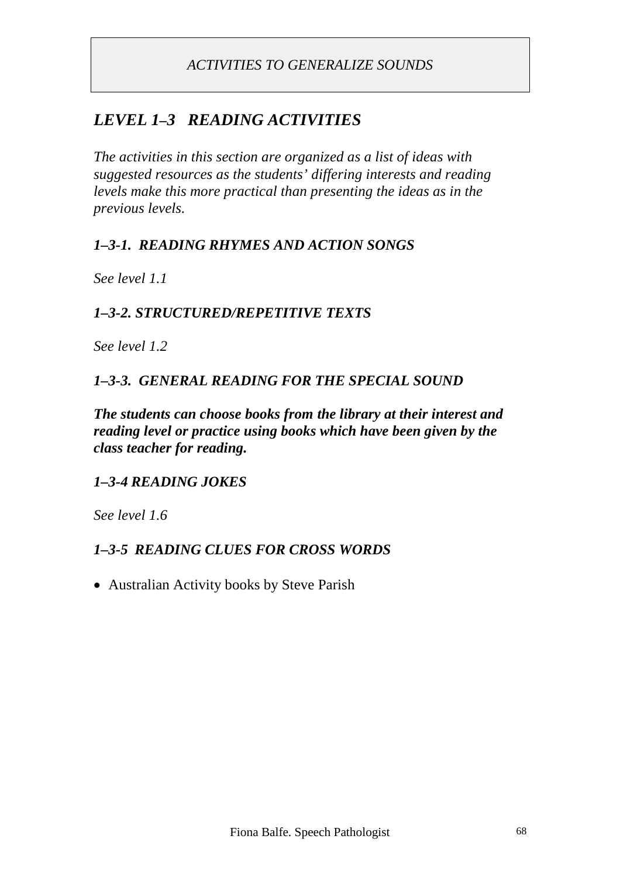*ACTIVITIES TO GENERALIZE SOUNDS*

## *LEVEL 1–3   READING ACTIVITIES*

*The activities in this section are organized as a list of ideas with suggested resources as the students' differing interests and reading levels make this more practical than presenting the ideas as in the previous levels.*

### *1–3-1.  READING RHYMES AND ACTION SONGS*

*See level 1.1*

### *1–3-2. STRUCTURED/REPETITIVE TEXTS*

*See level 1.2*

### *1–3-3.  GENERAL READING FOR THE SPECIAL SOUND*

***The students can choose books from the library at their interest and reading level or practice using books which have been given by the class teacher for reading.***

### *1–3-4 READING JOKES*

*See level 1.6*

### *1–3-5  READING CLUES FOR CROSS WORDS*

- Australian Activity books by Steve Parish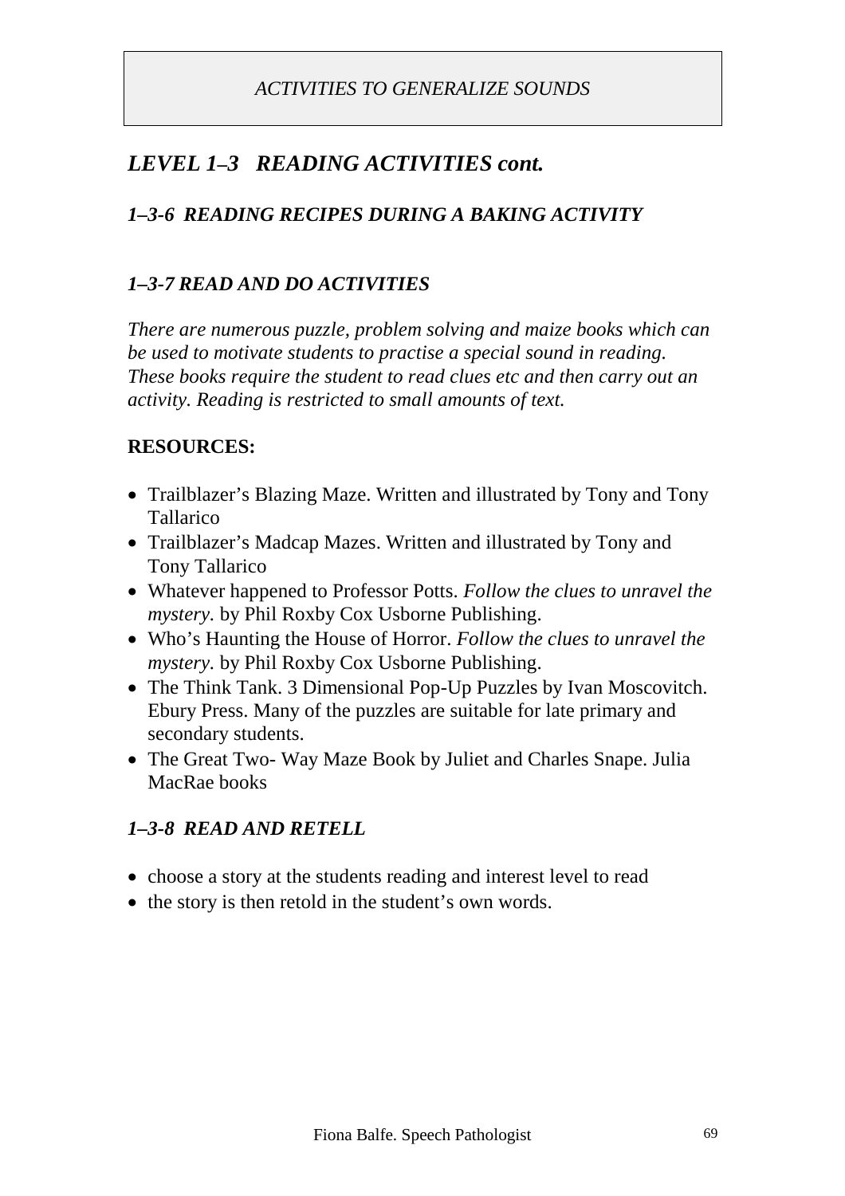*ACTIVITIES TO GENERALIZE SOUNDS*

## *LEVEL 1–3 READING ACTIVITIES cont.*

### *1–3-6 READING RECIPES DURING A BAKING ACTIVITY*

### *1–3-7 READ AND DO ACTIVITIES*

*There are numerous puzzle, problem solving and maize books which can be used to motivate students to practise a special sound in reading. These books require the student to read clues etc and then carry out an activity. Reading is restricted to small amounts of text.*

**RESOURCES:**

- Trailblazer's Blazing Maze. Written and illustrated by Tony and Tony Tallarico
- Trailblazer's Madcap Mazes. Written and illustrated by Tony and Tony Tallarico
- Whatever happened to Professor Potts. *Follow the clues to unravel the mystery*. by Phil Roxby Cox Usborne Publishing.
- Who's Haunting the House of Horror. *Follow the clues to unravel the mystery*. by Phil Roxby Cox Usborne Publishing.
- The Think Tank. 3 Dimensional Pop-Up Puzzles by Ivan Moscovitch. Ebury Press. Many of the puzzles are suitable for late primary and secondary students.
- The Great Two- Way Maze Book by Juliet and Charles Snape. Julia MacRae books

### *1–3-8 READ AND RETELL*

- choose a story at the students reading and interest level to read
- the story is then retold in the student's own words.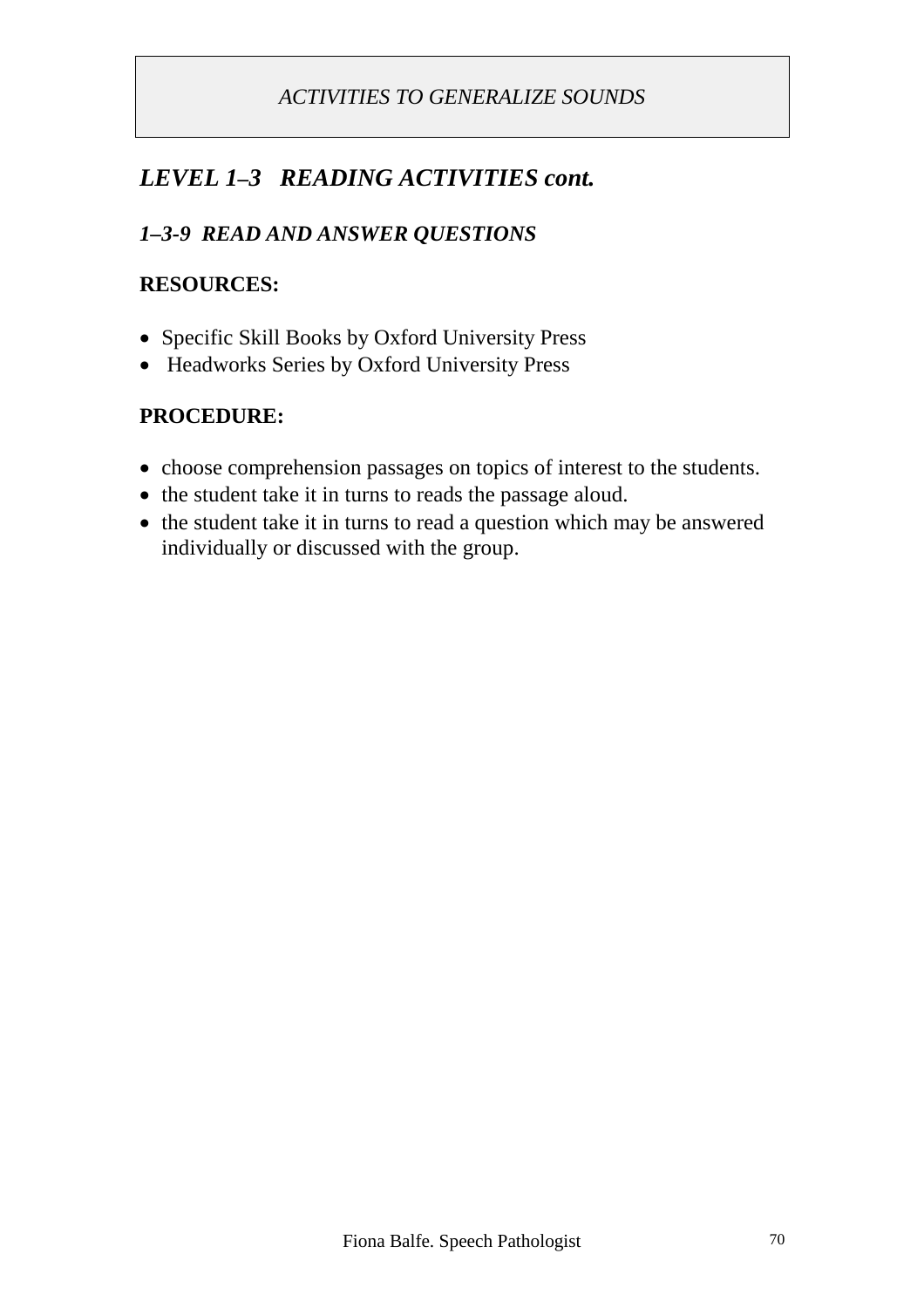*ACTIVITIES TO GENERALIZE SOUNDS*

## *LEVEL 1–3 READING ACTIVITIES cont.*

### *1–3-9 READ AND ANSWER QUESTIONS*

**RESOURCES:**

- Specific Skill Books by Oxford University Press
- Headworks Series by Oxford University Press

**PROCEDURE:**

- choose comprehension passages on topics of interest to the students.
- the student take it in turns to reads the passage aloud.
- the student take it in turns to read a question which may be answered individually or discussed with the group.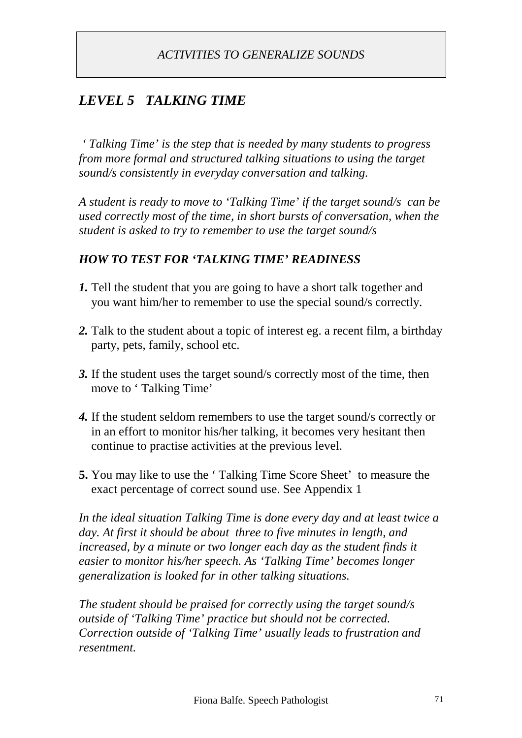*ACTIVITIES TO GENERALIZE SOUNDS*

## *LEVEL 5 TALKING TIME*

*' Talking Time' is the step that is needed by many students to progress from more formal and structured talking situations to using the target sound/s consistently in everyday conversation and talking.*

*A student is ready to move to 'Talking Time' if the target sound/s can be used correctly most of the time, in short bursts of conversation, when the student is asked to try to remember to use the target sound/s*

### *HOW TO TEST FOR 'TALKING TIME' READINESS*

***1.*** Tell the student that you are going to have a short talk together and you want him/her to remember to use the special sound/s correctly.

***2.*** Talk to the student about a topic of interest eg. a recent film, a birthday party, pets, family, school etc.

***3.*** If the student uses the target sound/s correctly most of the time, then move to ' Talking Time'

***4.*** If the student seldom remembers to use the target sound/s correctly or in an effort to monitor his/her talking, it becomes very hesitant then continue to practise activities at the previous level.

**5.** You may like to use the ' Talking Time Score Sheet' to measure the exact percentage of correct sound use. See Appendix 1

*In the ideal situation Talking Time is done every day and at least twice a day. At first it should be about three to five minutes in length, and increased, by a minute or two longer each day as the student finds it easier to monitor his/her speech. As 'Talking Time' becomes longer generalization is looked for in other talking situations.*

*The student should be praised for correctly using the target sound/s outside of 'Talking Time' practice but should not be corrected. Correction outside of 'Talking Time' usually leads to frustration and resentment.*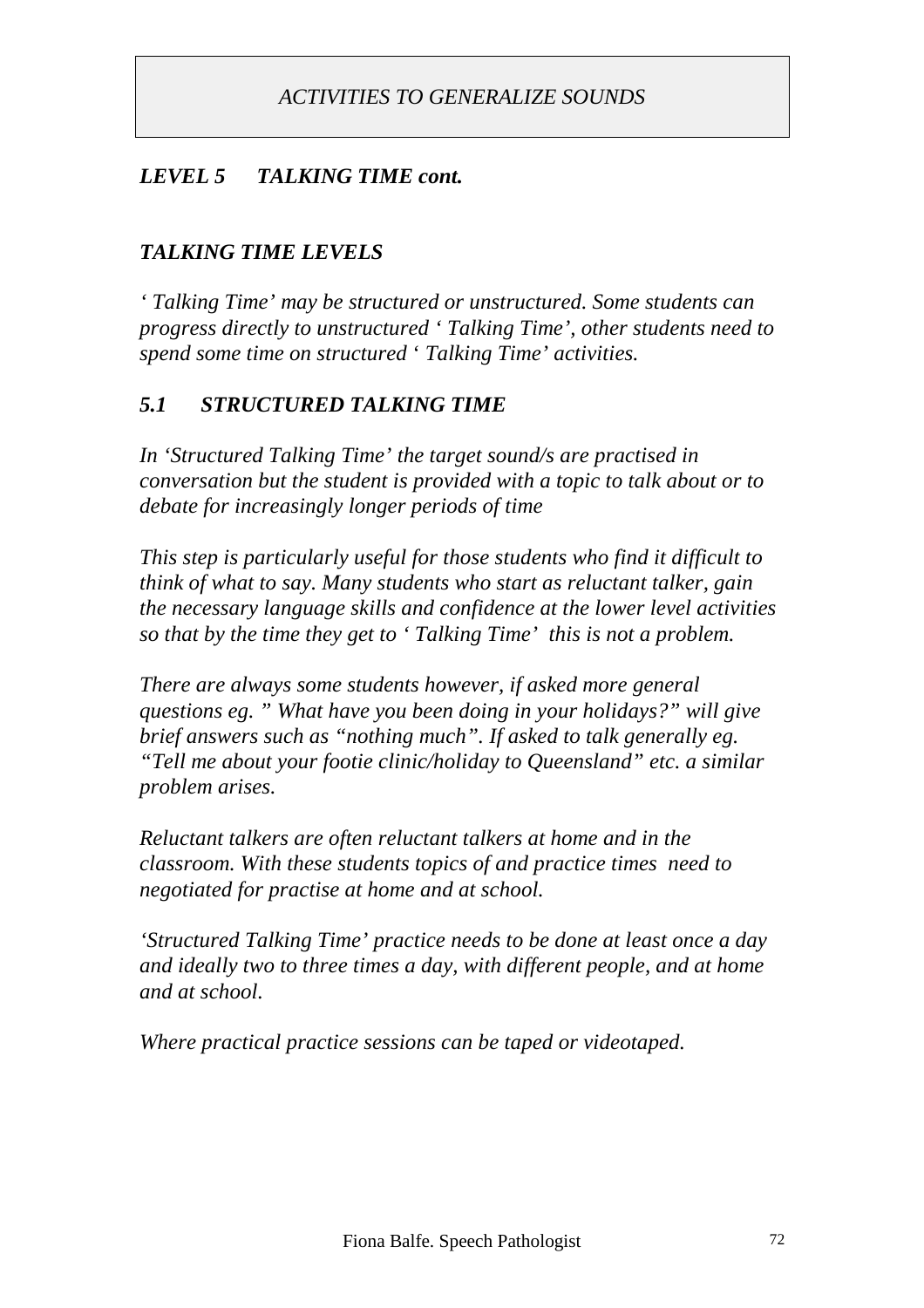*ACTIVITIES TO GENERALIZE SOUNDS*

### *LEVEL 5 TALKING TIME cont.*

### *TALKING TIME LEVELS*

*' Talking Time' may be structured or unstructured. Some students can progress directly to unstructured ' Talking Time', other students need to spend some time on structured ' Talking Time' activities.*

### *5.1 STRUCTURED TALKING TIME*

*In 'Structured Talking Time' the target sound/s are practised in conversation but the student is provided with a topic to talk about or to debate for increasingly longer periods of time*

*This step is particularly useful for those students who find it difficult to think of what to say. Many students who start as reluctant talker, gain the necessary language skills and confidence at the lower level activities so that by the time they get to ' Talking Time' this is not a problem.*

*There are always some students however, if asked more general questions eg. " What have you been doing in your holidays?" will give brief answers such as "nothing much". If asked to talk generally eg. "Tell me about your footie clinic/holiday to Queensland" etc. a similar problem arises.*

*Reluctant talkers are often reluctant talkers at home and in the classroom. With these students topics of and practice times need to negotiated for practise at home and at school.*

*'Structured Talking Time' practice needs to be done at least once a day and ideally two to three times a day, with different people, and at home and at school.*

*Where practical practice sessions can be taped or videotaped.*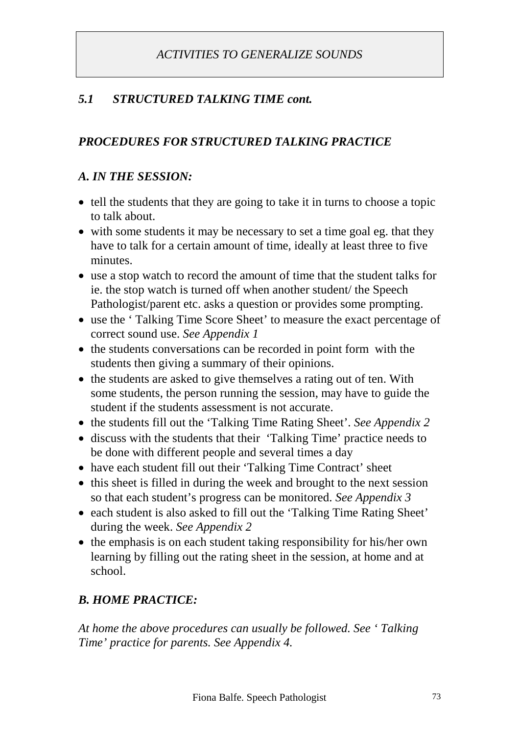*ACTIVITIES TO GENERALIZE SOUNDS*

## *5.1 STRUCTURED TALKING TIME cont.*

### *PROCEDURES FOR STRUCTURED TALKING PRACTICE*

### *A. IN THE SESSION:*

- tell the students that they are going to take it in turns to choose a topic to talk about.
- with some students it may be necessary to set a time goal eg. that they have to talk for a certain amount of time, ideally at least three to five minutes.
- use a stop watch to record the amount of time that the student talks for ie. the stop watch is turned off when another student/ the Speech Pathologist/parent etc. asks a question or provides some prompting.
- use the ' Talking Time Score Sheet' to measure the exact percentage of correct sound use. *See Appendix 1*
- the students conversations can be recorded in point form with the students then giving a summary of their opinions.
- the students are asked to give themselves a rating out of ten. With some students, the person running the session, may have to guide the student if the students assessment is not accurate.
- the students fill out the 'Talking Time Rating Sheet'. *See Appendix 2*
- discuss with the students that their 'Talking Time' practice needs to be done with different people and several times a day
- have each student fill out their 'Talking Time Contract' sheet
- this sheet is filled in during the week and brought to the next session so that each student's progress can be monitored. *See Appendix 3*
- each student is also asked to fill out the 'Talking Time Rating Sheet' during the week. *See Appendix 2*
- the emphasis is on each student taking responsibility for his/her own learning by filling out the rating sheet in the session, at home and at school.

### *B. HOME PRACTICE:*

*At home the above procedures can usually be followed. See ' Talking Time' practice for parents. See Appendix 4.*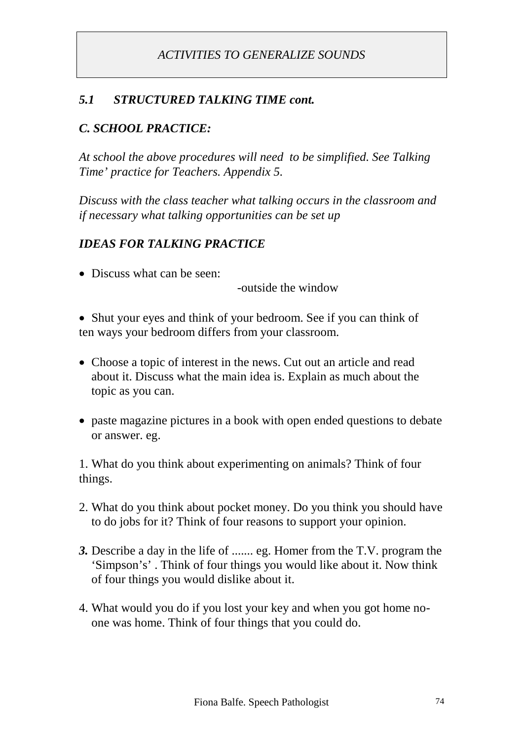*ACTIVITIES TO GENERALIZE SOUNDS*

### *5.1 STRUCTURED TALKING TIME cont.*

### *C. SCHOOL PRACTICE:*

*At school the above procedures will need to be simplified. See Talking Time' practice for Teachers. Appendix 5.*

*Discuss with the class teacher what talking occurs in the classroom and if necessary what talking opportunities can be set up*

### *IDEAS FOR TALKING PRACTICE*

- Discuss what can be seen:
  - -outside the window

- Shut your eyes and think of your bedroom. See if you can think of ten ways your bedroom differs from your classroom.

- Choose a topic of interest in the news. Cut out an article and read about it. Discuss what the main idea is. Explain as much about the topic as you can.

- paste magazine pictures in a book with open ended questions to debate or answer. eg.

1. What do you think about experimenting on animals? Think of four things.

2. What do you think about pocket money. Do you think you should have to do jobs for it? Think of four reasons to support your opinion.

***3.*** Describe a day in the life of ....... eg. Homer from the T.V. program the 'Simpson's' . Think of four things you would like about it. Now think of four things you would dislike about it.

4. What would you do if you lost your key and when you got home no-one was home. Think of four things that you could do.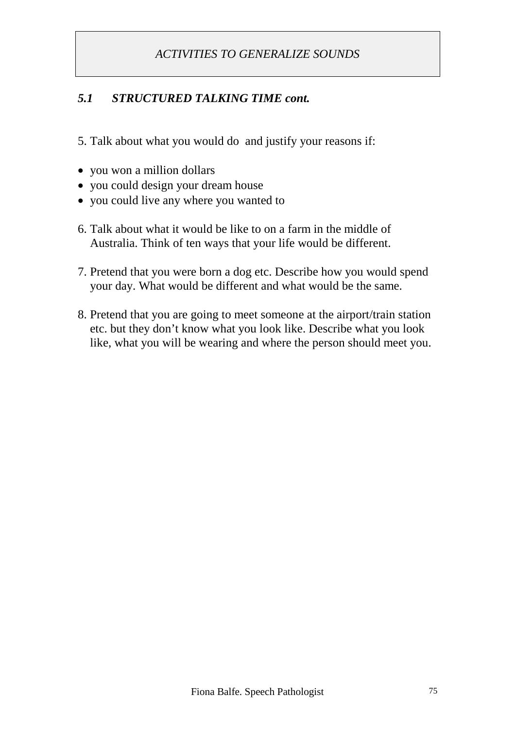*ACTIVITIES TO GENERALIZE SOUNDS*

### *5.1 STRUCTURED TALKING TIME cont.*

5. Talk about what you would do and justify your reasons if:

- you won a million dollars
- you could design your dream house
- you could live any where you wanted to

6. Talk about what it would be like to on a farm in the middle of Australia. Think of ten ways that your life would be different.

7. Pretend that you were born a dog etc. Describe how you would spend your day. What would be different and what would be the same.

8. Pretend that you are going to meet someone at the airport/train station etc. but they don't know what you look like. Describe what you look like, what you will be wearing and where the person should meet you.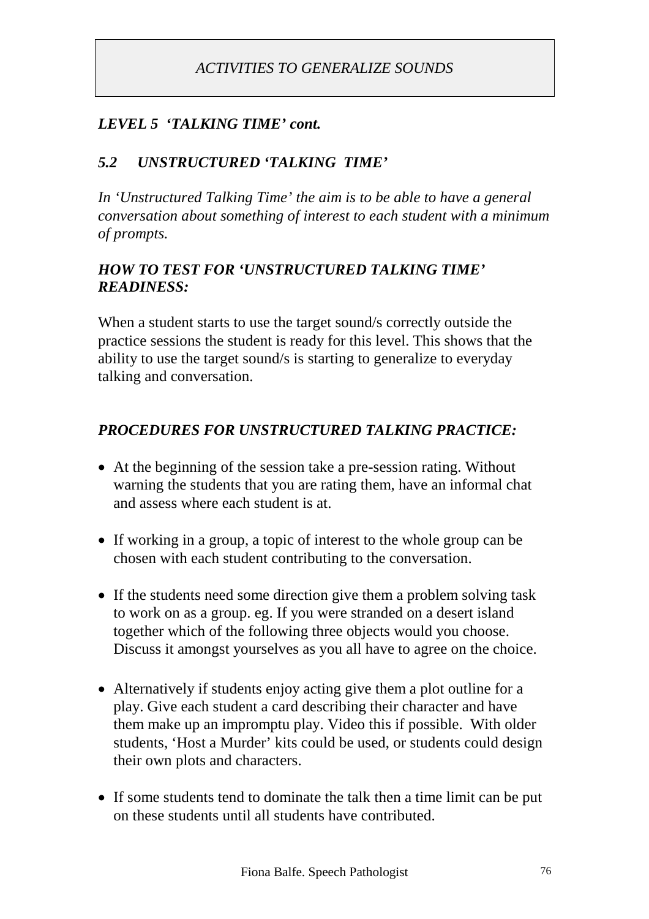*ACTIVITIES TO GENERALIZE SOUNDS*

## *LEVEL 5 'TALKING TIME' cont.*

### *5.2 UNSTRUCTURED 'TALKING TIME'*

*In 'Unstructured Talking Time' the aim is to be able to have a general conversation about something of interest to each student with a minimum of prompts.*

### *HOW TO TEST FOR 'UNSTRUCTURED TALKING TIME' READINESS:*

When a student starts to use the target sound/s correctly outside the practice sessions the student is ready for this level. This shows that the ability to use the target sound/s is starting to generalize to everyday talking and conversation.

### *PROCEDURES FOR UNSTRUCTURED TALKING PRACTICE:*

- At the beginning of the session take a pre-session rating. Without warning the students that you are rating them, have an informal chat and assess where each student is at.

- If working in a group, a topic of interest to the whole group can be chosen with each student contributing to the conversation.

- If the students need some direction give them a problem solving task to work on as a group. eg. If you were stranded on a desert island together which of the following three objects would you choose. Discuss it amongst yourselves as you all have to agree on the choice.

- Alternatively if students enjoy acting give them a plot outline for a play. Give each student a card describing their character and have them make up an impromptu play. Video this if possible. With older students, 'Host a Murder' kits could be used, or students could design their own plots and characters.

- If some students tend to dominate the talk then a time limit can be put on these students until all students have contributed.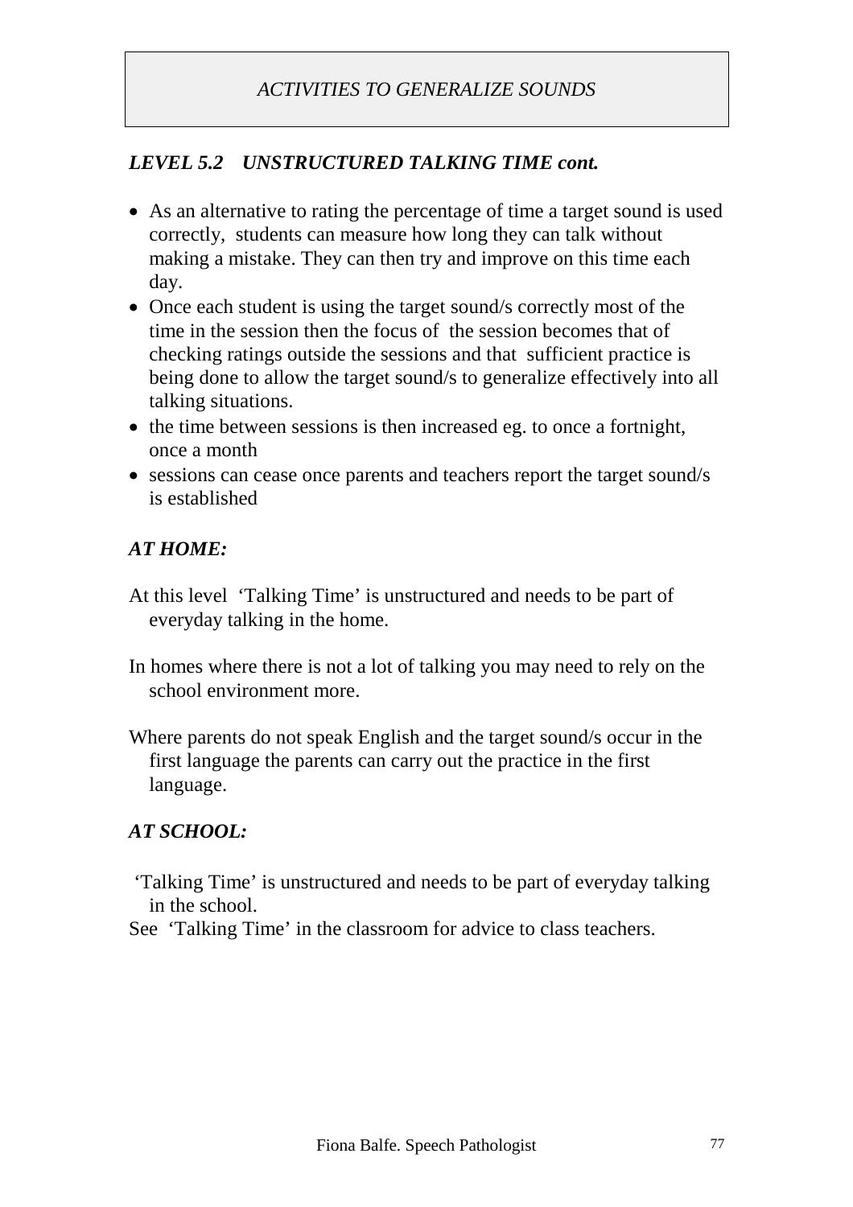*ACTIVITIES TO GENERALIZE SOUNDS*

## *LEVEL 5.2 UNSTRUCTURED TALKING TIME cont.*

- As an alternative to rating the percentage of time a target sound is used correctly, students can measure how long they can talk without making a mistake. They can then try and improve on this time each day.
- Once each student is using the target sound/s correctly most of the time in the session then the focus of the session becomes that of checking ratings outside the sessions and that sufficient practice is being done to allow the target sound/s to generalize effectively into all talking situations.
- the time between sessions is then increased eg. to once a fortnight, once a month
- sessions can cease once parents and teachers report the target sound/s is established

### *AT HOME:*

At this level 'Talking Time' is unstructured and needs to be part of everyday talking in the home.

In homes where there is not a lot of talking you may need to rely on the school environment more.

Where parents do not speak English and the target sound/s occur in the first language the parents can carry out the practice in the first language.

### *AT SCHOOL:*

'Talking Time' is unstructured and needs to be part of everyday talking in the school.

See 'Talking Time' in the classroom for advice to class teachers.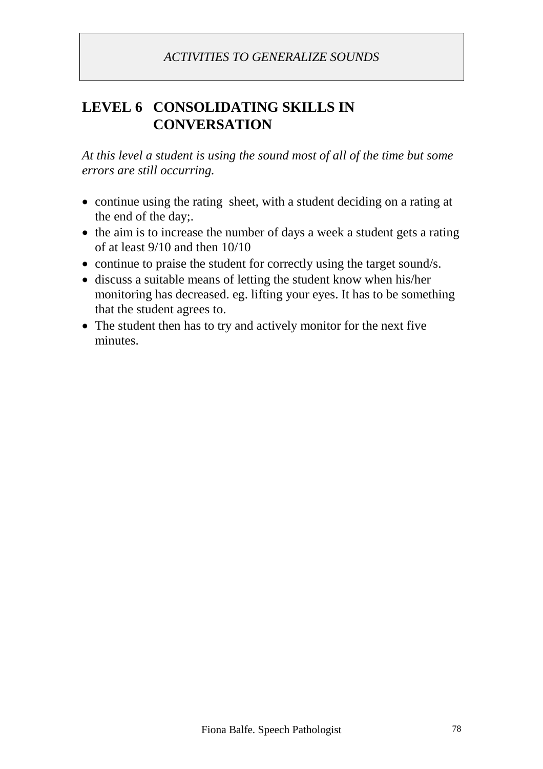*ACTIVITIES TO GENERALIZE SOUNDS*

## LEVEL 6 CONSOLIDATING SKILLS IN CONVERSATION

*At this level a student is using the sound most of all of the time but some errors are still occurring.*

- continue using the rating sheet, with a student deciding on a rating at the end of the day;.
- the aim is to increase the number of days a week a student gets a rating of at least 9/10 and then 10/10
- continue to praise the student for correctly using the target sound/s.
- discuss a suitable means of letting the student know when his/her monitoring has decreased. eg. lifting your eyes. It has to be something that the student agrees to.
- The student then has to try and actively monitor for the next five minutes.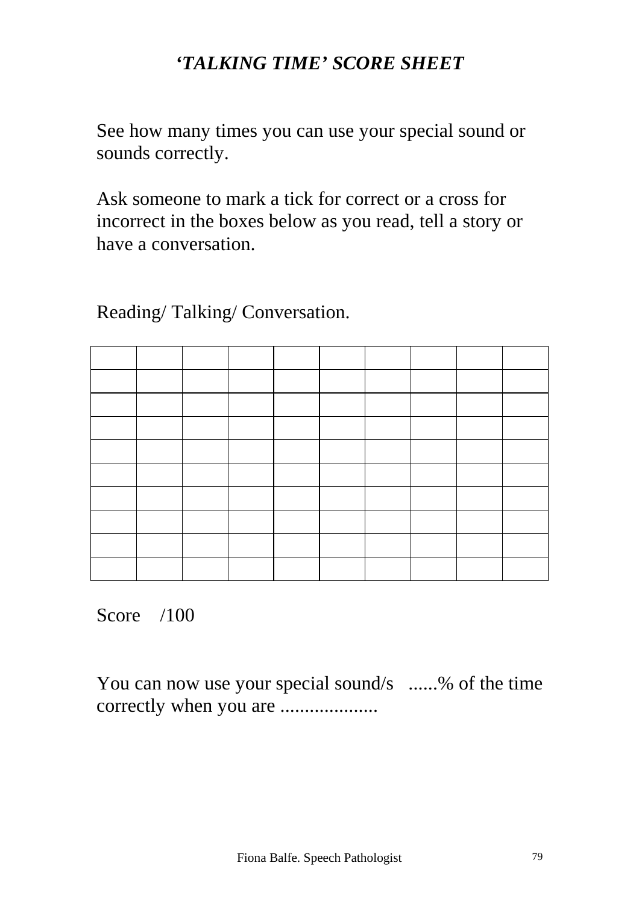# *'TALKING TIME' SCORE SHEET*

See how many times you can use your special sound or sounds correctly.

Ask someone to mark a tick for correct or a cross for incorrect in the boxes below as you read, tell a story or have a conversation.

Reading/ Talking/ Conversation.

| | | | | | | | | | |
|---|---|---|---|---|---|---|---|---|---|
| | | | | | | | | | |
| | | | | | | | | | |
| | | | | | | | | | |
| | | | | | | | | | |
| | | | | | | | | | |
| | | | | | | | | | |
| | | | | | | | | | |
| | | | | | | | | | |
| | | | | | | | | | |

Score /100

You can now use your special sound/s ......% of the time correctly when you are ....................

Fiona Balfe. Speech Pathologist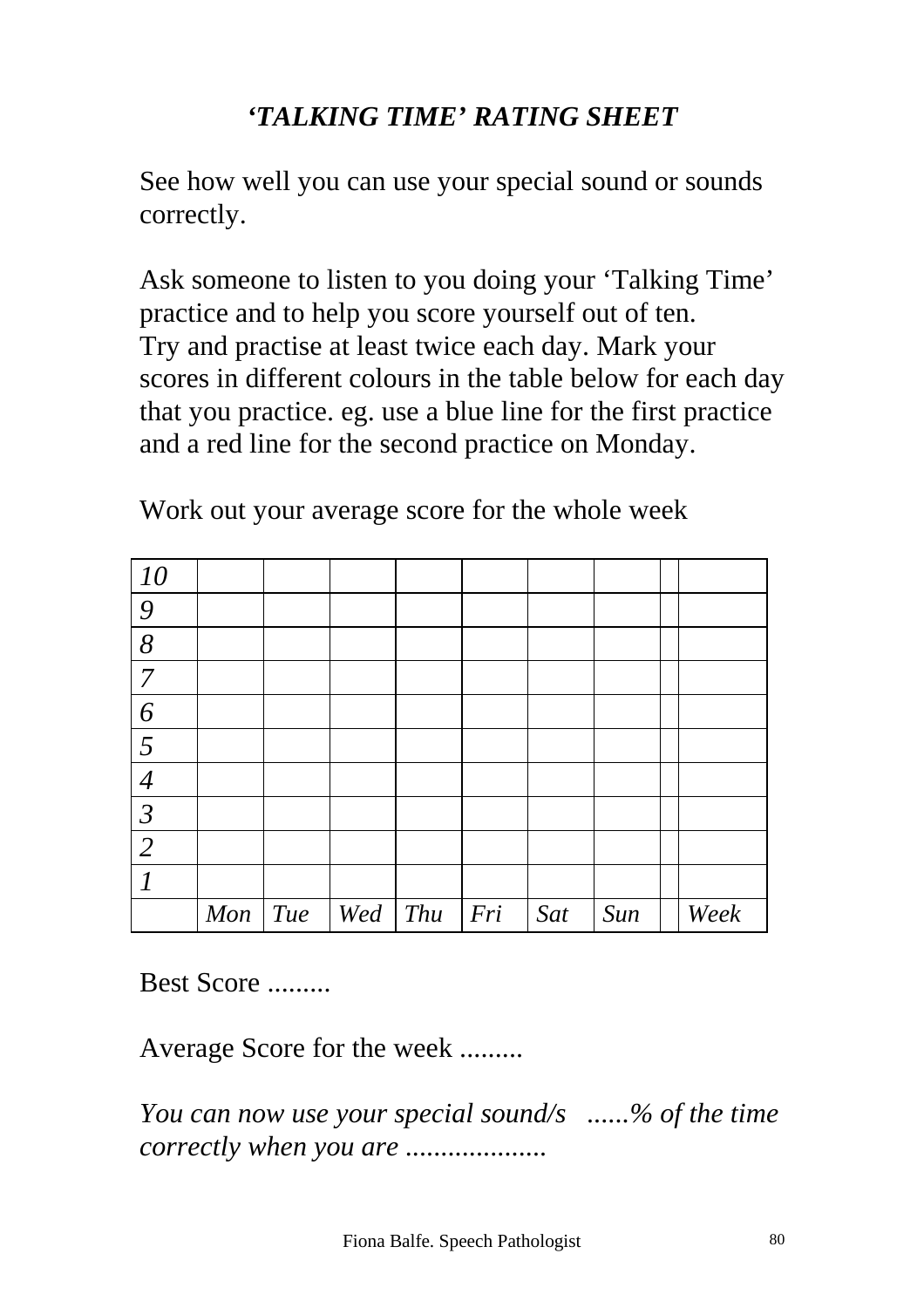# *'TALKING TIME' RATING SHEET*

See how well you can use your special sound or sounds correctly.

Ask someone to listen to you doing your 'Talking Time' practice and to help you score yourself out of ten. Try and practise at least twice each day. Mark your scores in different colours in the table below for each day that you practice. eg. use a blue line for the first practice and a red line for the second practice on Monday.

Work out your average score for the whole week

| *10* | | | | | | | | | |
|---|---|---|---|---|---|---|---|---|---|
| *9* | | | | | | | | | |
| *8* | | | | | | | | | |
| *7* | | | | | | | | | |
| *6* | | | | | | | | | |
| *5* | | | | | | | | | |
| *4* | | | | | | | | | |
| *3* | | | | | | | | | |
| *2* | | | | | | | | | |
| *1* | | | | | | | | | |
| | *Mon* | *Tue* | *Wed* | *Thu* | *Fri* | *Sat* | *Sun* | | *Week* |

Best Score .........

Average Score for the week .........

*You can now use your special sound/s ......% of the time correctly when you are ....................*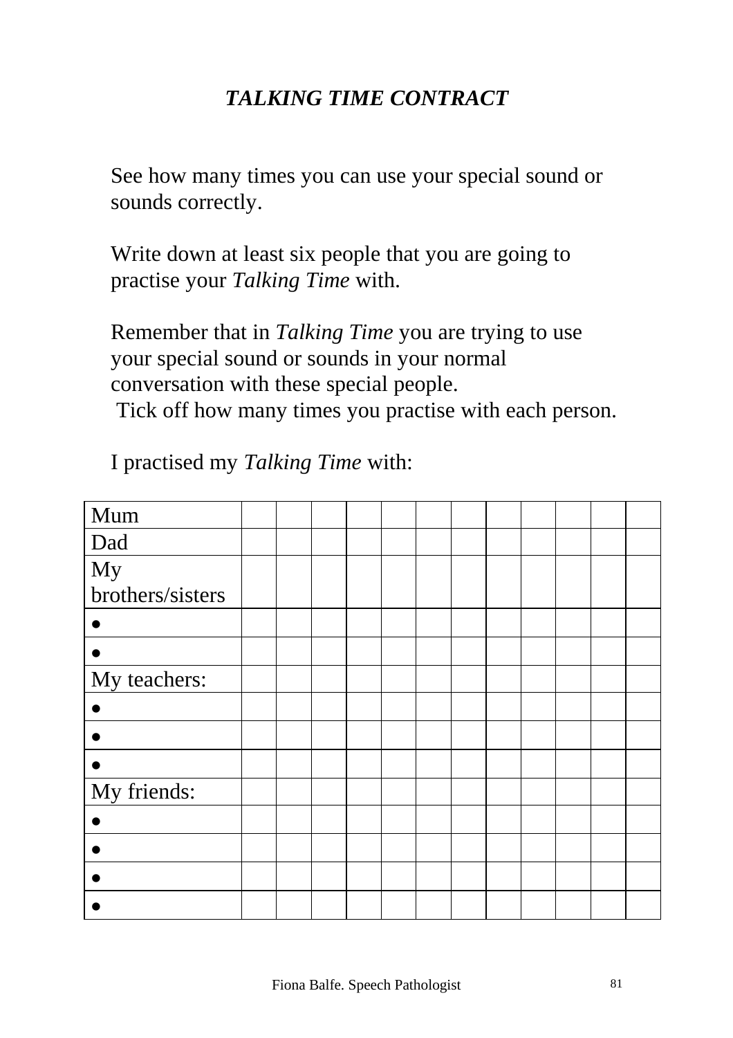# *TALKING TIME CONTRACT*

See how many times you can use your special sound or sounds correctly.

Write down at least six people that you are going to practise your *Talking Time* with.

Remember that in *Talking Time* you are trying to use your special sound or sounds in your normal conversation with these special people.
Tick off how many times you practise with each person.

I practised my *Talking Time* with:

| | | | | | | | | | | | | |
|---|---|---|---|---|---|---|---|---|---|---|---|---|
| Mum | | | | | | | | | | | | |
| Dad | | | | | | | | | | | | |
| My brothers/sisters | | | | | | | | | | | | |
| • | | | | | | | | | | | | |
| • | | | | | | | | | | | | |
| My teachers: | | | | | | | | | | | | |
| • | | | | | | | | | | | | |
| • | | | | | | | | | | | | |
| • | | | | | | | | | | | | |
| My friends: | | | | | | | | | | | | |
| • | | | | | | | | | | | | |
| • | | | | | | | | | | | | |
| • | | | | | | | | | | | | |
| • | | | | | | | | | | | | |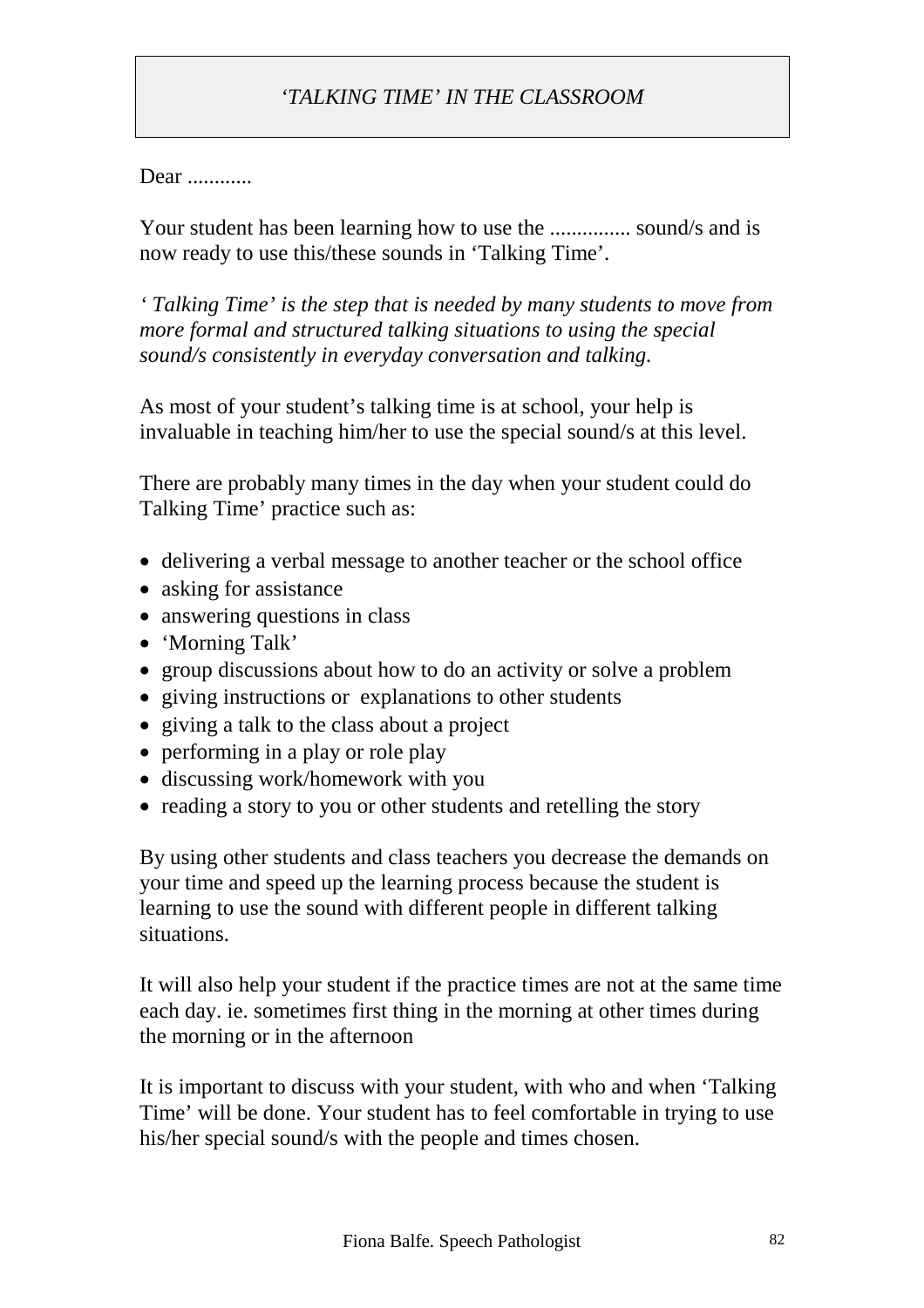# *'TALKING TIME' IN THE CLASSROOM*

Dear ............

Your student has been learning how to use the ............... sound/s and is now ready to use this/these sounds in 'Talking Time'.

*' Talking Time' is the step that is needed by many students to move from more formal and structured talking situations to using the special sound/s consistently in everyday conversation and talking.*

As most of your student's talking time is at school, your help is invaluable in teaching him/her to use the special sound/s at this level.

There are probably many times in the day when your student could do Talking Time' practice such as:

- delivering a verbal message to another teacher or the school office
- asking for assistance
- answering questions in class
- 'Morning Talk'
- group discussions about how to do an activity or solve a problem
- giving instructions or explanations to other students
- giving a talk to the class about a project
- performing in a play or role play
- discussing work/homework with you
- reading a story to you or other students and retelling the story

By using other students and class teachers you decrease the demands on your time and speed up the learning process because the student is learning to use the sound with different people in different talking situations.

It will also help your student if the practice times are not at the same time each day. ie. sometimes first thing in the morning at other times during the morning or in the afternoon

It is important to discuss with your student, with who and when 'Talking Time' will be done. Your student has to feel comfortable in trying to use his/her special sound/s with the people and times chosen.

Fiona Balfe. Speech Pathologist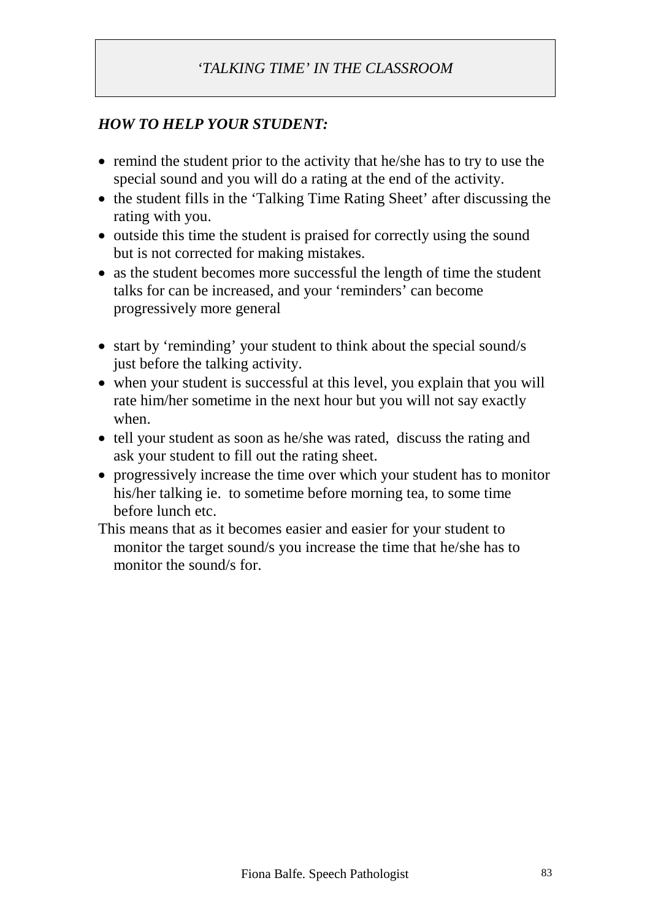## *'TALKING TIME' IN THE CLASSROOM*

***HOW TO HELP YOUR STUDENT:***

- remind the student prior to the activity that he/she has to try to use the special sound and you will do a rating at the end of the activity.
- the student fills in the 'Talking Time Rating Sheet' after discussing the rating with you.
- outside this time the student is praised for correctly using the sound but is not corrected for making mistakes.
- as the student becomes more successful the length of time the student talks for can be increased, and your 'reminders' can become progressively more general

- start by 'reminding' your student to think about the special sound/s just before the talking activity.
- when your student is successful at this level, you explain that you will rate him/her sometime in the next hour but you will not say exactly when.
- tell your student as soon as he/she was rated, discuss the rating and ask your student to fill out the rating sheet.
- progressively increase the time over which your student has to monitor his/her talking ie. to sometime before morning tea, to some time before lunch etc.

This means that as it becomes easier and easier for your student to monitor the target sound/s you increase the time that he/she has to monitor the sound/s for.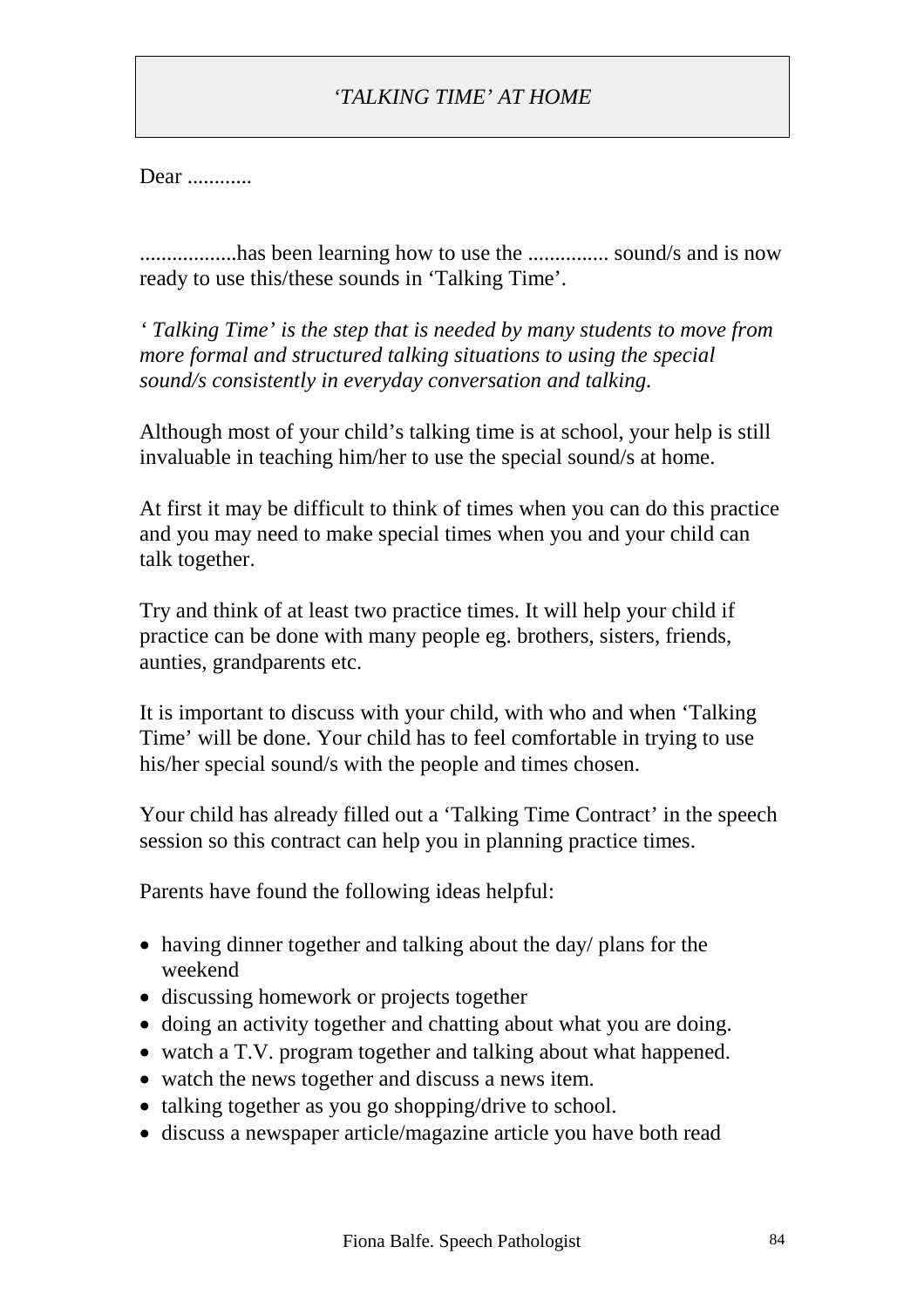# *'TALKING TIME' AT HOME*

Dear ............

..................has been learning how to use the ............... sound/s and is now ready to use this/these sounds in 'Talking Time'.

*' Talking Time' is the step that is needed by many students to move from more formal and structured talking situations to using the special sound/s consistently in everyday conversation and talking.*

Although most of your child's talking time is at school, your help is still invaluable in teaching him/her to use the special sound/s at home.

At first it may be difficult to think of times when you can do this practice and you may need to make special times when you and your child can talk together.

Try and think of at least two practice times. It will help your child if practice can be done with many people eg. brothers, sisters, friends, aunties, grandparents etc.

It is important to discuss with your child, with who and when 'Talking Time' will be done. Your child has to feel comfortable in trying to use his/her special sound/s with the people and times chosen.

Your child has already filled out a 'Talking Time Contract' in the speech session so this contract can help you in planning practice times.

Parents have found the following ideas helpful:

- having dinner together and talking about the day/ plans for the weekend
- discussing homework or projects together
- doing an activity together and chatting about what you are doing.
- watch a T.V. program together and talking about what happened.
- watch the news together and discuss a news item.
- talking together as you go shopping/drive to school.
- discuss a newspaper article/magazine article you have both read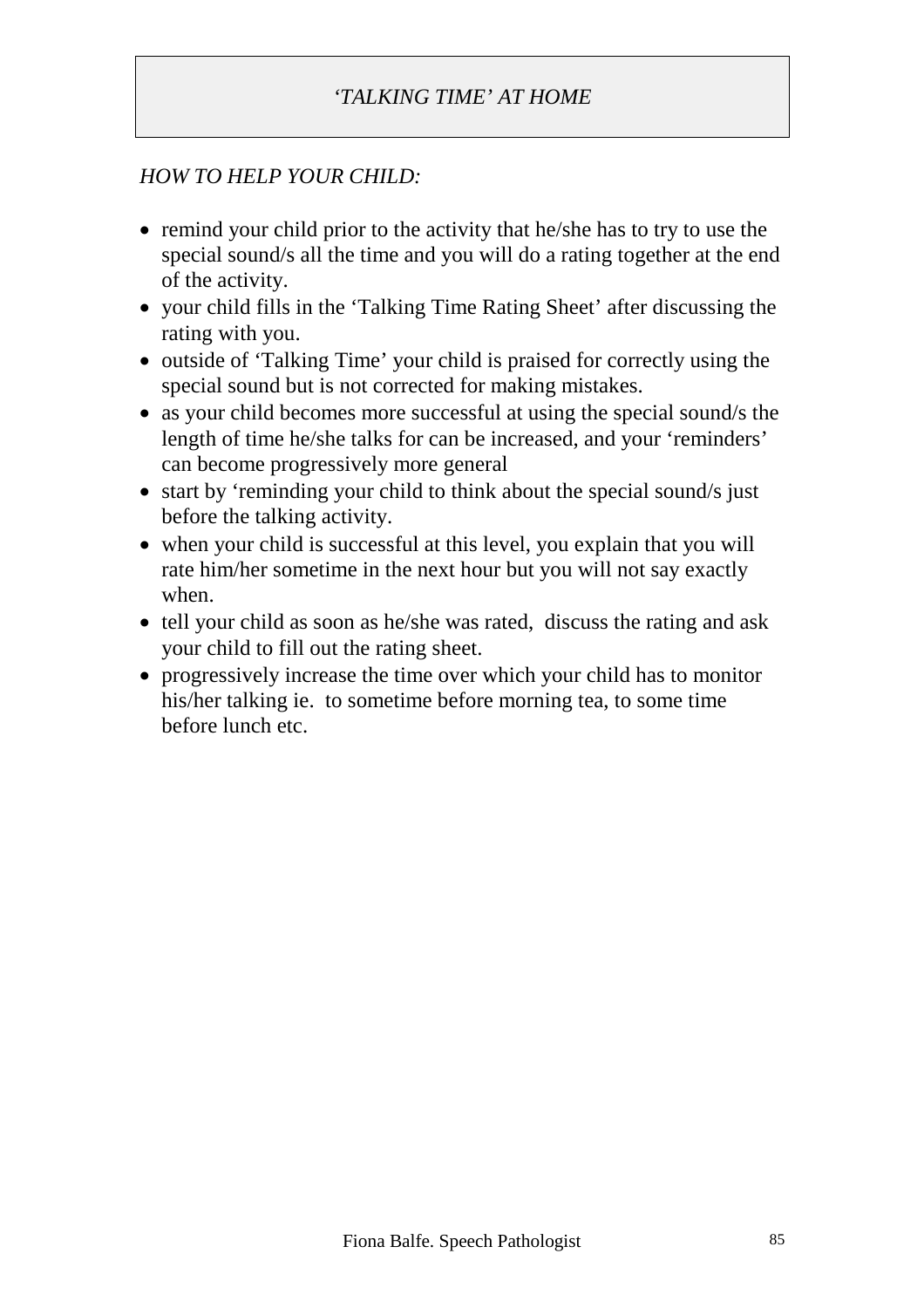# *'TALKING TIME' AT HOME*

*HOW TO HELP YOUR CHILD:*

- remind your child prior to the activity that he/she has to try to use the special sound/s all the time and you will do a rating together at the end of the activity.
- your child fills in the 'Talking Time Rating Sheet' after discussing the rating with you.
- outside of 'Talking Time' your child is praised for correctly using the special sound but is not corrected for making mistakes.
- as your child becomes more successful at using the special sound/s the length of time he/she talks for can be increased, and your 'reminders' can become progressively more general
- start by 'reminding your child to think about the special sound/s just before the talking activity.
- when your child is successful at this level, you explain that you will rate him/her sometime in the next hour but you will not say exactly when.
- tell your child as soon as he/she was rated, discuss the rating and ask your child to fill out the rating sheet.
- progressively increase the time over which your child has to monitor his/her talking ie. to sometime before morning tea, to some time before lunch etc.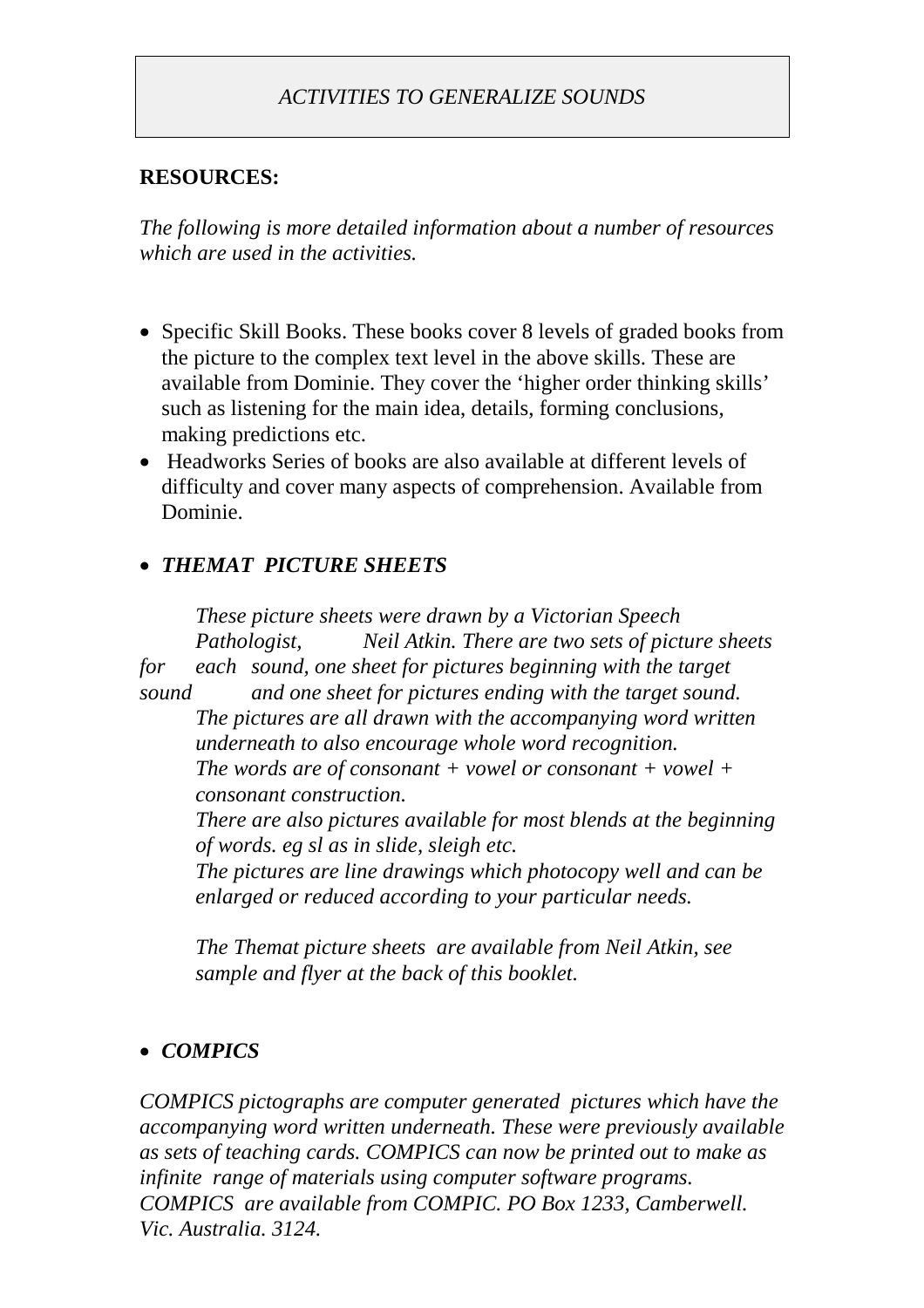*ACTIVITIES TO GENERALIZE SOUNDS*

**RESOURCES:**

*The following is more detailed information about a number of resources which are used in the activities.*

- Specific Skill Books. These books cover 8 levels of graded books from the picture to the complex text level in the above skills. These are available from Dominie. They cover the 'higher order thinking skills' such as listening for the main idea, details, forming conclusions, making predictions etc.
- Headworks Series of books are also available at different levels of difficulty and cover many aspects of comprehension. Available from Dominie.

- ***THEMAT PICTURE SHEETS***

*These picture sheets were drawn by a Victorian Speech Pathologist, Neil Atkin. There are two sets of picture sheets for each sound, one sheet for pictures beginning with the target sound and one sheet for pictures ending with the target sound. The pictures are all drawn with the accompanying word written underneath to also encourage whole word recognition. The words are of consonant + vowel or consonant + vowel + consonant construction. There are also pictures available for most blends at the beginning of words. eg sl as in slide, sleigh etc. The pictures are line drawings which photocopy well and can be enlarged or reduced according to your particular needs.*

*The Themat picture sheets are available from Neil Atkin, see sample and flyer at the back of this booklet.*

- ***COMPICS***

*COMPICS pictographs are computer generated pictures which have the accompanying word written underneath. These were previously available as sets of teaching cards. COMPICS can now be printed out to make as infinite range of materials using computer software programs. COMPICS are available from COMPIC. PO Box 1233, Camberwell. Vic. Australia. 3124.*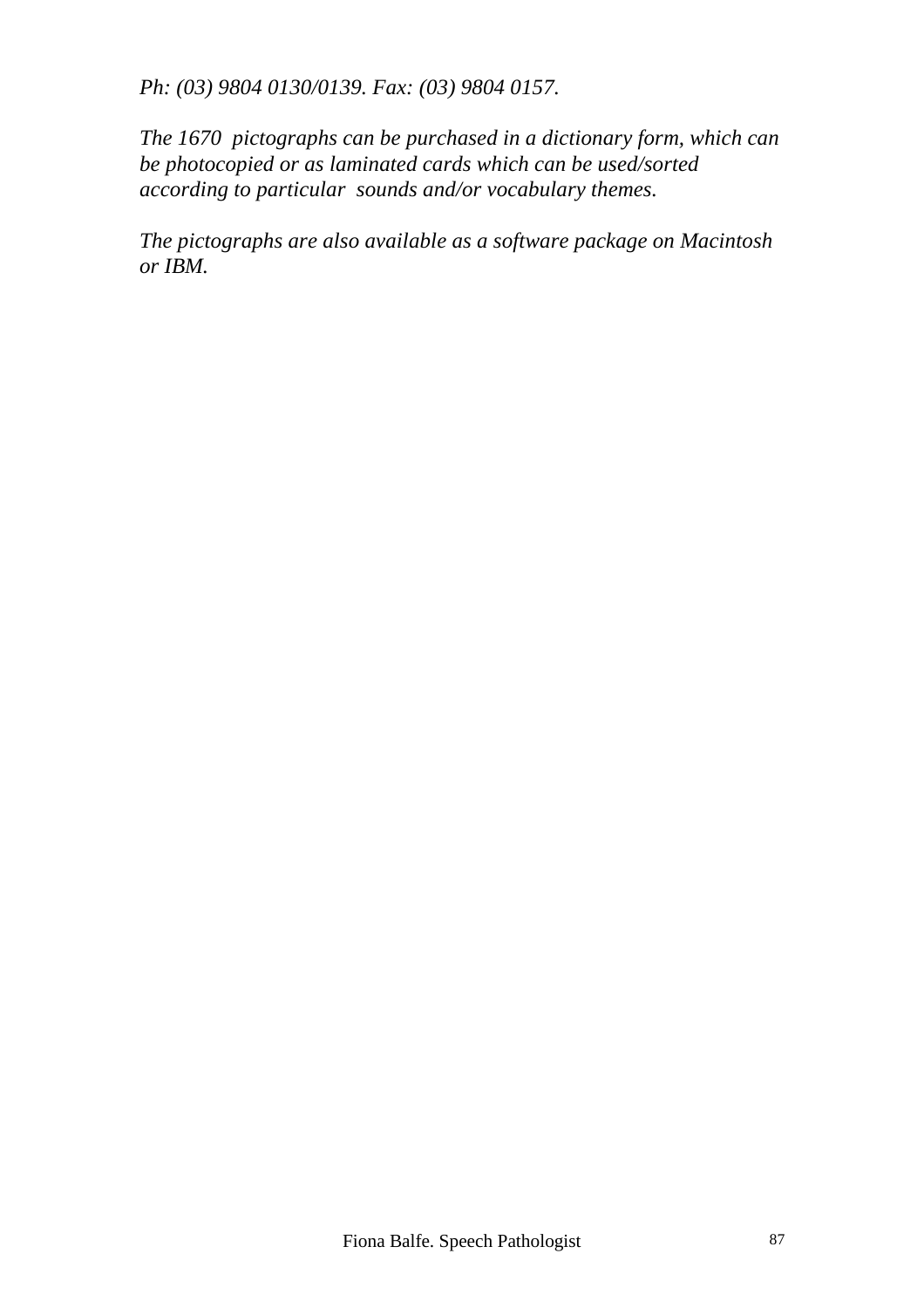*Ph: (03) 9804 0130/0139. Fax: (03) 9804 0157.*

*The 1670 pictographs can be purchased in a dictionary form, which can be photocopied or as laminated cards which can be used/sorted according to particular sounds and/or vocabulary themes.*

*The pictographs are also available as a software package on Macintosh or IBM.*